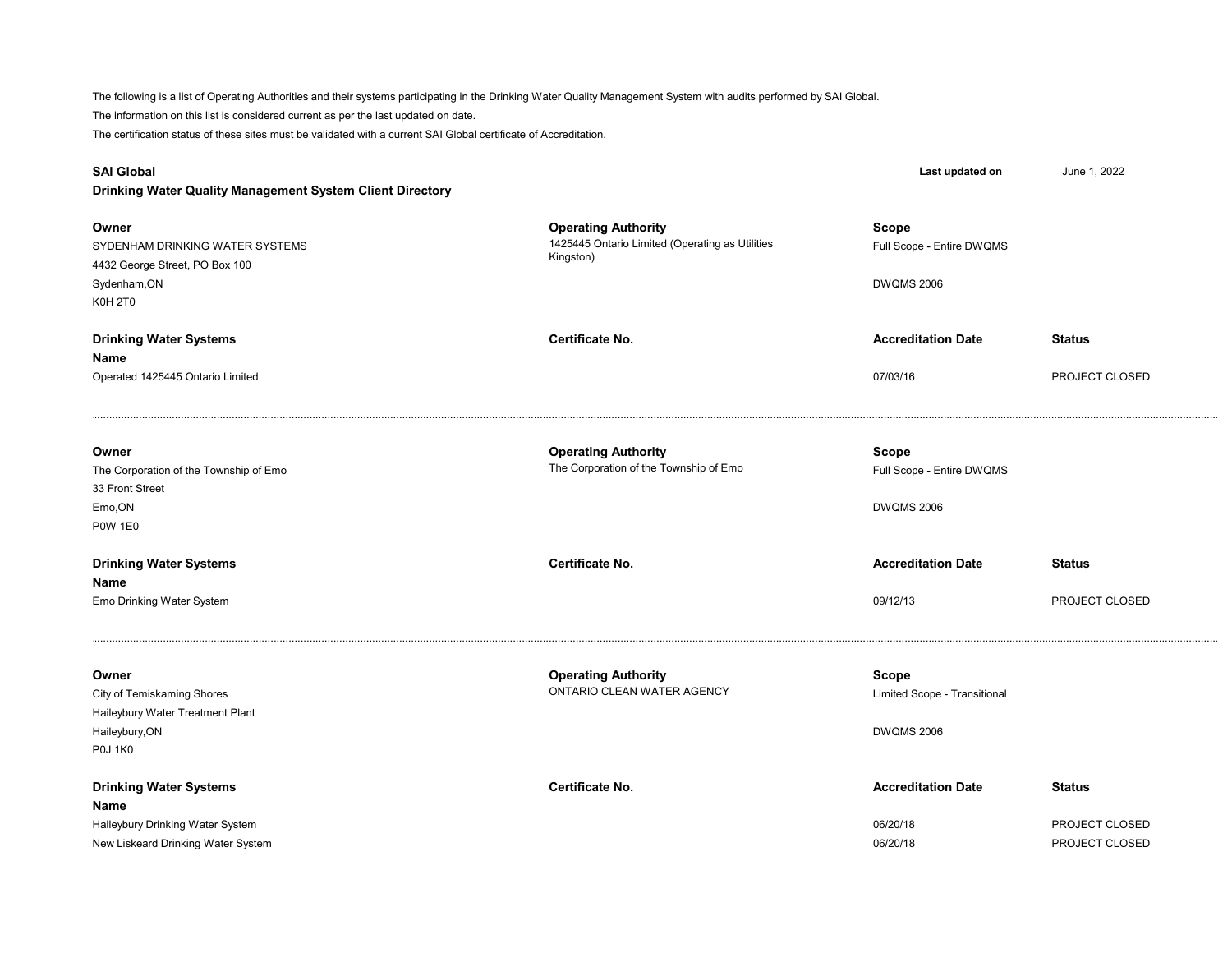The following is a list of Operating Authorities and their systems participating in the Drinking Water Quality Management System with audits performed by SAI Global.

The information on this list is considered current as per the last updated on date.

The certification status of these sites must be validated with a current SAI Global certificate of Accreditation.

**SAI Global** — **Last updated on** June 1, 2022

**Drinking Water Quality Management System Client Directory**

| Owner | Operating Authority | Scope |
|---|---|---|
| SYDENHAM DRINKING WATER SYSTEMS<br>4432 George Street, PO Box 100<br>Sydenham,ON<br>K0H 2T0 | 1425445 Ontario Limited (Operating as Utilities Kingston) | Full Scope - Entire DWQMS<br>DWQMS 2006 |

| Drinking Water Systems Name | Certificate No. | Accreditation Date | Status |
|---|---|---|---|
| Operated 1425445 Ontario Limited | | 07/03/16 | PROJECT CLOSED |

---

| Owner | Operating Authority | Scope |
|---|---|---|
| The Corporation of the Township of Emo<br>33 Front Street<br>Emo,ON<br>P0W 1E0 | The Corporation of the Township of Emo | Full Scope - Entire DWQMS<br>DWQMS 2006 |

| Drinking Water Systems Name | Certificate No. | Accreditation Date | Status |
|---|---|---|---|
| Emo Drinking Water System | | 09/12/13 | PROJECT CLOSED |

---

| Owner | Operating Authority | Scope |
|---|---|---|
| City of Temiskaming Shores<br>Haileybury Water Treatment Plant<br>Haileybury,ON<br>P0J 1K0 | ONTARIO CLEAN WATER AGENCY | Limited Scope - Transitional<br>DWQMS 2006 |

| Drinking Water Systems Name | Certificate No. | Accreditation Date | Status |
|---|---|---|---|
| Halleybury Drinking Water System | | 06/20/18 | PROJECT CLOSED |
| New Liskeard Drinking Water System | | 06/20/18 | PROJECT CLOSED |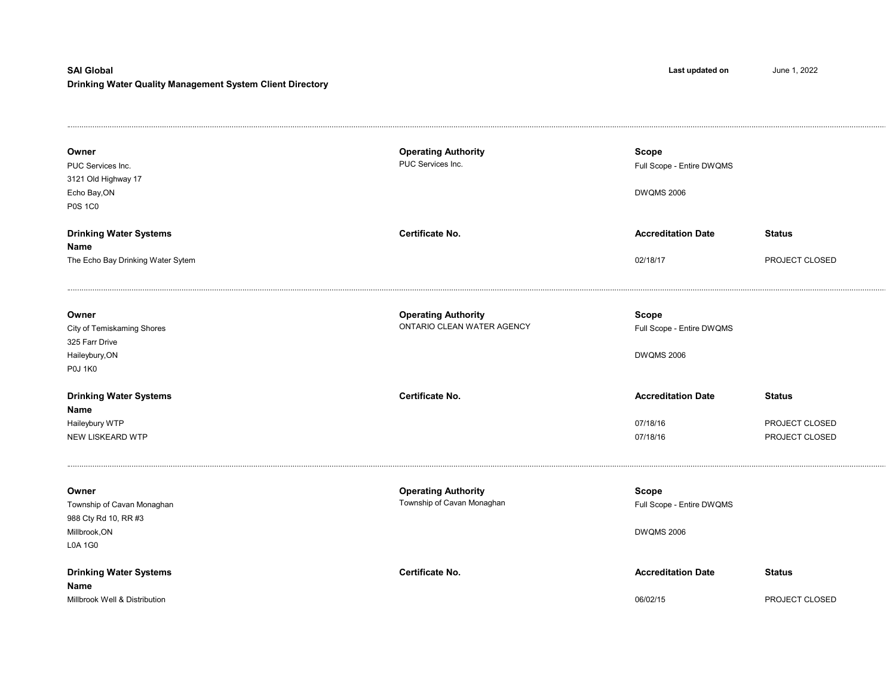**SAI Global**
**Drinking Water Quality Management System Client Directory**

**Last updated on** June 1, 2022

---

| **Owner** | **Operating Authority** | **Scope** | |
|---|---|---|---|
| PUC Services Inc.<br>3121 Old Highway 17<br>Echo Bay,ON<br>P0S 1C0 | PUC Services Inc. | Full Scope - Entire DWQMS<br><br>DWQMS 2006 | |

| **Drinking Water Systems Name** | **Certificate No.** | **Accreditation Date** | **Status** |
|---|---|---|---|
| The Echo Bay Drinking Water Sytem | | 02/18/17 | PROJECT CLOSED |

---

| **Owner** | **Operating Authority** | **Scope** | |
|---|---|---|---|
| City of Temiskaming Shores<br>325 Farr Drive<br>Haileybury,ON<br>P0J 1K0 | ONTARIO CLEAN WATER AGENCY | Full Scope - Entire DWQMS<br><br>DWQMS 2006 | |

| **Drinking Water Systems Name** | **Certificate No.** | **Accreditation Date** | **Status** |
|---|---|---|---|
| Haileybury WTP | | 07/18/16 | PROJECT CLOSED |
| NEW LISKEARD WTP | | 07/18/16 | PROJECT CLOSED |

---

| **Owner** | **Operating Authority** | **Scope** | |
|---|---|---|---|
| Township of Cavan Monaghan<br>988 Cty Rd 10, RR #3<br>Millbrook,ON<br>L0A 1G0 | Township of Cavan Monaghan | Full Scope - Entire DWQMS<br><br>DWQMS 2006 | |

| **Drinking Water Systems Name** | **Certificate No.** | **Accreditation Date** | **Status** |
|---|---|---|---|
| Millbrook Well & Distribution | | 06/02/15 | PROJECT CLOSED |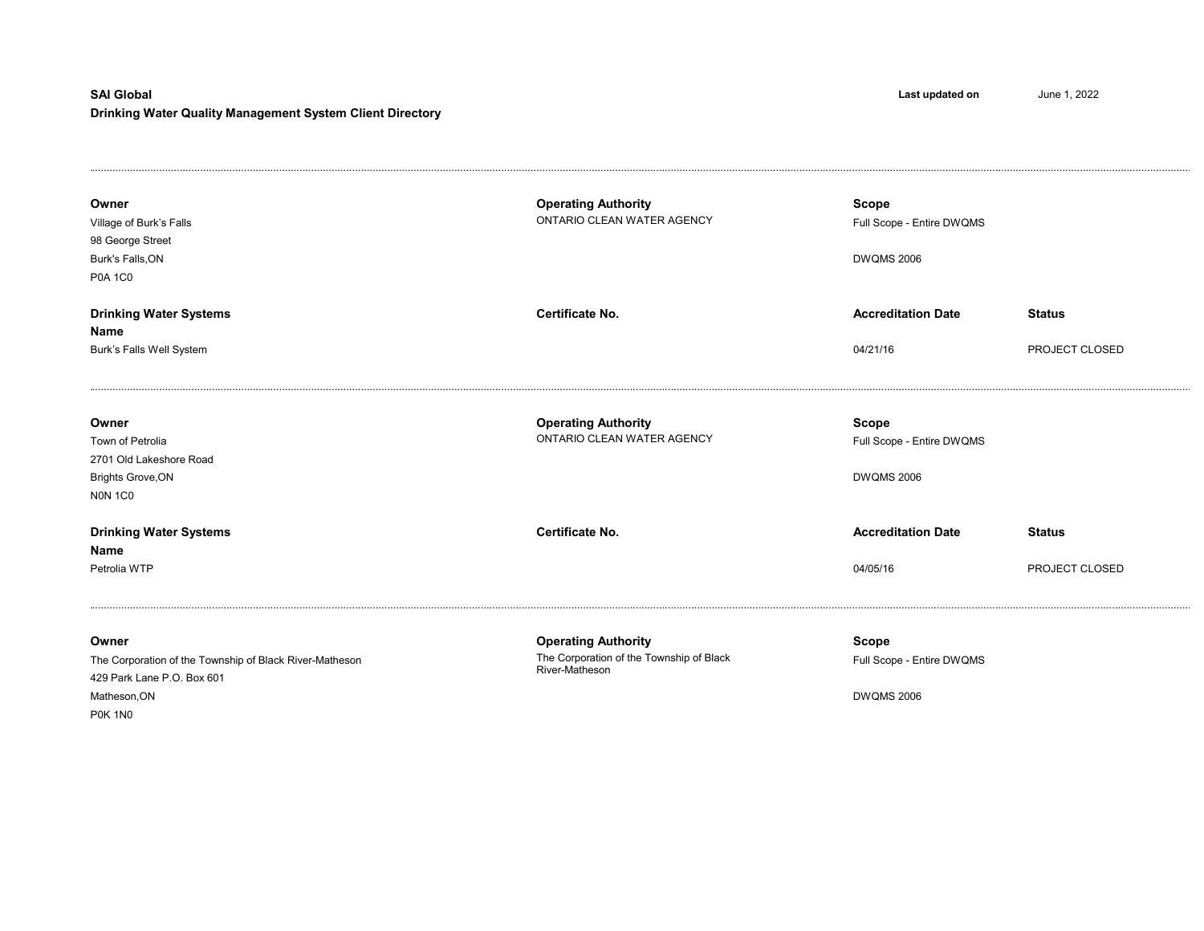**SAI Global**

**Drinking Water Quality Management System Client Directory**

**Last updated on** June 1, 2022

---

| **Owner** | **Operating Authority** | **Scope** | |
|---|---|---|---|
| Village of Burk's Falls<br>98 George Street<br>Burk's Falls,ON<br>P0A 1C0 | ONTARIO CLEAN WATER AGENCY | Full Scope - Entire DWQMS<br><br>DWQMS 2006 | |
| **Drinking Water Systems Name** | **Certificate No.** | **Accreditation Date** | **Status** |
| Burk's Falls Well System | | 04/21/16 | PROJECT CLOSED |

---

| **Owner** | **Operating Authority** | **Scope** | |
|---|---|---|---|
| Town of Petrolia<br>2701 Old Lakeshore Road<br>Brights Grove,ON<br>N0N 1C0 | ONTARIO CLEAN WATER AGENCY | Full Scope - Entire DWQMS<br><br>DWQMS 2006 | |
| **Drinking Water Systems Name** | **Certificate No.** | **Accreditation Date** | **Status** |
| Petrolia WTP | | 04/05/16 | PROJECT CLOSED |

---

| **Owner** | **Operating Authority** | **Scope** |
|---|---|---|
| The Corporation of the Township of Black River-Matheson<br>429 Park Lane P.O. Box 601<br>Matheson,ON<br>P0K 1N0 | The Corporation of the Township of Black River-Matheson | Full Scope - Entire DWQMS<br><br>DWQMS 2006 |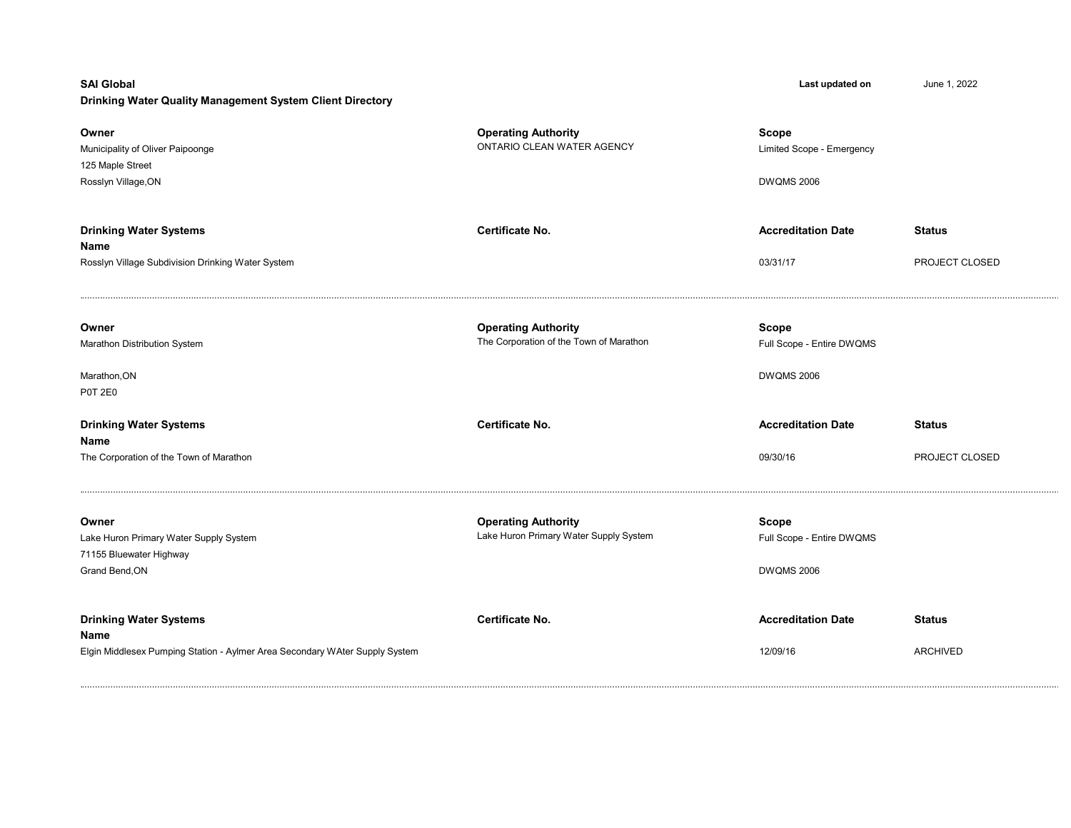**SAI Global**

**Drinking Water Quality Management System Client Directory**

**Last updated on** June 1, 2022

| **Owner** | **Operating Authority** | **Scope** | |
|---|---|---|---|
| Municipality of Oliver Paipoonge<br>125 Maple Street<br>Rosslyn Village,ON | ONTARIO CLEAN WATER AGENCY | Limited Scope - Emergency<br><br>DWQMS 2006 | |

| **Drinking Water Systems Name** | **Certificate No.** | **Accreditation Date** | **Status** |
|---|---|---|---|
| Rosslyn Village Subdivision Drinking Water System | | 03/31/17 | PROJECT CLOSED |

---

| **Owner** | **Operating Authority** | **Scope** | |
|---|---|---|---|
| Marathon Distribution System<br><br>Marathon,ON<br>P0T 2E0 | The Corporation of the Town of Marathon | Full Scope - Entire DWQMS<br><br>DWQMS 2006 | |

| **Drinking Water Systems Name** | **Certificate No.** | **Accreditation Date** | **Status** |
|---|---|---|---|
| The Corporation of the Town of Marathon | | 09/30/16 | PROJECT CLOSED |

---

| **Owner** | **Operating Authority** | **Scope** | |
|---|---|---|---|
| Lake Huron Primary Water Supply System<br>71155 Bluewater Highway<br>Grand Bend,ON | Lake Huron Primary Water Supply System | Full Scope - Entire DWQMS<br><br>DWQMS 2006 | |

| **Drinking Water Systems Name** | **Certificate No.** | **Accreditation Date** | **Status** |
|---|---|---|---|
| Elgin Middlesex Pumping Station - Aylmer Area Secondary WAter Supply System | | 12/09/16 | ARCHIVED |

---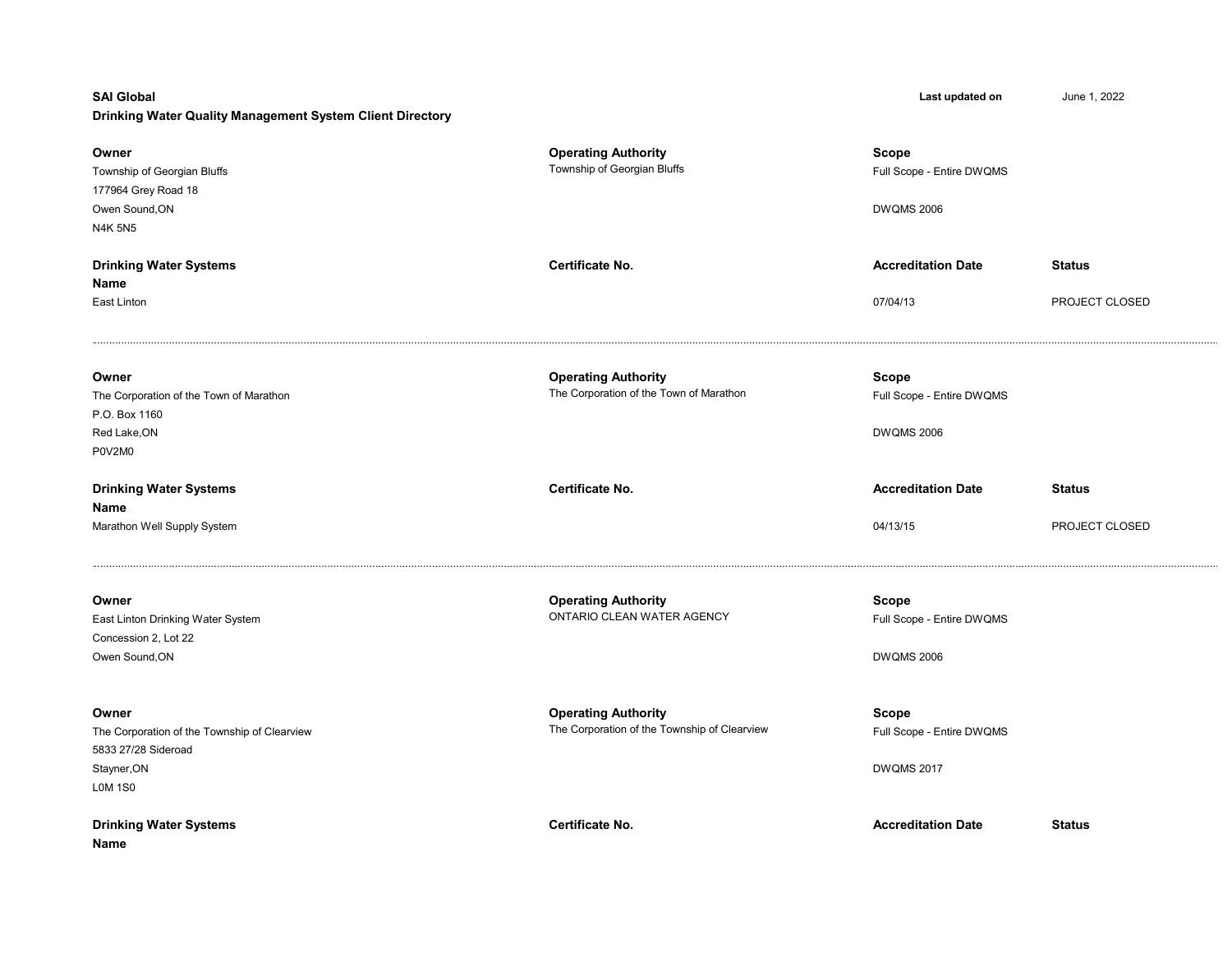**SAI Global**

**Drinking Water Quality Management System Client Directory**

**Last updated on** June 1, 2022

| **Owner** | **Operating Authority** | **Scope** | |
|---|---|---|---|
| Township of Georgian Bluffs<br>177964 Grey Road 18<br>Owen Sound,ON<br>N4K 5N5 | Township of Georgian Bluffs | Full Scope - Entire DWQMS<br><br>DWQMS 2006 | |
| **Drinking Water Systems Name** | **Certificate No.** | **Accreditation Date** | **Status** |
| East Linton | | 07/04/13 | PROJECT CLOSED |

---

| **Owner** | **Operating Authority** | **Scope** | |
|---|---|---|---|
| The Corporation of the Town of Marathon<br>P.O. Box 1160<br>Red Lake,ON<br>P0V2M0 | The Corporation of the Town of Marathon | Full Scope - Entire DWQMS<br><br>DWQMS 2006 | |
| **Drinking Water Systems Name** | **Certificate No.** | **Accreditation Date** | **Status** |
| Marathon Well Supply System | | 04/13/15 | PROJECT CLOSED |

---

| **Owner** | **Operating Authority** | **Scope** |
|---|---|---|
| East Linton Drinking Water System<br>Concession 2, Lot 22<br>Owen Sound,ON | ONTARIO CLEAN WATER AGENCY | Full Scope - Entire DWQMS<br><br>DWQMS 2006 |

| **Owner** | **Operating Authority** | **Scope** | |
|---|---|---|---|
| The Corporation of the Township of Clearview<br>5833 27/28 Sideroad<br>Stayner,ON<br>L0M 1S0 | The Corporation of the Township of Clearview | Full Scope - Entire DWQMS<br><br>DWQMS 2017 | |
| **Drinking Water Systems Name** | **Certificate No.** | **Accreditation Date** | **Status** |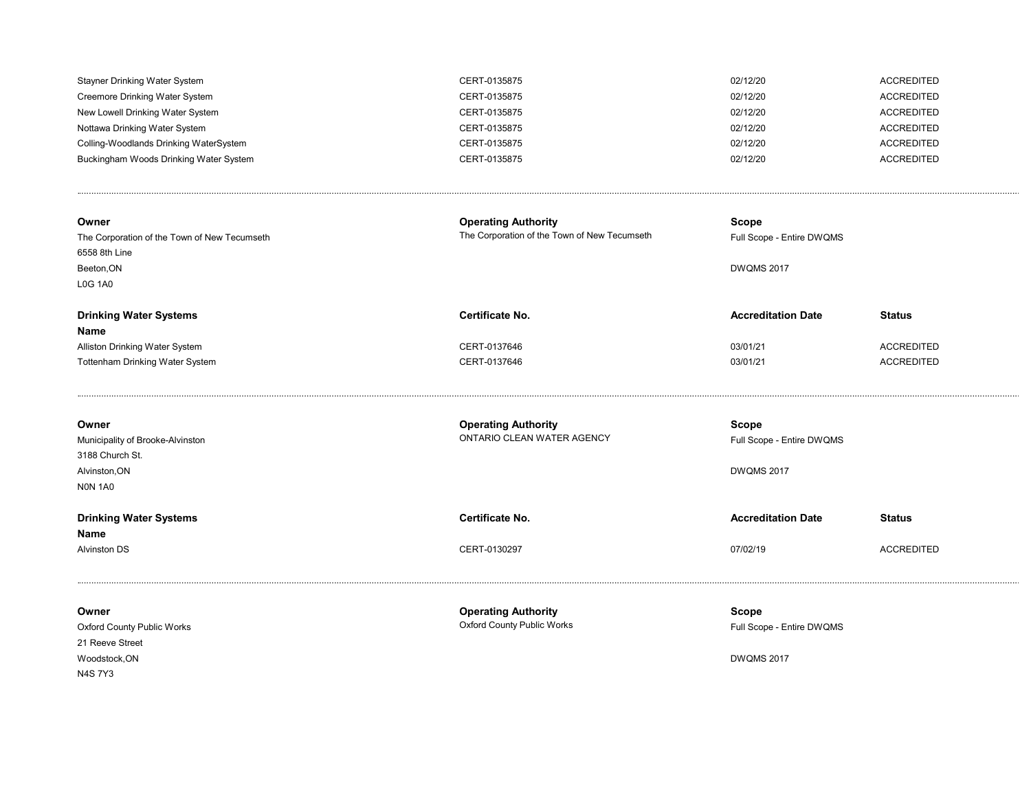| | | | |
|---|---|---|---|
| Stayner Drinking Water System | CERT-0135875 | 02/12/20 | ACCREDITED |
| Creemore Drinking Water System | CERT-0135875 | 02/12/20 | ACCREDITED |
| New Lowell Drinking Water System | CERT-0135875 | 02/12/20 | ACCREDITED |
| Nottawa Drinking Water System | CERT-0135875 | 02/12/20 | ACCREDITED |
| Colling-Woodlands Drinking WaterSystem | CERT-0135875 | 02/12/20 | ACCREDITED |
| Buckingham Woods Drinking Water System | CERT-0135875 | 02/12/20 | ACCREDITED |

---

| **Owner** | **Operating Authority** | **Scope** |
|---|---|---|
| The Corporation of the Town of New Tecumseth<br>6558 8th Line<br>Beeton,ON<br>L0G 1A0 | The Corporation of the Town of New Tecumseth | Full Scope - Entire DWQMS<br><br>DWQMS 2017 |

| **Drinking Water Systems Name** | **Certificate No.** | **Accreditation Date** | **Status** |
|---|---|---|---|
| Alliston Drinking Water System | CERT-0137646 | 03/01/21 | ACCREDITED |
| Tottenham Drinking Water System | CERT-0137646 | 03/01/21 | ACCREDITED |

---

| **Owner** | **Operating Authority** | **Scope** |
|---|---|---|
| Municipality of Brooke-Alvinston<br>3188 Church St.<br>Alvinston,ON<br>N0N 1A0 | ONTARIO CLEAN WATER AGENCY | Full Scope - Entire DWQMS<br><br>DWQMS 2017 |

| **Drinking Water Systems Name** | **Certificate No.** | **Accreditation Date** | **Status** |
|---|---|---|---|
| Alvinston DS | CERT-0130297 | 07/02/19 | ACCREDITED |

---

| **Owner** | **Operating Authority** | **Scope** |
|---|---|---|
| Oxford County Public Works<br>21 Reeve Street<br>Woodstock,ON<br>N4S 7Y3 | Oxford County Public Works | Full Scope - Entire DWQMS<br><br>DWQMS 2017 |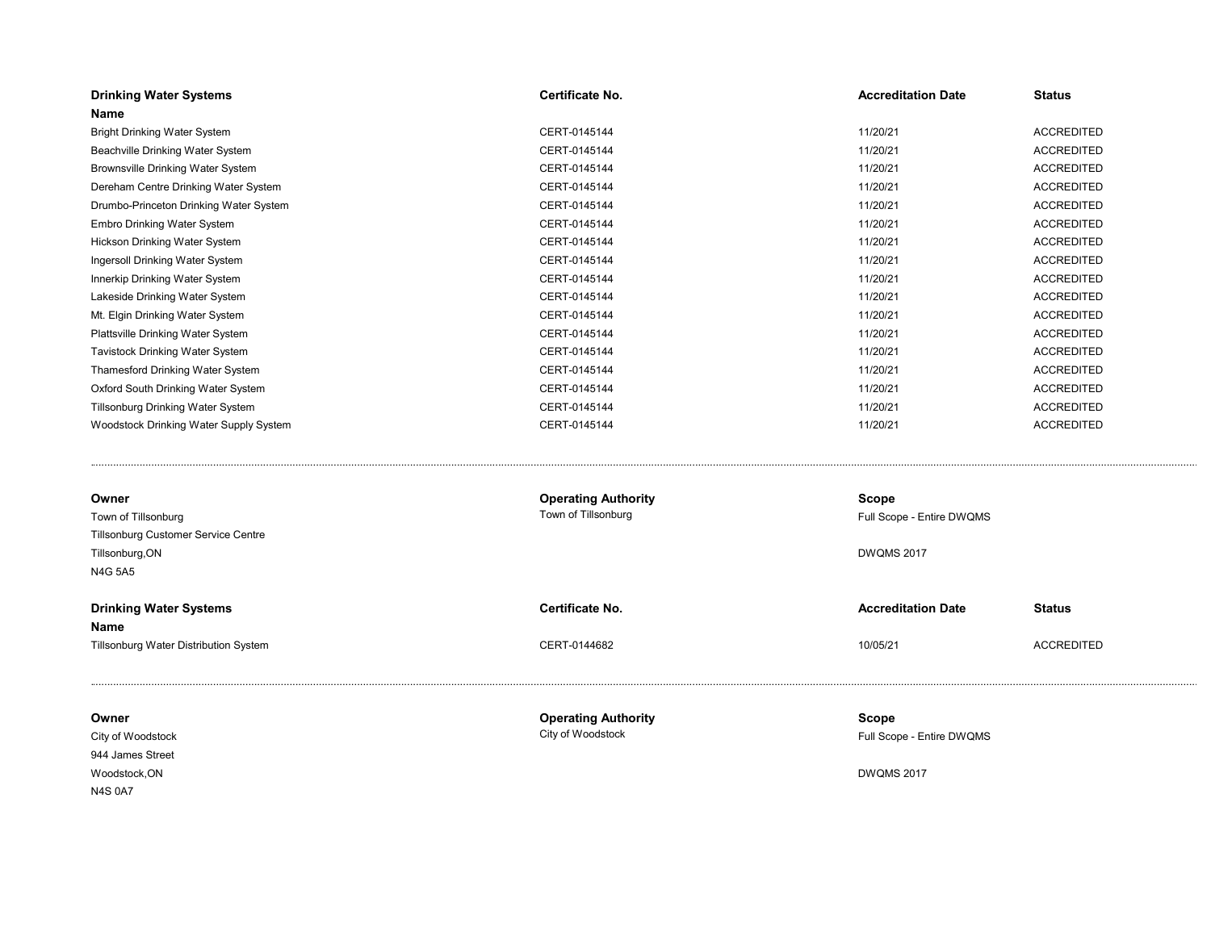| Drinking Water Systems Name | Certificate No. | Accreditation Date | Status |
|---|---|---|---|
| Bright Drinking Water System | CERT-0145144 | 11/20/21 | ACCREDITED |
| Beachville Drinking Water System | CERT-0145144 | 11/20/21 | ACCREDITED |
| Brownsville Drinking Water System | CERT-0145144 | 11/20/21 | ACCREDITED |
| Dereham Centre Drinking Water System | CERT-0145144 | 11/20/21 | ACCREDITED |
| Drumbo-Princeton Drinking Water System | CERT-0145144 | 11/20/21 | ACCREDITED |
| Embro Drinking Water System | CERT-0145144 | 11/20/21 | ACCREDITED |
| Hickson Drinking Water System | CERT-0145144 | 11/20/21 | ACCREDITED |
| Ingersoll Drinking Water System | CERT-0145144 | 11/20/21 | ACCREDITED |
| Innerkip Drinking Water System | CERT-0145144 | 11/20/21 | ACCREDITED |
| Lakeside Drinking Water System | CERT-0145144 | 11/20/21 | ACCREDITED |
| Mt. Elgin Drinking Water System | CERT-0145144 | 11/20/21 | ACCREDITED |
| Plattsville Drinking Water System | CERT-0145144 | 11/20/21 | ACCREDITED |
| Tavistock Drinking Water System | CERT-0145144 | 11/20/21 | ACCREDITED |
| Thamesford Drinking Water System | CERT-0145144 | 11/20/21 | ACCREDITED |
| Oxford South Drinking Water System | CERT-0145144 | 11/20/21 | ACCREDITED |
| Tillsonburg Drinking Water System | CERT-0145144 | 11/20/21 | ACCREDITED |
| Woodstock Drinking Water Supply System | CERT-0145144 | 11/20/21 | ACCREDITED |

---

| Owner | Operating Authority | Scope |
|---|---|---|
| Town of Tillsonburg<br>Tillsonburg Customer Service Centre<br>Tillsonburg,ON<br>N4G 5A5 | Town of Tillsonburg | Full Scope - Entire DWQMS<br><br>DWQMS 2017 |

| Drinking Water Systems Name | Certificate No. | Accreditation Date | Status |
|---|---|---|---|
| Tillsonburg Water Distribution System | CERT-0144682 | 10/05/21 | ACCREDITED |

---

| Owner | Operating Authority | Scope |
|---|---|---|
| City of Woodstock<br>944 James Street<br>Woodstock,ON<br>N4S 0A7 | City of Woodstock | Full Scope - Entire DWQMS<br><br>DWQMS 2017 |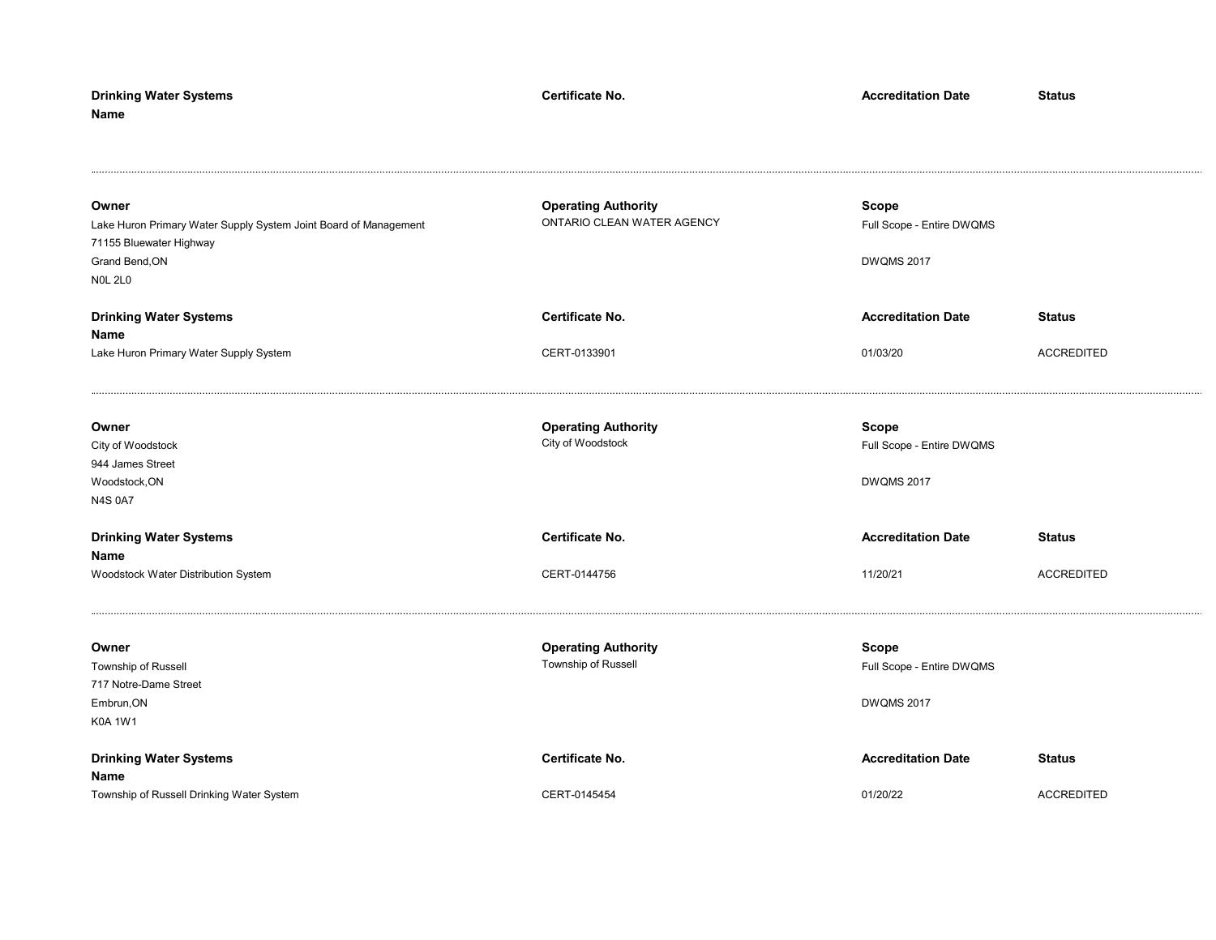| Drinking Water Systems Name | Certificate No. | Accreditation Date | Status |
|---|---|---|---|

---

| Owner | Operating Authority | Scope | |
|---|---|---|---|
| Lake Huron Primary Water Supply System Joint Board of Management<br>71155 Bluewater Highway<br>Grand Bend,ON<br>N0L 2L0 | ONTARIO CLEAN WATER AGENCY | Full Scope - Entire DWQMS<br><br>DWQMS 2017 | |
| **Drinking Water Systems Name** | **Certificate No.** | **Accreditation Date** | **Status** |
| Lake Huron Primary Water Supply System | CERT-0133901 | 01/03/20 | ACCREDITED |

---

| Owner | Operating Authority | Scope | |
|---|---|---|---|
| City of Woodstock<br>944 James Street<br>Woodstock,ON<br>N4S 0A7 | City of Woodstock | Full Scope - Entire DWQMS<br><br>DWQMS 2017 | |
| **Drinking Water Systems Name** | **Certificate No.** | **Accreditation Date** | **Status** |
| Woodstock Water Distribution System | CERT-0144756 | 11/20/21 | ACCREDITED |

---

| Owner | Operating Authority | Scope | |
|---|---|---|---|
| Township of Russell<br>717 Notre-Dame Street<br>Embrun,ON<br>K0A 1W1 | Township of Russell | Full Scope - Entire DWQMS<br><br>DWQMS 2017 | |
| **Drinking Water Systems Name** | **Certificate No.** | **Accreditation Date** | **Status** |
| Township of Russell Drinking Water System | CERT-0145454 | 01/20/22 | ACCREDITED |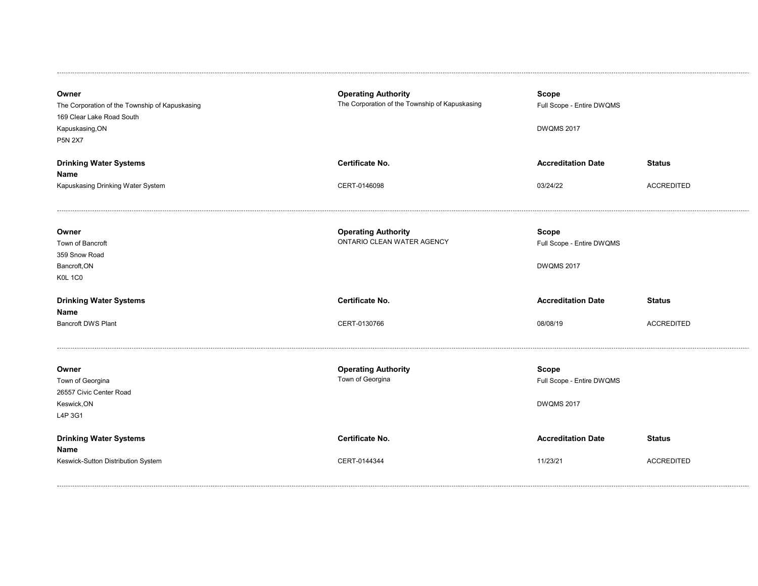---

**Owner**
The Corporation of the Township of Kapuskasing
169 Clear Lake Road South
Kapuskasing,ON
P5N 2X7

**Operating Authority**
The Corporation of the Township of Kapuskasing

**Scope**
Full Scope - Entire DWQMS

DWQMS 2017

| Drinking Water Systems Name | Certificate No. | Accreditation Date | Status |
|---|---|---|---|
| Kapuskasing Drinking Water System | CERT-0146098 | 03/24/22 | ACCREDITED |

---

**Owner**
Town of Bancroft
359 Snow Road
Bancroft,ON
K0L 1C0

**Operating Authority**
ONTARIO CLEAN WATER AGENCY

**Scope**
Full Scope - Entire DWQMS

DWQMS 2017

| Drinking Water Systems Name | Certificate No. | Accreditation Date | Status |
|---|---|---|---|
| Bancroft DWS Plant | CERT-0130766 | 08/08/19 | ACCREDITED |

---

**Owner**
Town of Georgina
26557 Civic Center Road
Keswick,ON
L4P 3G1

**Operating Authority**
Town of Georgina

**Scope**
Full Scope - Entire DWQMS

DWQMS 2017

| Drinking Water Systems Name | Certificate No. | Accreditation Date | Status |
|---|---|---|---|
| Keswick-Sutton Distribution System | CERT-0144344 | 11/23/21 | ACCREDITED |

---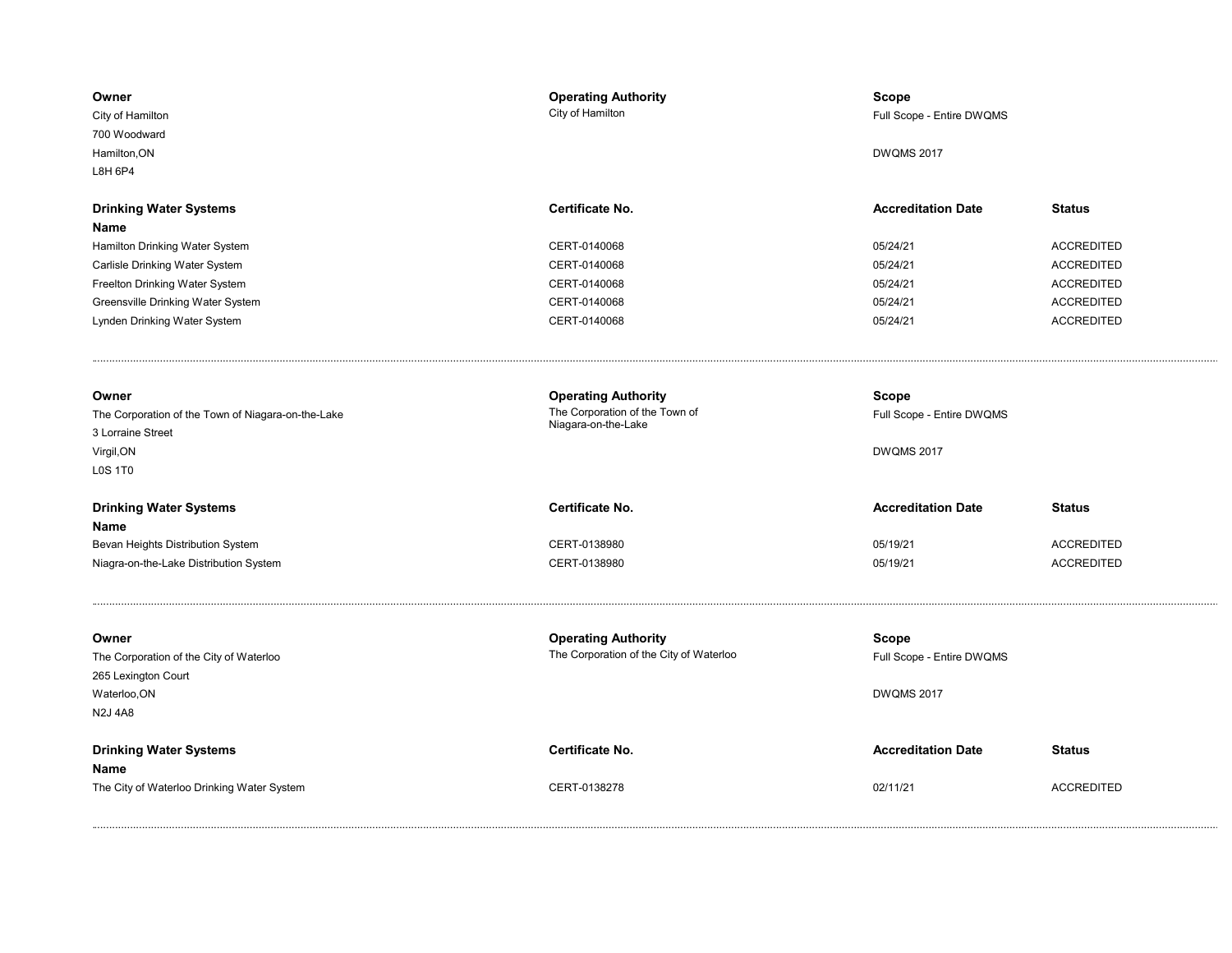**Owner**
City of Hamilton
700 Woodward
Hamilton,ON
L8H 6P4

**Operating Authority**
City of Hamilton

**Scope**
Full Scope - Entire DWQMS

DWQMS 2017

| **Drinking Water Systems Name** | **Certificate No.** | **Accreditation Date** | **Status** |
|---|---|---|---|
| Hamilton Drinking Water System | CERT-0140068 | 05/24/21 | ACCREDITED |
| Carlisle Drinking Water System | CERT-0140068 | 05/24/21 | ACCREDITED |
| Freelton Drinking Water System | CERT-0140068 | 05/24/21 | ACCREDITED |
| Greensville Drinking Water System | CERT-0140068 | 05/24/21 | ACCREDITED |
| Lynden Drinking Water System | CERT-0140068 | 05/24/21 | ACCREDITED |

---

**Owner**
The Corporation of the Town of Niagara-on-the-Lake
3 Lorraine Street
Virgil,ON
L0S 1T0

**Operating Authority**
The Corporation of the Town of Niagara-on-the-Lake

**Scope**
Full Scope - Entire DWQMS

DWQMS 2017

| **Drinking Water Systems Name** | **Certificate No.** | **Accreditation Date** | **Status** |
|---|---|---|---|
| Bevan Heights Distribution System | CERT-0138980 | 05/19/21 | ACCREDITED |
| Niagra-on-the-Lake Distribution System | CERT-0138980 | 05/19/21 | ACCREDITED |

---

**Owner**
The Corporation of the City of Waterloo
265 Lexington Court
Waterloo,ON
N2J 4A8

**Operating Authority**
The Corporation of the City of Waterloo

**Scope**
Full Scope - Entire DWQMS

DWQMS 2017

| **Drinking Water Systems Name** | **Certificate No.** | **Accreditation Date** | **Status** |
|---|---|---|---|
| The City of Waterloo Drinking Water System | CERT-0138278 | 02/11/21 | ACCREDITED |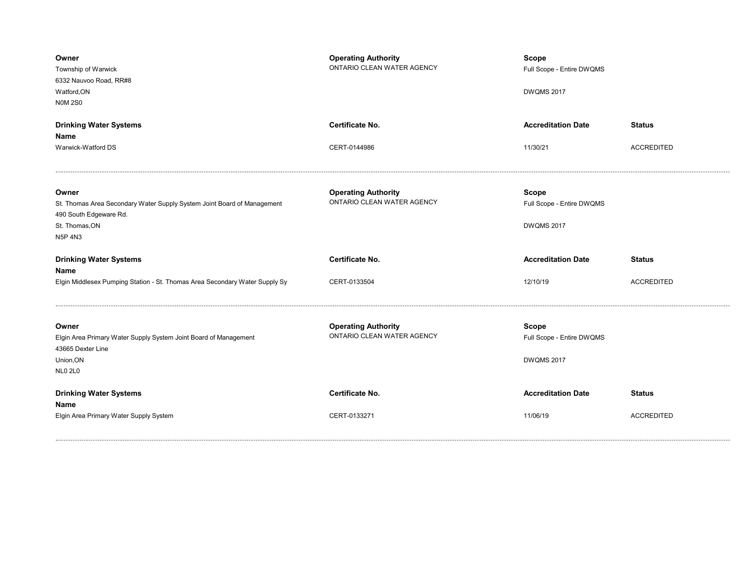| Owner | Operating Authority | Scope | |
|---|---|---|---|
| Township of Warwick<br>6332 Nauvoo Road, RR#8<br>Watford,ON<br>N0M 2S0 | ONTARIO CLEAN WATER AGENCY | Full Scope - Entire DWQMS<br><br>DWQMS 2017 | |
| **Drinking Water Systems Name** | **Certificate No.** | **Accreditation Date** | **Status** |
| Warwick-Watford DS | CERT-0144986 | 11/30/21 | ACCREDITED |

---

| Owner | Operating Authority | Scope | |
|---|---|---|---|
| St. Thomas Area Secondary Water Supply System Joint Board of Management<br>490 South Edgeware Rd.<br>St. Thomas,ON<br>N5P 4N3 | ONTARIO CLEAN WATER AGENCY | Full Scope - Entire DWQMS<br><br>DWQMS 2017 | |
| **Drinking Water Systems Name** | **Certificate No.** | **Accreditation Date** | **Status** |
| Elgin Middlesex Pumping Station - St. Thomas Area Secondary Water Supply Sy | CERT-0133504 | 12/10/19 | ACCREDITED |

---

| Owner | Operating Authority | Scope | |
|---|---|---|---|
| Elgin Area Primary Water Supply System Joint Board of Management<br>43665 Dexter Line<br>Union,ON<br>NL0 2L0 | ONTARIO CLEAN WATER AGENCY | Full Scope - Entire DWQMS<br><br>DWQMS 2017 | |
| **Drinking Water Systems Name** | **Certificate No.** | **Accreditation Date** | **Status** |
| Elgin Area Primary Water Supply System | CERT-0133271 | 11/06/19 | ACCREDITED |

---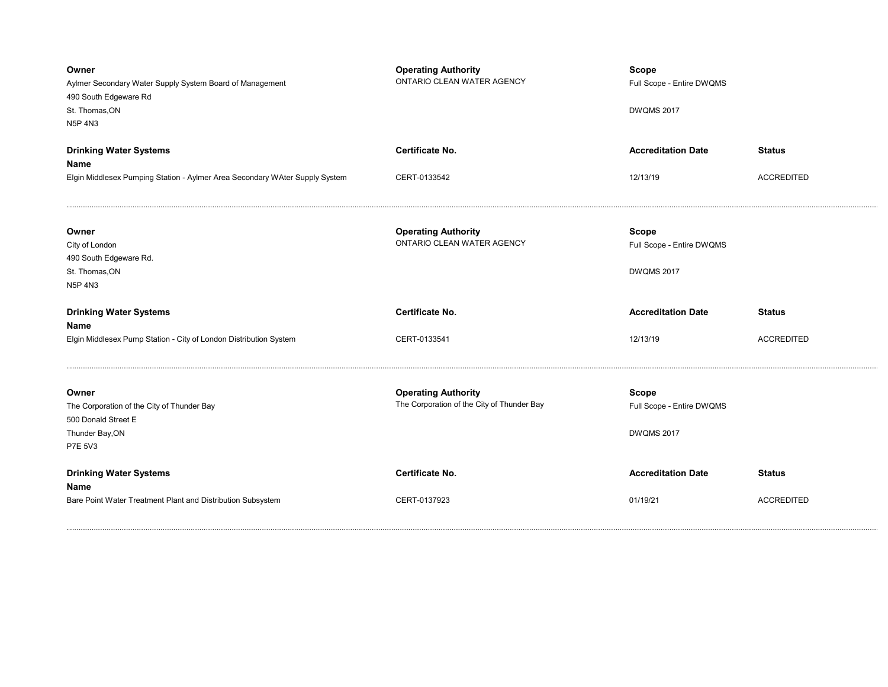**Owner**
Aylmer Secondary Water Supply System Board of Management
490 South Edgeware Rd
St. Thomas,ON
N5P 4N3

**Operating Authority**
ONTARIO CLEAN WATER AGENCY

**Scope**
Full Scope - Entire DWQMS

DWQMS 2017

| **Drinking Water Systems Name** | **Certificate No.** | **Accreditation Date** | **Status** |
|---|---|---|---|
| Elgin Middlesex Pumping Station - Aylmer Area Secondary WAter Supply System | CERT-0133542 | 12/13/19 | ACCREDITED |

---

**Owner**
City of London
490 South Edgeware Rd.
St. Thomas,ON
N5P 4N3

**Operating Authority**
ONTARIO CLEAN WATER AGENCY

**Scope**
Full Scope - Entire DWQMS

DWQMS 2017

| **Drinking Water Systems Name** | **Certificate No.** | **Accreditation Date** | **Status** |
|---|---|---|---|
| Elgin Middlesex Pump Station - City of London Distribution System | CERT-0133541 | 12/13/19 | ACCREDITED |

---

**Owner**
The Corporation of the City of Thunder Bay
500 Donald Street E
Thunder Bay,ON
P7E 5V3

**Operating Authority**
The Corporation of the City of Thunder Bay

**Scope**
Full Scope - Entire DWQMS

DWQMS 2017

| **Drinking Water Systems Name** | **Certificate No.** | **Accreditation Date** | **Status** |
|---|---|---|---|
| Bare Point Water Treatment Plant and Distribution Subsystem | CERT-0137923 | 01/19/21 | ACCREDITED |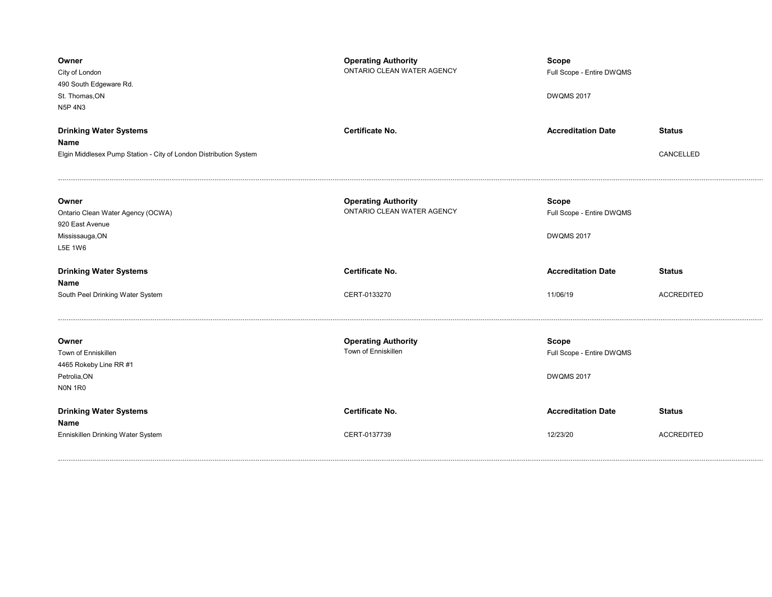**Owner**
City of London
490 South Edgeware Rd.
St. Thomas,ON
N5P 4N3

**Operating Authority**
ONTARIO CLEAN WATER AGENCY

**Scope**
Full Scope - Entire DWQMS

DWQMS 2017

| Drinking Water Systems Name | Certificate No. | Accreditation Date | Status |
|---|---|---|---|
| Elgin Middlesex Pump Station - City of London Distribution System | | | CANCELLED |

---

**Owner**
Ontario Clean Water Agency (OCWA)
920 East Avenue
Mississauga,ON
L5E 1W6

**Operating Authority**
ONTARIO CLEAN WATER AGENCY

**Scope**
Full Scope - Entire DWQMS

DWQMS 2017

| Drinking Water Systems Name | Certificate No. | Accreditation Date | Status |
|---|---|---|---|
| South Peel Drinking Water System | CERT-0133270 | 11/06/19 | ACCREDITED |

---

**Owner**
Town of Enniskillen
4465 Rokeby Line RR #1
Petrolia,ON
N0N 1R0

**Operating Authority**
Town of Enniskillen

**Scope**
Full Scope - Entire DWQMS

DWQMS 2017

| Drinking Water Systems Name | Certificate No. | Accreditation Date | Status |
|---|---|---|---|
| Enniskillen Drinking Water System | CERT-0137739 | 12/23/20 | ACCREDITED |

---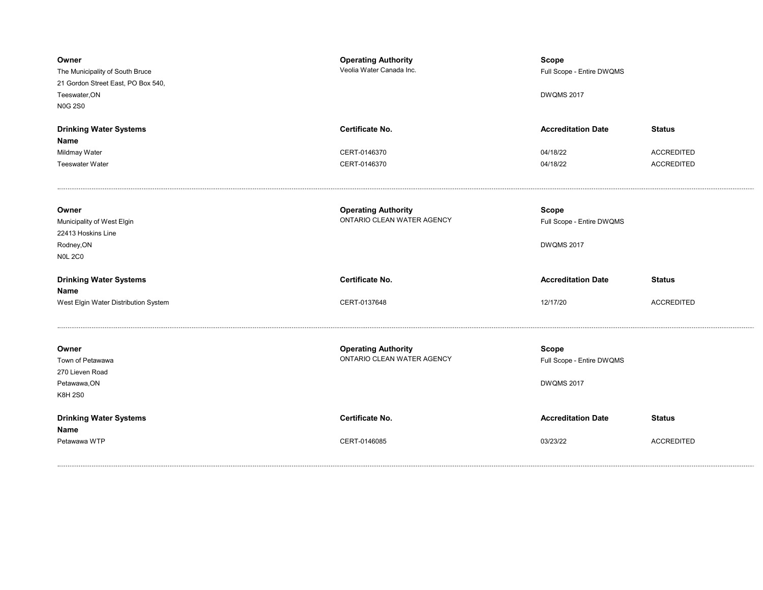| Owner | Operating Authority | Scope | |
|---|---|---|---|
| The Municipality of South Bruce<br>21 Gordon Street East, PO Box 540,<br>Teeswater,ON<br>N0G 2S0 | Veolia Water Canada Inc. | Full Scope - Entire DWQMS<br><br>DWQMS 2017 | |

| Drinking Water Systems Name | Certificate No. | Accreditation Date | Status |
|---|---|---|---|
| Mildmay Water | CERT-0146370 | 04/18/22 | ACCREDITED |
| Teeswater Water | CERT-0146370 | 04/18/22 | ACCREDITED |

---

| Owner | Operating Authority | Scope | |
|---|---|---|---|
| Municipality of West Elgin<br>22413 Hoskins Line<br>Rodney,ON<br>N0L 2C0 | ONTARIO CLEAN WATER AGENCY | Full Scope - Entire DWQMS<br><br>DWQMS 2017 | |

| Drinking Water Systems Name | Certificate No. | Accreditation Date | Status |
|---|---|---|---|
| West Elgin Water Distribution System | CERT-0137648 | 12/17/20 | ACCREDITED |

---

| Owner | Operating Authority | Scope | |
|---|---|---|---|
| Town of Petawawa<br>270 Lieven Road<br>Petawawa,ON<br>K8H 2S0 | ONTARIO CLEAN WATER AGENCY | Full Scope - Entire DWQMS<br><br>DWQMS 2017 | |

| Drinking Water Systems Name | Certificate No. | Accreditation Date | Status |
|---|---|---|---|
| Petawawa WTP | CERT-0146085 | 03/23/22 | ACCREDITED |

---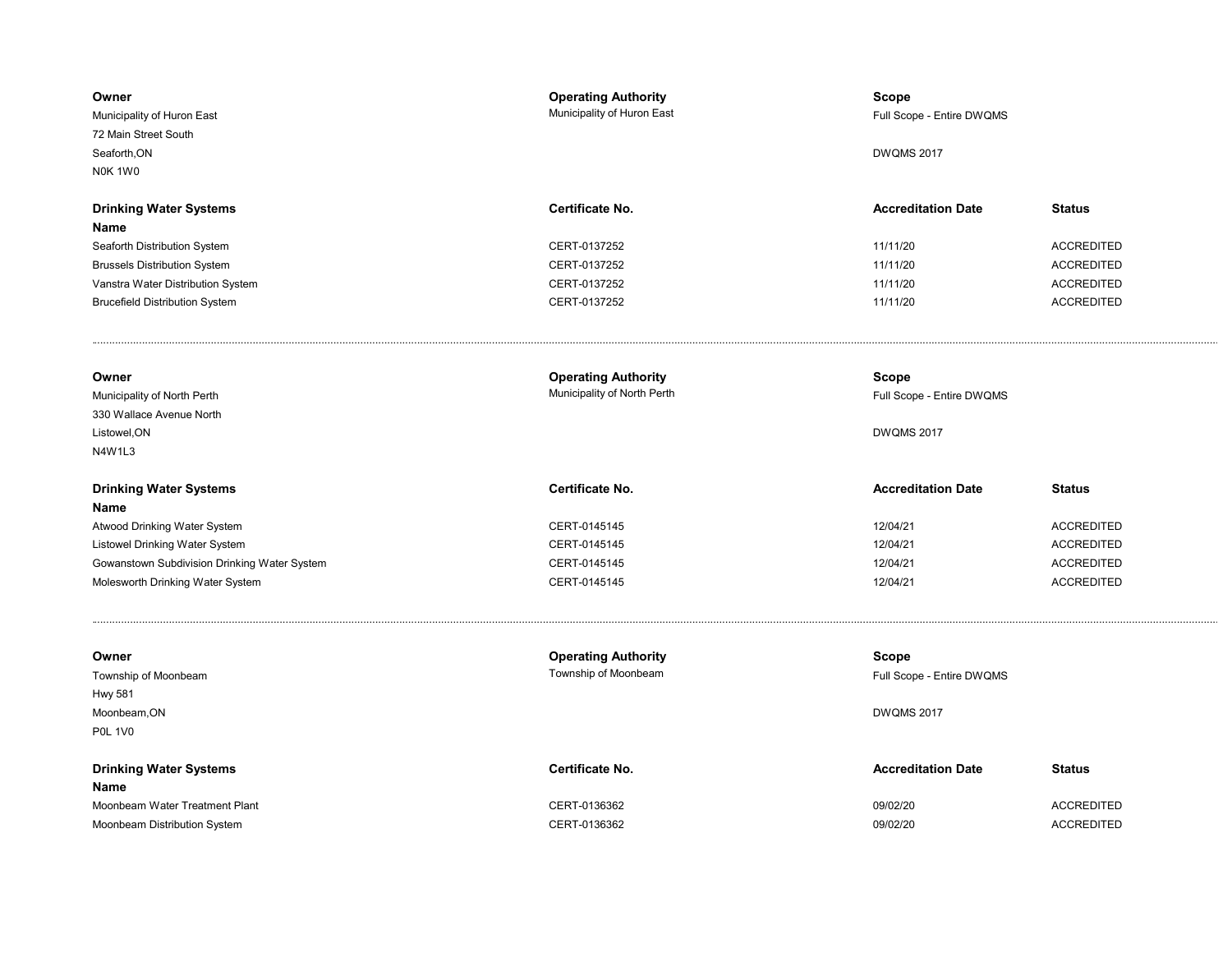| Owner | Operating Authority | Scope | |
|---|---|---|---|
| Municipality of Huron East<br>72 Main Street South<br>Seaforth,ON<br>N0K 1W0 | Municipality of Huron East | Full Scope - Entire DWQMS<br><br>DWQMS 2017 | |

| Drinking Water Systems Name | Certificate No. | Accreditation Date | Status |
|---|---|---|---|
| Seaforth Distribution System | CERT-0137252 | 11/11/20 | ACCREDITED |
| Brussels Distribution System | CERT-0137252 | 11/11/20 | ACCREDITED |
| Vanstra Water Distribution System | CERT-0137252 | 11/11/20 | ACCREDITED |
| Brucefield Distribution System | CERT-0137252 | 11/11/20 | ACCREDITED |

---

| Owner | Operating Authority | Scope | |
|---|---|---|---|
| Municipality of North Perth<br>330 Wallace Avenue North<br>Listowel,ON<br>N4W1L3 | Municipality of North Perth | Full Scope - Entire DWQMS<br><br>DWQMS 2017 | |

| Drinking Water Systems Name | Certificate No. | Accreditation Date | Status |
|---|---|---|---|
| Atwood Drinking Water System | CERT-0145145 | 12/04/21 | ACCREDITED |
| Listowel Drinking Water System | CERT-0145145 | 12/04/21 | ACCREDITED |
| Gowanstown Subdivision Drinking Water System | CERT-0145145 | 12/04/21 | ACCREDITED |
| Molesworth Drinking Water System | CERT-0145145 | 12/04/21 | ACCREDITED |

---

| Owner | Operating Authority | Scope | |
|---|---|---|---|
| Township of Moonbeam<br>Hwy 581<br>Moonbeam,ON<br>P0L 1V0 | Township of Moonbeam | Full Scope - Entire DWQMS<br><br>DWQMS 2017 | |

| Drinking Water Systems Name | Certificate No. | Accreditation Date | Status |
|---|---|---|---|
| Moonbeam Water Treatment Plant | CERT-0136362 | 09/02/20 | ACCREDITED |
| Moonbeam Distribution System | CERT-0136362 | 09/02/20 | ACCREDITED |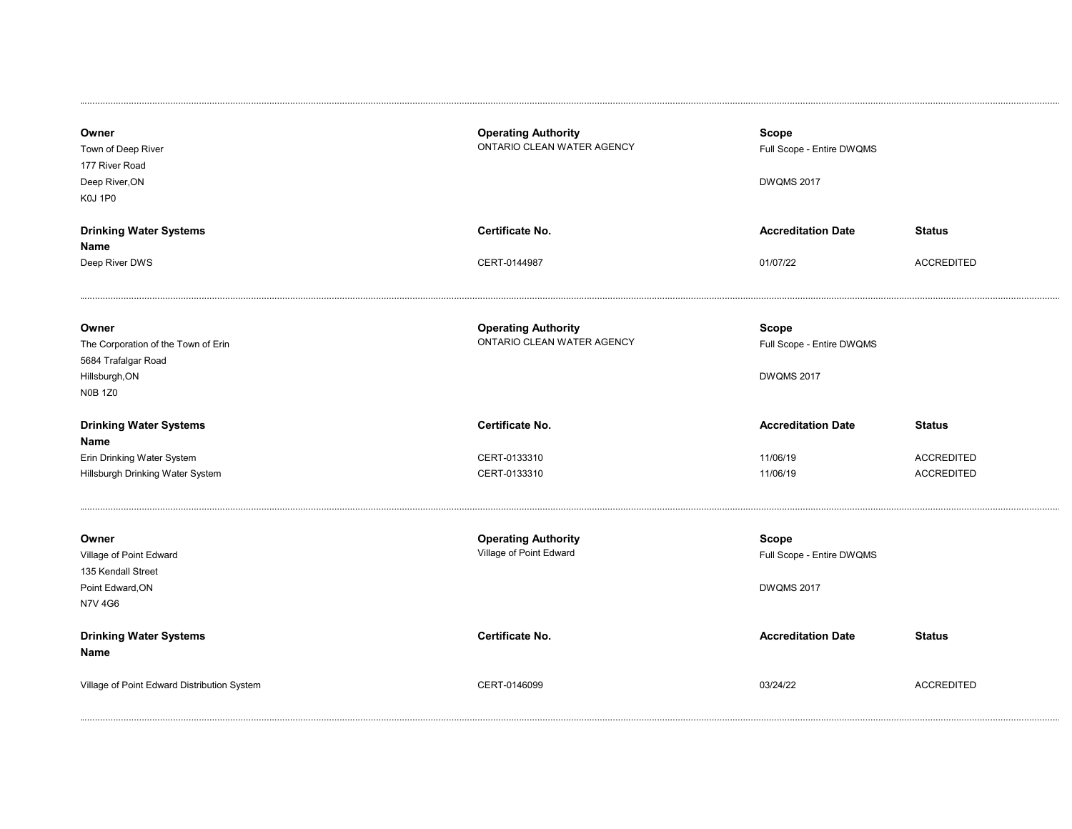**Owner**
Town of Deep River
177 River Road
Deep River,ON
K0J 1P0

**Operating Authority**
ONTARIO CLEAN WATER AGENCY

**Scope**
Full Scope - Entire DWQMS

DWQMS 2017

| Drinking Water Systems Name | Certificate No. | Accreditation Date | Status |
|---|---|---|---|
| Deep River DWS | CERT-0144987 | 01/07/22 | ACCREDITED |

---

**Owner**
The Corporation of the Town of Erin
5684 Trafalgar Road
Hillsburgh,ON
N0B 1Z0

**Operating Authority**
ONTARIO CLEAN WATER AGENCY

**Scope**
Full Scope - Entire DWQMS

DWQMS 2017

| Drinking Water Systems Name | Certificate No. | Accreditation Date | Status |
|---|---|---|---|
| Erin Drinking Water System | CERT-0133310 | 11/06/19 | ACCREDITED |
| Hillsburgh Drinking Water System | CERT-0133310 | 11/06/19 | ACCREDITED |

---

**Owner**
Village of Point Edward
135 Kendall Street
Point Edward,ON
N7V 4G6

**Operating Authority**
Village of Point Edward

**Scope**
Full Scope - Entire DWQMS

DWQMS 2017

| Drinking Water Systems Name | Certificate No. | Accreditation Date | Status |
|---|---|---|---|
| Village of Point Edward Distribution System | CERT-0146099 | 03/24/22 | ACCREDITED |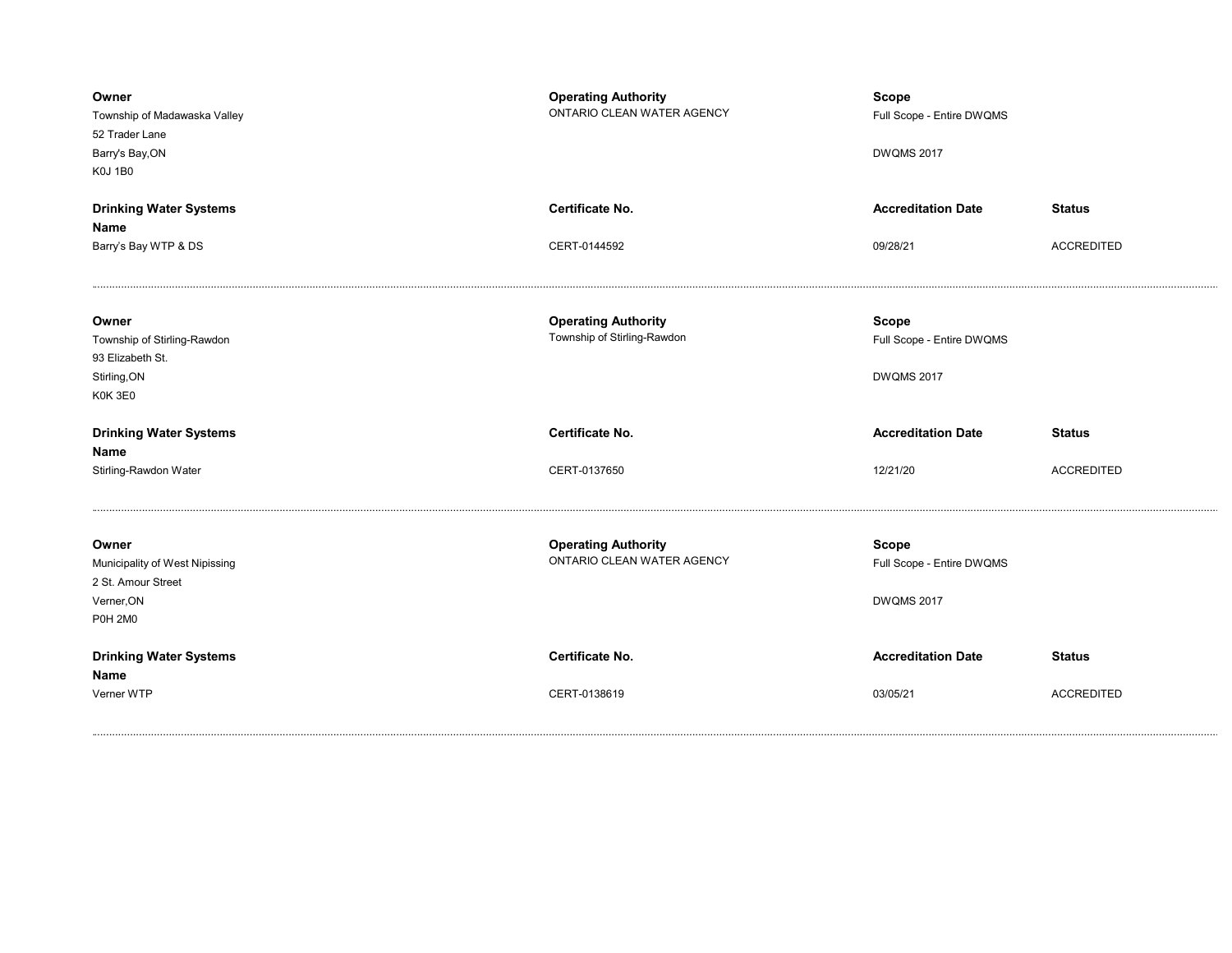| Owner | Operating Authority | Scope | |
|---|---|---|---|
| Township of Madawaska Valley<br>52 Trader Lane<br>Barry's Bay,ON<br>K0J 1B0 | ONTARIO CLEAN WATER AGENCY | Full Scope - Entire DWQMS<br><br>DWQMS 2017 | |
| **Drinking Water Systems Name** | **Certificate No.** | **Accreditation Date** | **Status** |
| Barry's Bay WTP & DS | CERT-0144592 | 09/28/21 | ACCREDITED |

---

| Owner | Operating Authority | Scope | |
|---|---|---|---|
| Township of Stirling-Rawdon<br>93 Elizabeth St.<br>Stirling,ON<br>K0K 3E0 | Township of Stirling-Rawdon | Full Scope - Entire DWQMS<br><br>DWQMS 2017 | |
| **Drinking Water Systems Name** | **Certificate No.** | **Accreditation Date** | **Status** |
| Stirling-Rawdon Water | CERT-0137650 | 12/21/20 | ACCREDITED |

---

| Owner | Operating Authority | Scope | |
|---|---|---|---|
| Municipality of West Nipissing<br>2 St. Amour Street<br>Verner,ON<br>P0H 2M0 | ONTARIO CLEAN WATER AGENCY | Full Scope - Entire DWQMS<br><br>DWQMS 2017 | |
| **Drinking Water Systems Name** | **Certificate No.** | **Accreditation Date** | **Status** |
| Verner WTP | CERT-0138619 | 03/05/21 | ACCREDITED |

---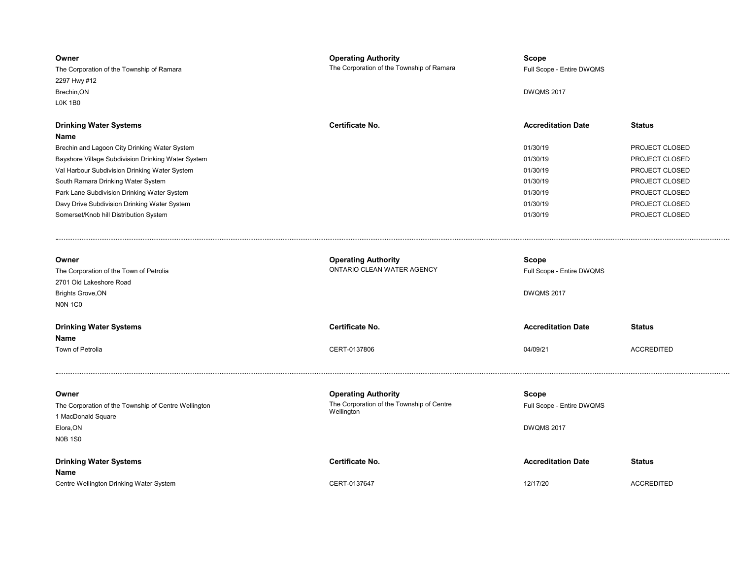| Owner | Operating Authority | Scope |
|---|---|---|
| The Corporation of the Township of Ramara<br>2297 Hwy #12<br>Brechin,ON<br>L0K 1B0 | The Corporation of the Township of Ramara | Full Scope - Entire DWQMS<br><br>DWQMS 2017 |

| Drinking Water Systems Name | Certificate No. | Accreditation Date | Status |
|---|---|---|---|
| Brechin and Lagoon City Drinking Water System | | 01/30/19 | PROJECT CLOSED |
| Bayshore Village Subdivision Drinking Water System | | 01/30/19 | PROJECT CLOSED |
| Val Harbour Subdivision Drinking Water System | | 01/30/19 | PROJECT CLOSED |
| South Ramara Drinking Water System | | 01/30/19 | PROJECT CLOSED |
| Park Lane Subdivision Drinking Water System | | 01/30/19 | PROJECT CLOSED |
| Davy Drive Subdivision Drinking Water System | | 01/30/19 | PROJECT CLOSED |
| Somerset/Knob hill Distribution System | | 01/30/19 | PROJECT CLOSED |

---

| Owner | Operating Authority | Scope |
|---|---|---|
| The Corporation of the Town of Petrolia<br>2701 Old Lakeshore Road<br>Brights Grove,ON<br>N0N 1C0 | ONTARIO CLEAN WATER AGENCY | Full Scope - Entire DWQMS<br><br>DWQMS 2017 |

| Drinking Water Systems Name | Certificate No. | Accreditation Date | Status |
|---|---|---|---|
| Town of Petrolia | CERT-0137806 | 04/09/21 | ACCREDITED |

---

| Owner | Operating Authority | Scope |
|---|---|---|
| The Corporation of the Township of Centre Wellington<br>1 MacDonald Square<br>Elora,ON<br>N0B 1S0 | The Corporation of the Township of Centre Wellington | Full Scope - Entire DWQMS<br><br>DWQMS 2017 |

| Drinking Water Systems Name | Certificate No. | Accreditation Date | Status |
|---|---|---|---|
| Centre Wellington Drinking Water System | CERT-0137647 | 12/17/20 | ACCREDITED |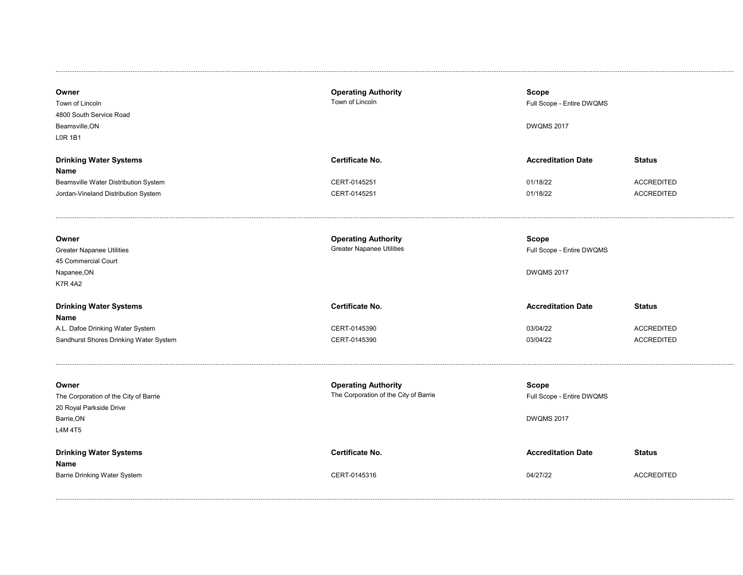---

**Owner**
Town of Lincoln
4800 South Service Road
Beamsville,ON
L0R 1B1

**Operating Authority**
Town of Lincoln

**Scope**
Full Scope - Entire DWQMS

DWQMS 2017

| Drinking Water Systems Name | Certificate No. | Accreditation Date | Status |
|---|---|---|---|
| Beamsville Water Distribution System | CERT-0145251 | 01/18/22 | ACCREDITED |
| Jordan-Vineland Distribution System | CERT-0145251 | 01/18/22 | ACCREDITED |

---

**Owner**
Greater Napanee Utilities
45 Commercial Court
Napanee,ON
K7R 4A2

**Operating Authority**
Greater Napanee Utilities

**Scope**
Full Scope - Entire DWQMS

DWQMS 2017

| Drinking Water Systems Name | Certificate No. | Accreditation Date | Status |
|---|---|---|---|
| A.L. Dafoe Drinking Water System | CERT-0145390 | 03/04/22 | ACCREDITED |
| Sandhurst Shores Drinking Water System | CERT-0145390 | 03/04/22 | ACCREDITED |

---

**Owner**
The Corporation of the City of Barrie
20 Royal Parkside Drive
Barrie,ON
L4M 4T5

**Operating Authority**
The Corporation of the City of Barrie

**Scope**
Full Scope - Entire DWQMS

DWQMS 2017

| Drinking Water Systems Name | Certificate No. | Accreditation Date | Status |
|---|---|---|---|
| Barrie Drinking Water System | CERT-0145316 | 04/27/22 | ACCREDITED |

---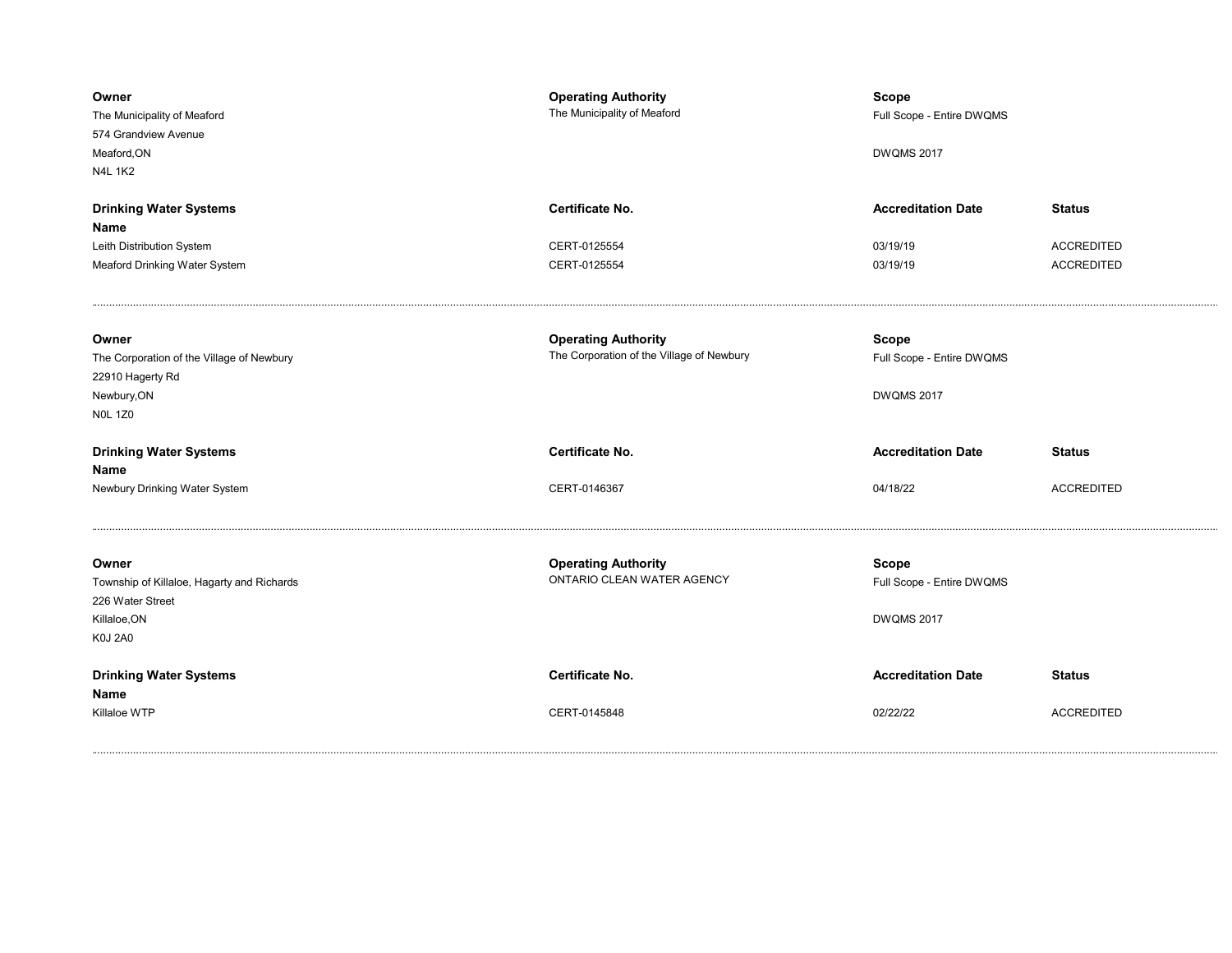| Owner | Operating Authority | Scope | |
|---|---|---|---|
| The Municipality of Meaford<br>574 Grandview Avenue<br>Meaford,ON<br>N4L 1K2 | The Municipality of Meaford | Full Scope - Entire DWQMS<br><br>DWQMS 2017 | |

| Drinking Water Systems Name | Certificate No. | Accreditation Date | Status |
|---|---|---|---|
| Leith Distribution System | CERT-0125554 | 03/19/19 | ACCREDITED |
| Meaford Drinking Water System | CERT-0125554 | 03/19/19 | ACCREDITED |

---

| Owner | Operating Authority | Scope | |
|---|---|---|---|
| The Corporation of the Village of Newbury<br>22910 Hagerty Rd<br>Newbury,ON<br>N0L 1Z0 | The Corporation of the Village of Newbury | Full Scope - Entire DWQMS<br><br>DWQMS 2017 | |

| Drinking Water Systems Name | Certificate No. | Accreditation Date | Status |
|---|---|---|---|
| Newbury Drinking Water System | CERT-0146367 | 04/18/22 | ACCREDITED |

---

| Owner | Operating Authority | Scope | |
|---|---|---|---|
| Township of Killaloe, Hagarty and Richards<br>226 Water Street<br>Killaloe,ON<br>K0J 2A0 | ONTARIO CLEAN WATER AGENCY | Full Scope - Entire DWQMS<br><br>DWQMS 2017 | |

| Drinking Water Systems Name | Certificate No. | Accreditation Date | Status |
|---|---|---|---|
| Killaloe WTP | CERT-0145848 | 02/22/22 | ACCREDITED |

---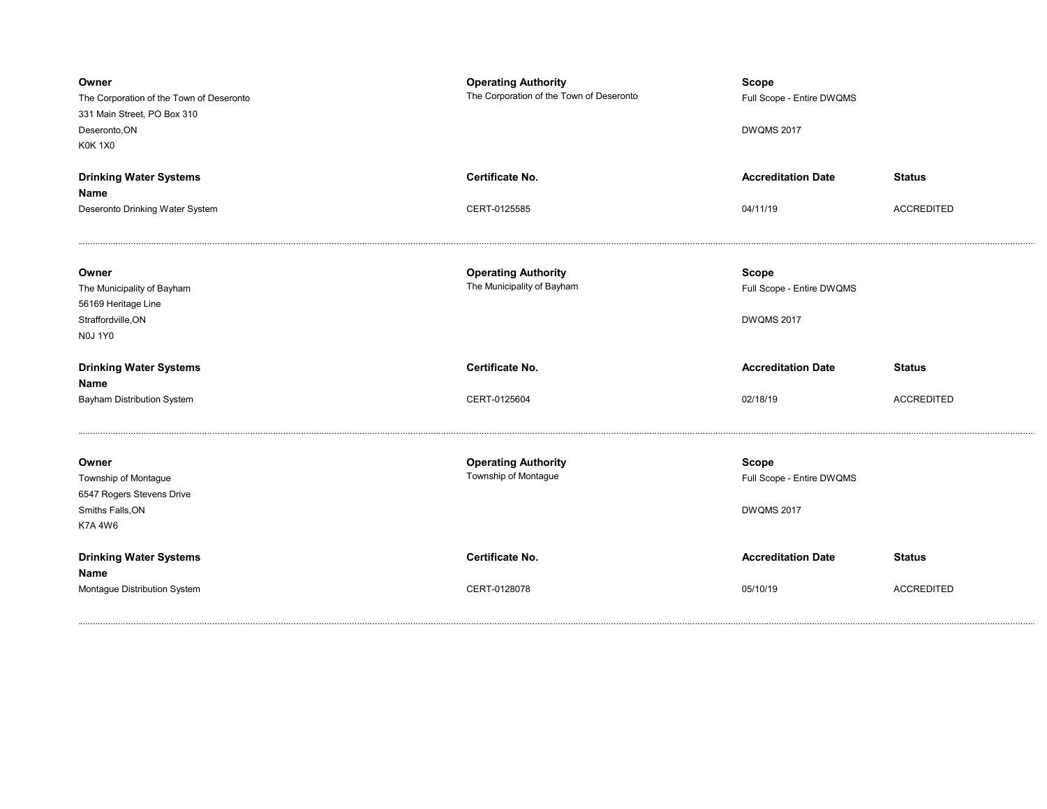| Owner | Operating Authority | Scope | |
|---|---|---|---|
| The Corporation of the Town of Deseronto<br>331 Main Street, PO Box 310<br>Deseronto,ON<br>K0K 1X0 | The Corporation of the Town of Deseronto | Full Scope - Entire DWQMS<br><br>DWQMS 2017 | |
| **Drinking Water Systems Name** | **Certificate No.** | **Accreditation Date** | **Status** |
| Deseronto Drinking Water System | CERT-0125585 | 04/11/19 | ACCREDITED |

---

| Owner | Operating Authority | Scope | |
|---|---|---|---|
| The Municipality of Bayham<br>56169 Heritage Line<br>Straffordville,ON<br>N0J 1Y0 | The Municipality of Bayham | Full Scope - Entire DWQMS<br><br>DWQMS 2017 | |
| **Drinking Water Systems Name** | **Certificate No.** | **Accreditation Date** | **Status** |
| Bayham Distribution System | CERT-0125604 | 02/18/19 | ACCREDITED |

---

| Owner | Operating Authority | Scope | |
|---|---|---|---|
| Township of Montague<br>6547 Rogers Stevens Drive<br>Smiths Falls,ON<br>K7A 4W6 | Township of Montague | Full Scope - Entire DWQMS<br><br>DWQMS 2017 | |
| **Drinking Water Systems Name** | **Certificate No.** | **Accreditation Date** | **Status** |
| Montague Distribution System | CERT-0128078 | 05/10/19 | ACCREDITED |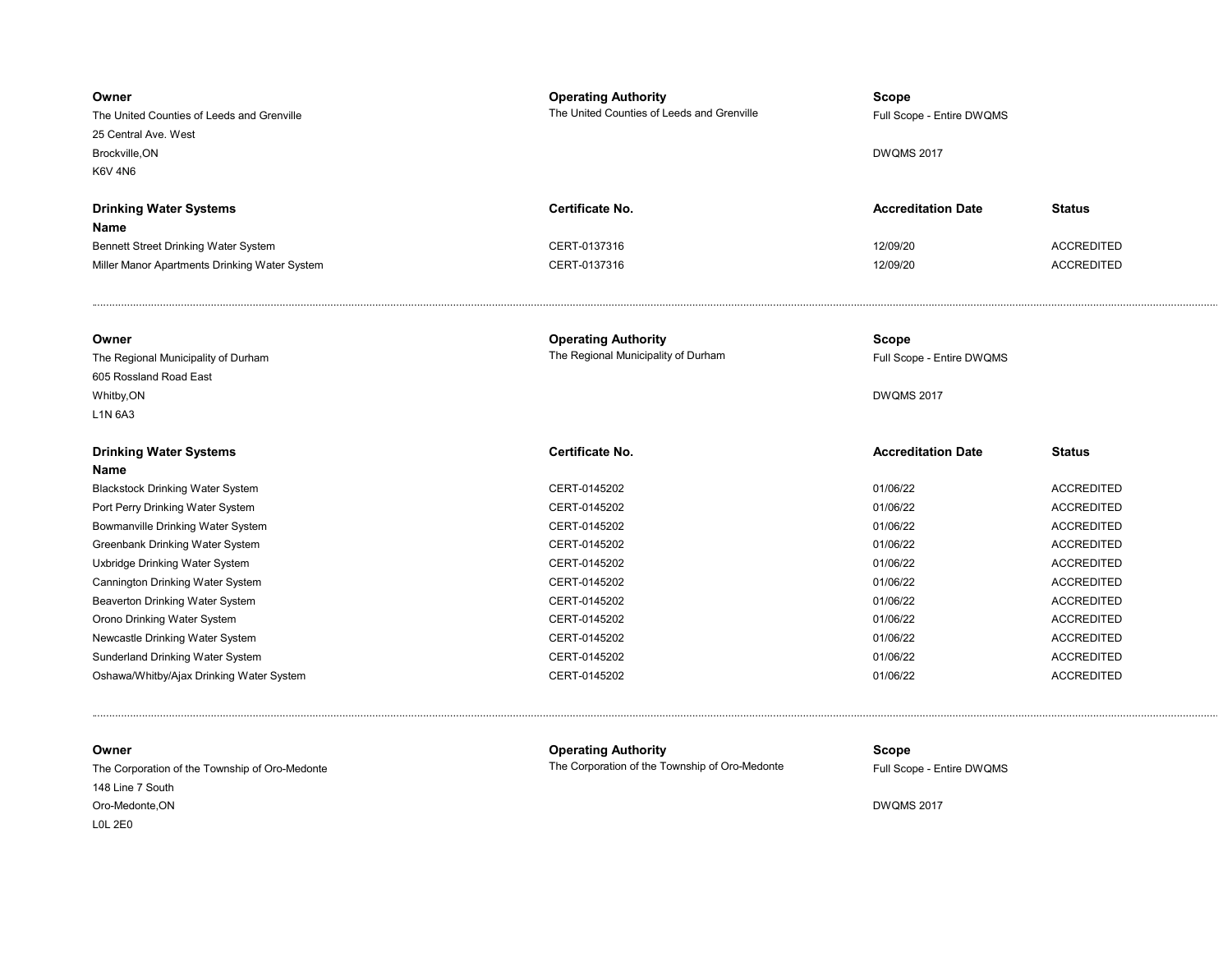| Owner | Operating Authority | Scope | |
| --- | --- | --- | --- |
| The United Counties of Leeds and Grenville<br>25 Central Ave. West<br>Brockville,ON<br>K6V 4N6 | The United Counties of Leeds and Grenville | Full Scope - Entire DWQMS<br><br>DWQMS 2017 | |

| Drinking Water Systems Name | Certificate No. | Accreditation Date | Status |
| --- | --- | --- | --- |
| Bennett Street Drinking Water System | CERT-0137316 | 12/09/20 | ACCREDITED |
| Miller Manor Apartments Drinking Water System | CERT-0137316 | 12/09/20 | ACCREDITED |

---

| Owner | Operating Authority | Scope | |
| --- | --- | --- | --- |
| The Regional Municipality of Durham<br>605 Rossland Road East<br>Whitby,ON<br>L1N 6A3 | The Regional Municipality of Durham | Full Scope - Entire DWQMS<br><br>DWQMS 2017 | |

| Drinking Water Systems Name | Certificate No. | Accreditation Date | Status |
| --- | --- | --- | --- |
| Blackstock Drinking Water System | CERT-0145202 | 01/06/22 | ACCREDITED |
| Port Perry Drinking Water System | CERT-0145202 | 01/06/22 | ACCREDITED |
| Bowmanville Drinking Water System | CERT-0145202 | 01/06/22 | ACCREDITED |
| Greenbank Drinking Water System | CERT-0145202 | 01/06/22 | ACCREDITED |
| Uxbridge Drinking Water System | CERT-0145202 | 01/06/22 | ACCREDITED |
| Cannington Drinking Water System | CERT-0145202 | 01/06/22 | ACCREDITED |
| Beaverton Drinking Water System | CERT-0145202 | 01/06/22 | ACCREDITED |
| Orono Drinking Water System | CERT-0145202 | 01/06/22 | ACCREDITED |
| Newcastle Drinking Water System | CERT-0145202 | 01/06/22 | ACCREDITED |
| Sunderland Drinking Water System | CERT-0145202 | 01/06/22 | ACCREDITED |
| Oshawa/Whitby/Ajax Drinking Water System | CERT-0145202 | 01/06/22 | ACCREDITED |

---

| Owner | Operating Authority | Scope | |
| --- | --- | --- | --- |
| The Corporation of the Township of Oro-Medonte<br>148 Line 7 South<br>Oro-Medonte,ON<br>L0L 2E0 | The Corporation of the Township of Oro-Medonte | Full Scope - Entire DWQMS<br><br>DWQMS 2017 | |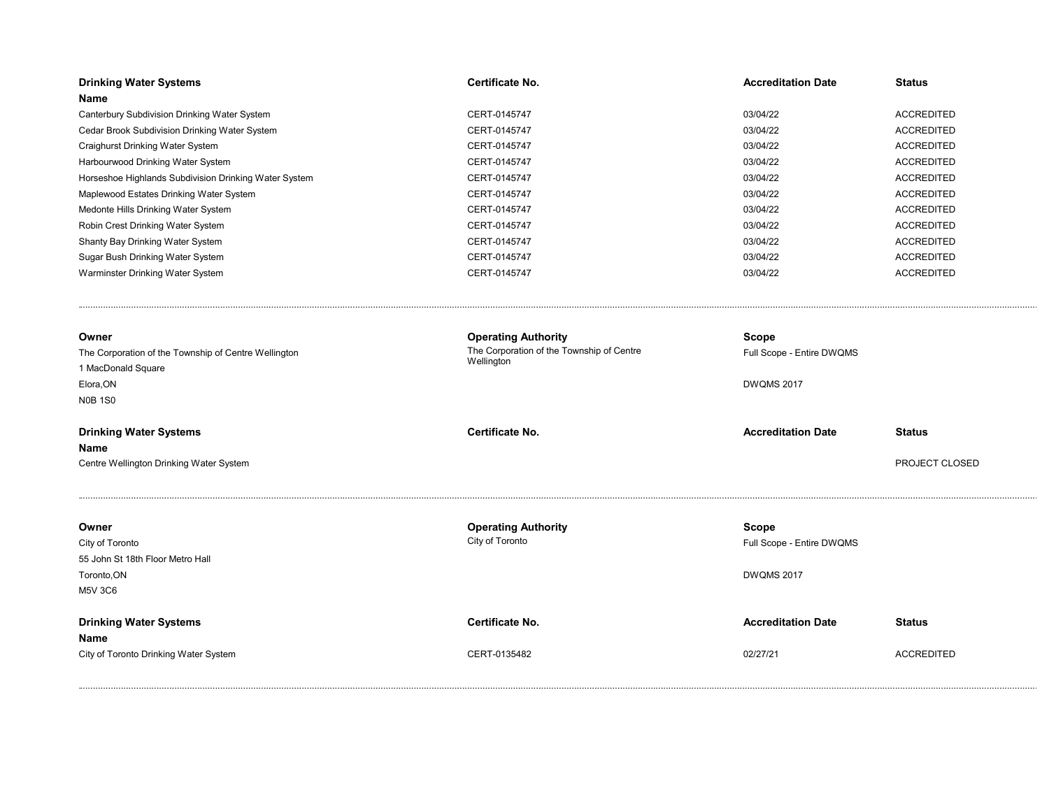| Drinking Water Systems Name | Certificate No. | Accreditation Date | Status |
|---|---|---|---|
| Canterbury Subdivision Drinking Water System | CERT-0145747 | 03/04/22 | ACCREDITED |
| Cedar Brook Subdivision Drinking Water System | CERT-0145747 | 03/04/22 | ACCREDITED |
| Craighurst Drinking Water System | CERT-0145747 | 03/04/22 | ACCREDITED |
| Harbourwood Drinking Water System | CERT-0145747 | 03/04/22 | ACCREDITED |
| Horseshoe Highlands Subdivision Drinking Water System | CERT-0145747 | 03/04/22 | ACCREDITED |
| Maplewood Estates Drinking Water System | CERT-0145747 | 03/04/22 | ACCREDITED |
| Medonte Hills Drinking Water System | CERT-0145747 | 03/04/22 | ACCREDITED |
| Robin Crest Drinking Water System | CERT-0145747 | 03/04/22 | ACCREDITED |
| Shanty Bay Drinking Water System | CERT-0145747 | 03/04/22 | ACCREDITED |
| Sugar Bush Drinking Water System | CERT-0145747 | 03/04/22 | ACCREDITED |
| Warminster Drinking Water System | CERT-0145747 | 03/04/22 | ACCREDITED |

---

| Owner | Operating Authority | Scope |
|---|---|---|
| The Corporation of the Township of Centre Wellington<br>1 MacDonald Square<br>Elora,ON<br>N0B 1S0 | The Corporation of the Township of Centre Wellington | Full Scope - Entire DWQMS<br><br>DWQMS 2017 |

| Drinking Water Systems Name | Certificate No. | Accreditation Date | Status |
|---|---|---|---|
| Centre Wellington Drinking Water System | | | PROJECT CLOSED |

---

| Owner | Operating Authority | Scope |
|---|---|---|
| City of Toronto<br>55 John St 18th Floor Metro Hall<br>Toronto,ON<br>M5V 3C6 | City of Toronto | Full Scope - Entire DWQMS<br><br>DWQMS 2017 |

| Drinking Water Systems Name | Certificate No. | Accreditation Date | Status |
|---|---|---|---|
| City of Toronto Drinking Water System | CERT-0135482 | 02/27/21 | ACCREDITED |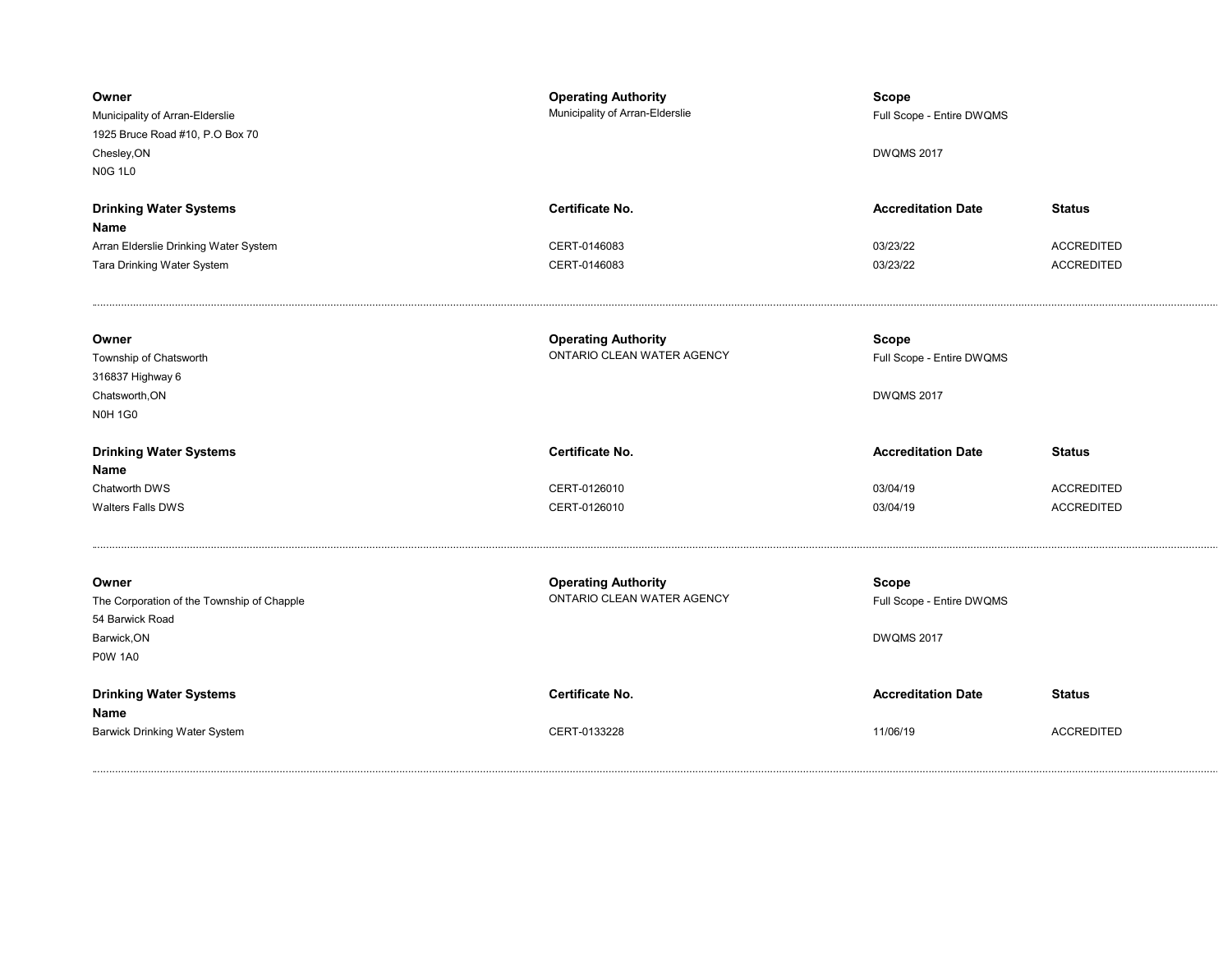| **Owner** | **Operating Authority** | **Scope** | |
|---|---|---|---|
| Municipality of Arran-Elderslie<br>1925 Bruce Road #10, P.O Box 70<br>Chesley,ON<br>N0G 1L0 | Municipality of Arran-Elderslie | Full Scope - Entire DWQMS<br><br>DWQMS 2017 | |

| **Drinking Water Systems Name** | **Certificate No.** | **Accreditation Date** | **Status** |
|---|---|---|---|
| Arran Elderslie Drinking Water System | CERT-0146083 | 03/23/22 | ACCREDITED |
| Tara Drinking Water System | CERT-0146083 | 03/23/22 | ACCREDITED |

---

| **Owner** | **Operating Authority** | **Scope** | |
|---|---|---|---|
| Township of Chatsworth<br>316837 Highway 6<br>Chatsworth,ON<br>N0H 1G0 | ONTARIO CLEAN WATER AGENCY | Full Scope - Entire DWQMS<br><br>DWQMS 2017 | |

| **Drinking Water Systems Name** | **Certificate No.** | **Accreditation Date** | **Status** |
|---|---|---|---|
| Chatworth DWS | CERT-0126010 | 03/04/19 | ACCREDITED |
| Walters Falls DWS | CERT-0126010 | 03/04/19 | ACCREDITED |

---

| **Owner** | **Operating Authority** | **Scope** | |
|---|---|---|---|
| The Corporation of the Township of Chapple<br>54 Barwick Road<br>Barwick,ON<br>P0W 1A0 | ONTARIO CLEAN WATER AGENCY | Full Scope - Entire DWQMS<br><br>DWQMS 2017 | |

| **Drinking Water Systems Name** | **Certificate No.** | **Accreditation Date** | **Status** |
|---|---|---|---|
| Barwick Drinking Water System | CERT-0133228 | 11/06/19 | ACCREDITED |

---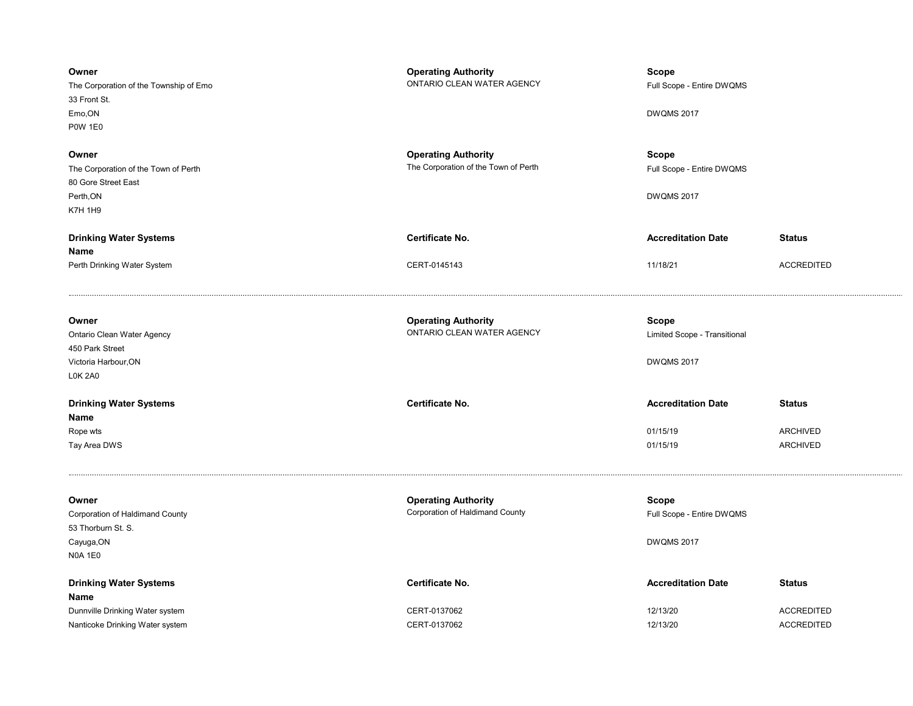| Owner | Operating Authority | Scope | |
|---|---|---|---|
| The Corporation of the Township of Emo<br>33 Front St.<br>Emo,ON<br>P0W 1E0 | ONTARIO CLEAN WATER AGENCY | Full Scope - Entire DWQMS<br><br>DWQMS 2017 | |

| Owner | Operating Authority | Scope | |
|---|---|---|---|
| The Corporation of the Town of Perth<br>80 Gore Street East<br>Perth,ON<br>K7H 1H9 | The Corporation of the Town of Perth | Full Scope - Entire DWQMS<br><br>DWQMS 2017 | |

| Drinking Water Systems Name | Certificate No. | Accreditation Date | Status |
|---|---|---|---|
| Perth Drinking Water System | CERT-0145143 | 11/18/21 | ACCREDITED |

---

| Owner | Operating Authority | Scope | |
|---|---|---|---|
| Ontario Clean Water Agency<br>450 Park Street<br>Victoria Harbour,ON<br>L0K 2A0 | ONTARIO CLEAN WATER AGENCY | Limited Scope - Transitional<br><br>DWQMS 2017 | |

| Drinking Water Systems Name | Certificate No. | Accreditation Date | Status |
|---|---|---|---|
| Rope wts | | 01/15/19 | ARCHIVED |
| Tay Area DWS | | 01/15/19 | ARCHIVED |

---

| Owner | Operating Authority | Scope | |
|---|---|---|---|
| Corporation of Haldimand County<br>53 Thorburn St. S.<br>Cayuga,ON<br>N0A 1E0 | Corporation of Haldimand County | Full Scope - Entire DWQMS<br><br>DWQMS 2017 | |

| Drinking Water Systems Name | Certificate No. | Accreditation Date | Status |
|---|---|---|---|
| Dunnville Drinking Water system | CERT-0137062 | 12/13/20 | ACCREDITED |
| Nanticoke Drinking Water system | CERT-0137062 | 12/13/20 | ACCREDITED |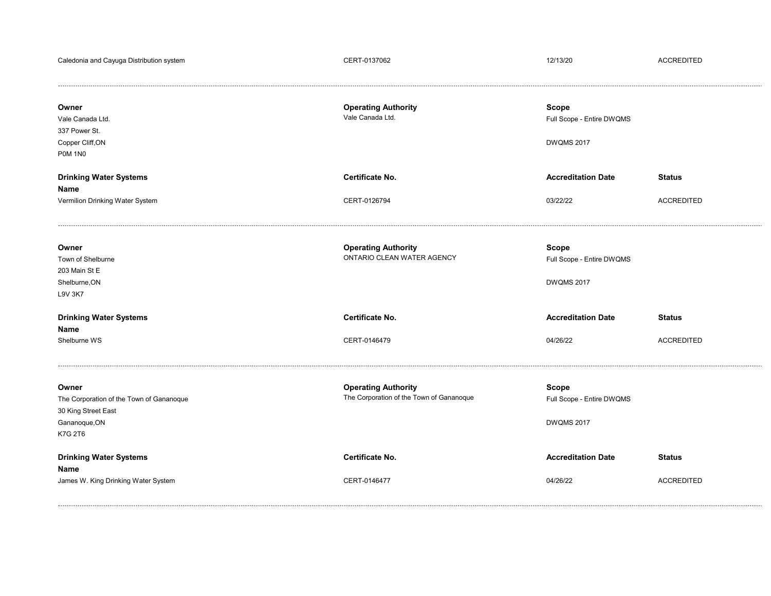| | | | |
|---|---|---|---|
| Caledonia and Cayuga Distribution system | CERT-0137062 | 12/13/20 | ACCREDITED |

---

| **Owner** | **Operating Authority** | **Scope** | |
|---|---|---|---|
| Vale Canada Ltd.<br>337 Power St.<br>Copper Cliff,ON<br>P0M 1N0 | Vale Canada Ltd. | Full Scope - Entire DWQMS<br><br>DWQMS 2017 | |
| **Drinking Water Systems Name** | **Certificate No.** | **Accreditation Date** | **Status** |
| Vermilion Drinking Water System | CERT-0126794 | 03/22/22 | ACCREDITED |

---

| **Owner** | **Operating Authority** | **Scope** | |
|---|---|---|---|
| Town of Shelburne<br>203 Main St E<br>Shelburne,ON<br>L9V 3K7 | ONTARIO CLEAN WATER AGENCY | Full Scope - Entire DWQMS<br><br>DWQMS 2017 | |
| **Drinking Water Systems Name** | **Certificate No.** | **Accreditation Date** | **Status** |
| Shelburne WS | CERT-0146479 | 04/26/22 | ACCREDITED |

---

| **Owner** | **Operating Authority** | **Scope** | |
|---|---|---|---|
| The Corporation of the Town of Gananoque<br>30 King Street East<br>Gananoque,ON<br>K7G 2T6 | The Corporation of the Town of Gananoque | Full Scope - Entire DWQMS<br><br>DWQMS 2017 | |
| **Drinking Water Systems Name** | **Certificate No.** | **Accreditation Date** | **Status** |
| James W. King Drinking Water System | CERT-0146477 | 04/26/22 | ACCREDITED |

---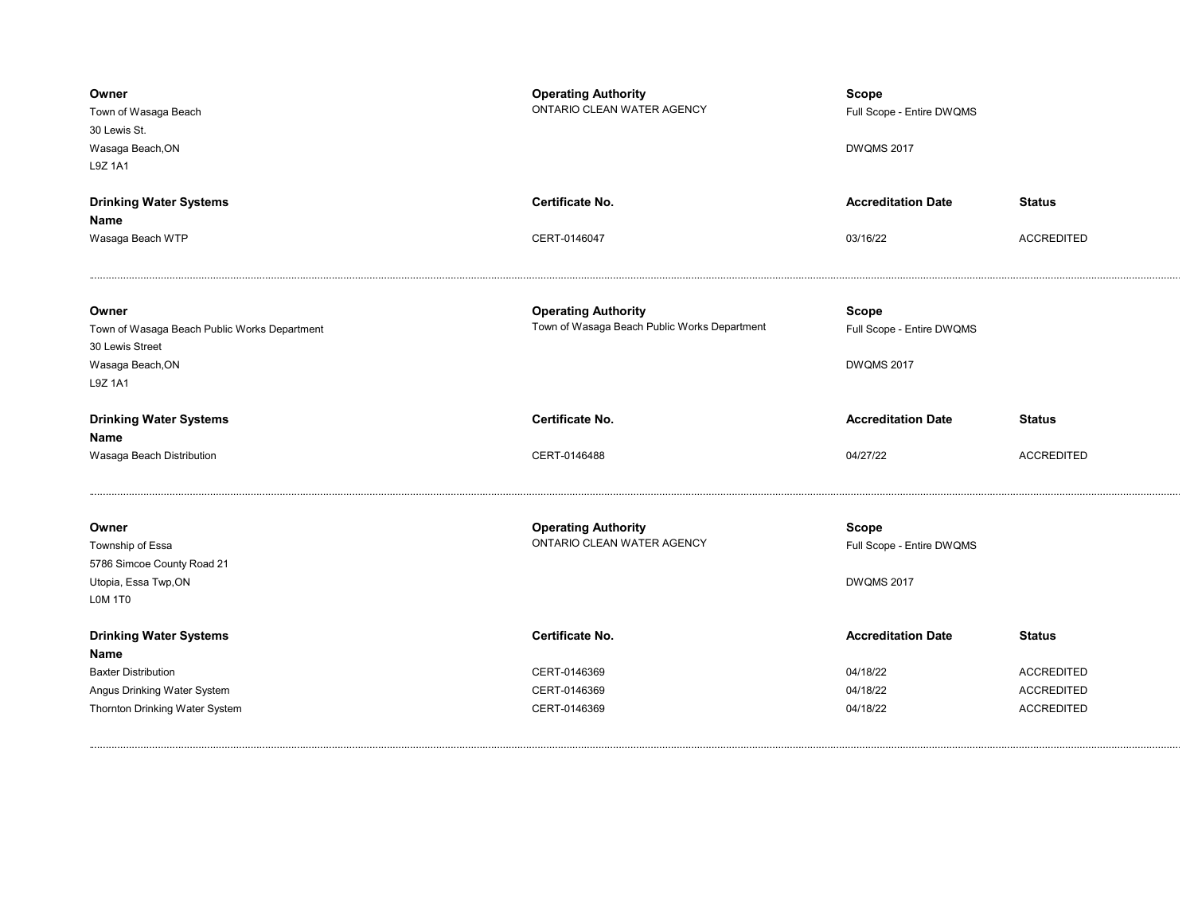| Owner | Operating Authority | Scope | |
|---|---|---|---|
| Town of Wasaga Beach<br>30 Lewis St.<br>Wasaga Beach,ON<br>L9Z 1A1 | ONTARIO CLEAN WATER AGENCY | Full Scope - Entire DWQMS<br><br>DWQMS 2017 | |

| Drinking Water Systems Name | Certificate No. | Accreditation Date | Status |
|---|---|---|---|
| Wasaga Beach WTP | CERT-0146047 | 03/16/22 | ACCREDITED |

---

| Owner | Operating Authority | Scope | |
|---|---|---|---|
| Town of Wasaga Beach Public Works Department<br>30 Lewis Street<br>Wasaga Beach,ON<br>L9Z 1A1 | Town of Wasaga Beach Public Works Department | Full Scope - Entire DWQMS<br><br>DWQMS 2017 | |

| Drinking Water Systems Name | Certificate No. | Accreditation Date | Status |
|---|---|---|---|
| Wasaga Beach Distribution | CERT-0146488 | 04/27/22 | ACCREDITED |

---

| Owner | Operating Authority | Scope | |
|---|---|---|---|
| Township of Essa<br>5786 Simcoe County Road 21<br>Utopia, Essa Twp,ON<br>L0M 1T0 | ONTARIO CLEAN WATER AGENCY | Full Scope - Entire DWQMS<br><br>DWQMS 2017 | |

| Drinking Water Systems Name | Certificate No. | Accreditation Date | Status |
|---|---|---|---|
| Baxter Distribution | CERT-0146369 | 04/18/22 | ACCREDITED |
| Angus Drinking Water System | CERT-0146369 | 04/18/22 | ACCREDITED |
| Thornton Drinking Water System | CERT-0146369 | 04/18/22 | ACCREDITED |

---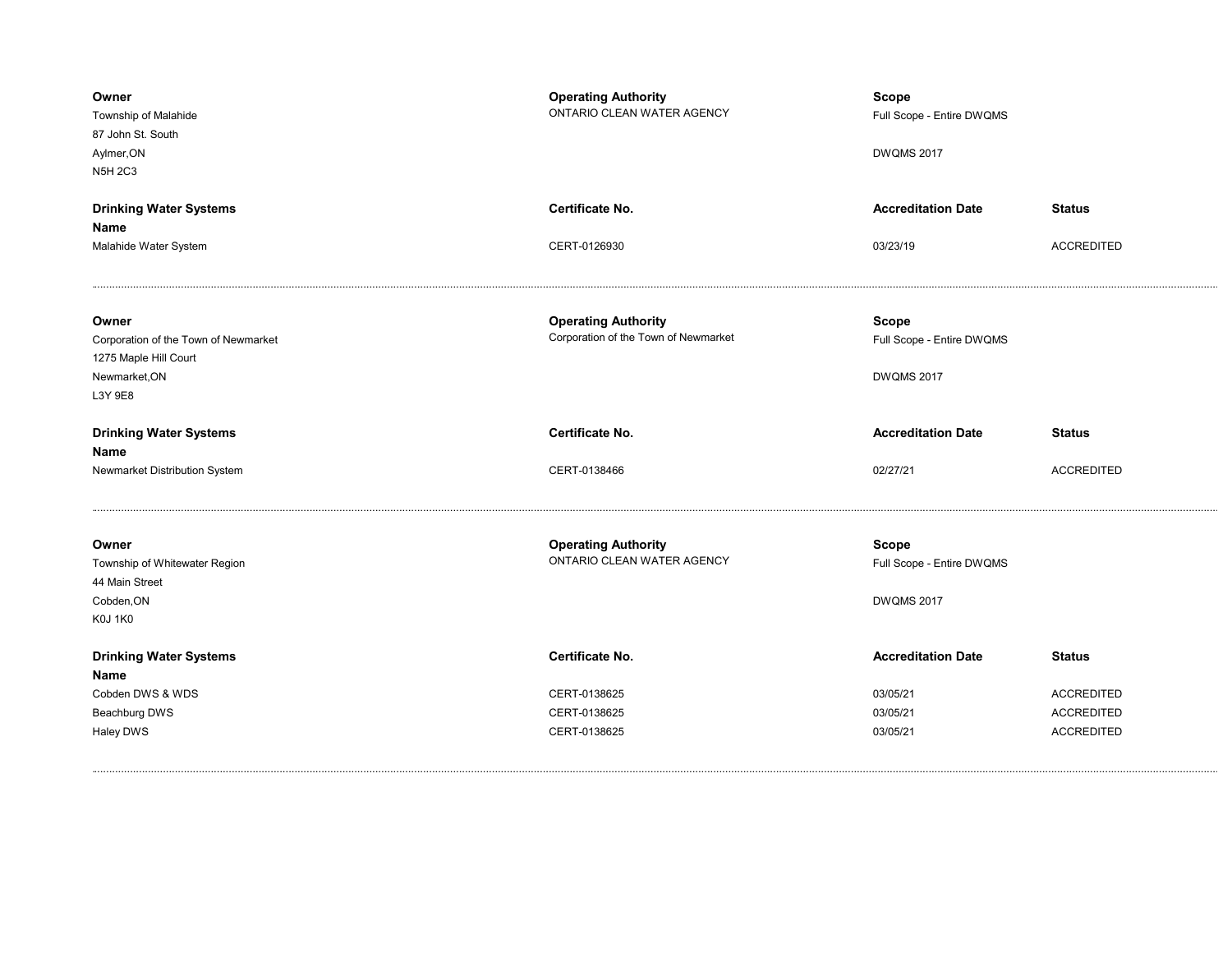**Owner**
Township of Malahide
87 John St. South
Aylmer,ON
N5H 2C3

**Operating Authority**
ONTARIO CLEAN WATER AGENCY

**Scope**
Full Scope - Entire DWQMS

DWQMS 2017

| Drinking Water Systems Name | Certificate No. | Accreditation Date | Status |
|---|---|---|---|
| Malahide Water System | CERT-0126930 | 03/23/19 | ACCREDITED |

---

**Owner**
Corporation of the Town of Newmarket
1275 Maple Hill Court
Newmarket,ON
L3Y 9E8

**Operating Authority**
Corporation of the Town of Newmarket

**Scope**
Full Scope - Entire DWQMS

DWQMS 2017

| Drinking Water Systems Name | Certificate No. | Accreditation Date | Status |
|---|---|---|---|
| Newmarket Distribution System | CERT-0138466 | 02/27/21 | ACCREDITED |

---

**Owner**
Township of Whitewater Region
44 Main Street
Cobden,ON
K0J 1K0

**Operating Authority**
ONTARIO CLEAN WATER AGENCY

**Scope**
Full Scope - Entire DWQMS

DWQMS 2017

| Drinking Water Systems Name | Certificate No. | Accreditation Date | Status |
|---|---|---|---|
| Cobden DWS & WDS | CERT-0138625 | 03/05/21 | ACCREDITED |
| Beachburg DWS | CERT-0138625 | 03/05/21 | ACCREDITED |
| Haley DWS | CERT-0138625 | 03/05/21 | ACCREDITED |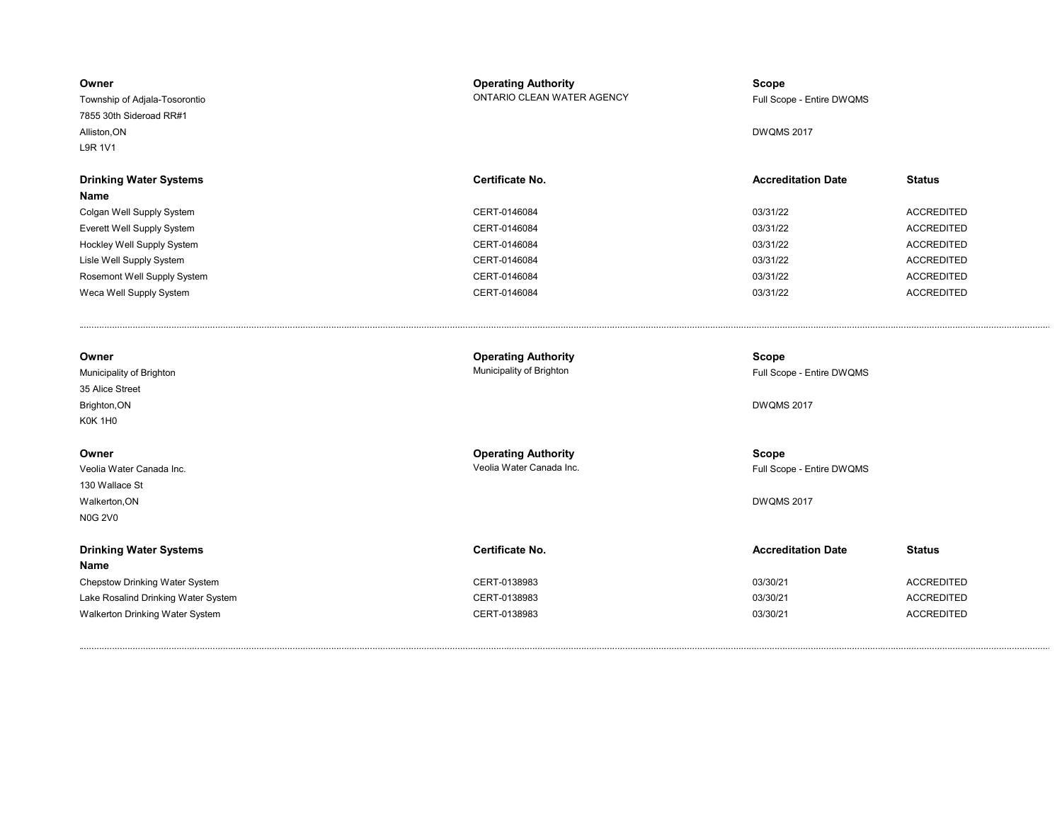| Owner | Operating Authority | Scope |
| --- | --- | --- |
| Township of Adjala-Tosorontio | ONTARIO CLEAN WATER AGENCY | Full Scope - Entire DWQMS |
| 7855 30th Sideroad RR#1 | | |
| Alliston,ON | | DWQMS 2017 |
| L9R 1V1 | | |

| Drinking Water Systems Name | Certificate No. | Accreditation Date | Status |
| --- | --- | --- | --- |
| Colgan Well Supply System | CERT-0146084 | 03/31/22 | ACCREDITED |
| Everett Well Supply System | CERT-0146084 | 03/31/22 | ACCREDITED |
| Hockley Well Supply System | CERT-0146084 | 03/31/22 | ACCREDITED |
| Lisle Well Supply System | CERT-0146084 | 03/31/22 | ACCREDITED |
| Rosemont Well Supply System | CERT-0146084 | 03/31/22 | ACCREDITED |
| Weca Well Supply System | CERT-0146084 | 03/31/22 | ACCREDITED |

---

| Owner | Operating Authority | Scope |
| --- | --- | --- |
| Municipality of Brighton | Municipality of Brighton | Full Scope - Entire DWQMS |
| 35 Alice Street | | |
| Brighton,ON | | DWQMS 2017 |
| K0K 1H0 | | |

| Owner | Operating Authority | Scope |
| --- | --- | --- |
| Veolia Water Canada Inc. | Veolia Water Canada Inc. | Full Scope - Entire DWQMS |
| 130 Wallace St | | |
| Walkerton,ON | | DWQMS 2017 |
| N0G 2V0 | | |

| Drinking Water Systems Name | Certificate No. | Accreditation Date | Status |
| --- | --- | --- | --- |
| Chepstow Drinking Water System | CERT-0138983 | 03/30/21 | ACCREDITED |
| Lake Rosalind Drinking Water System | CERT-0138983 | 03/30/21 | ACCREDITED |
| Walkerton Drinking Water System | CERT-0138983 | 03/30/21 | ACCREDITED |

---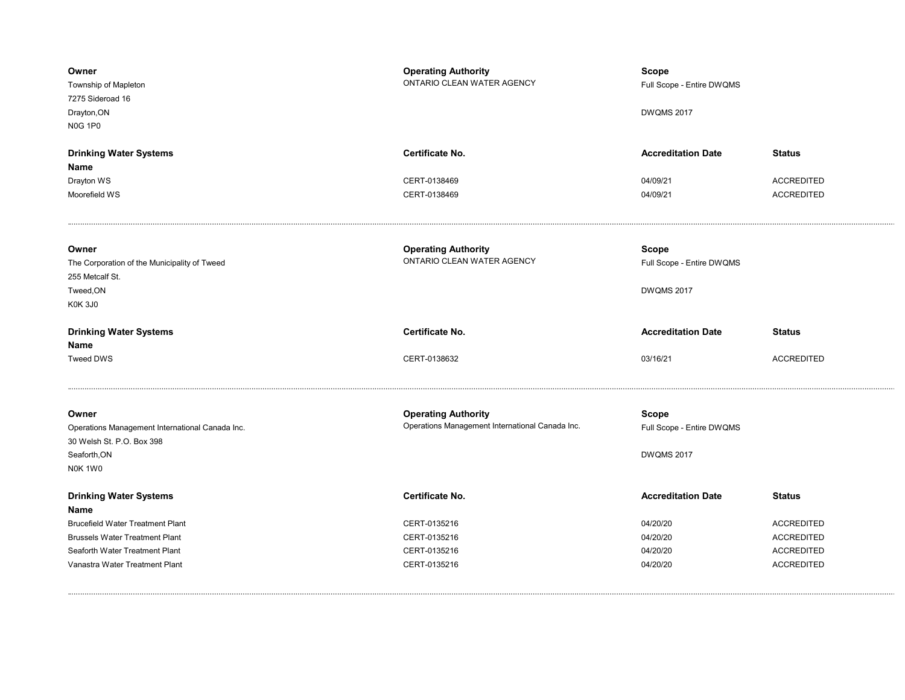| Owner | Operating Authority | Scope | |
|---|---|---|---|
| Township of Mapleton<br>7275 Sideroad 16<br>Drayton,ON<br>N0G 1P0 | ONTARIO CLEAN WATER AGENCY | Full Scope - Entire DWQMS<br><br>DWQMS 2017 | |

| Drinking Water Systems Name | Certificate No. | Accreditation Date | Status |
|---|---|---|---|
| Drayton WS | CERT-0138469 | 04/09/21 | ACCREDITED |
| Moorefield WS | CERT-0138469 | 04/09/21 | ACCREDITED |

---

| Owner | Operating Authority | Scope | |
|---|---|---|---|
| The Corporation of the Municipality of Tweed<br>255 Metcalf St.<br>Tweed,ON<br>K0K 3J0 | ONTARIO CLEAN WATER AGENCY | Full Scope - Entire DWQMS<br><br>DWQMS 2017 | |

| Drinking Water Systems Name | Certificate No. | Accreditation Date | Status |
|---|---|---|---|
| Tweed DWS | CERT-0138632 | 03/16/21 | ACCREDITED |

---

| Owner | Operating Authority | Scope | |
|---|---|---|---|
| Operations Management International Canada Inc.<br>30 Welsh St. P.O. Box 398<br>Seaforth,ON<br>N0K 1W0 | Operations Management International Canada Inc. | Full Scope - Entire DWQMS<br><br>DWQMS 2017 | |

| Drinking Water Systems Name | Certificate No. | Accreditation Date | Status |
|---|---|---|---|
| Brucefield Water Treatment Plant | CERT-0135216 | 04/20/20 | ACCREDITED |
| Brussels Water Treatment Plant | CERT-0135216 | 04/20/20 | ACCREDITED |
| Seaforth Water Treatment Plant | CERT-0135216 | 04/20/20 | ACCREDITED |
| Vanastra Water Treatment Plant | CERT-0135216 | 04/20/20 | ACCREDITED |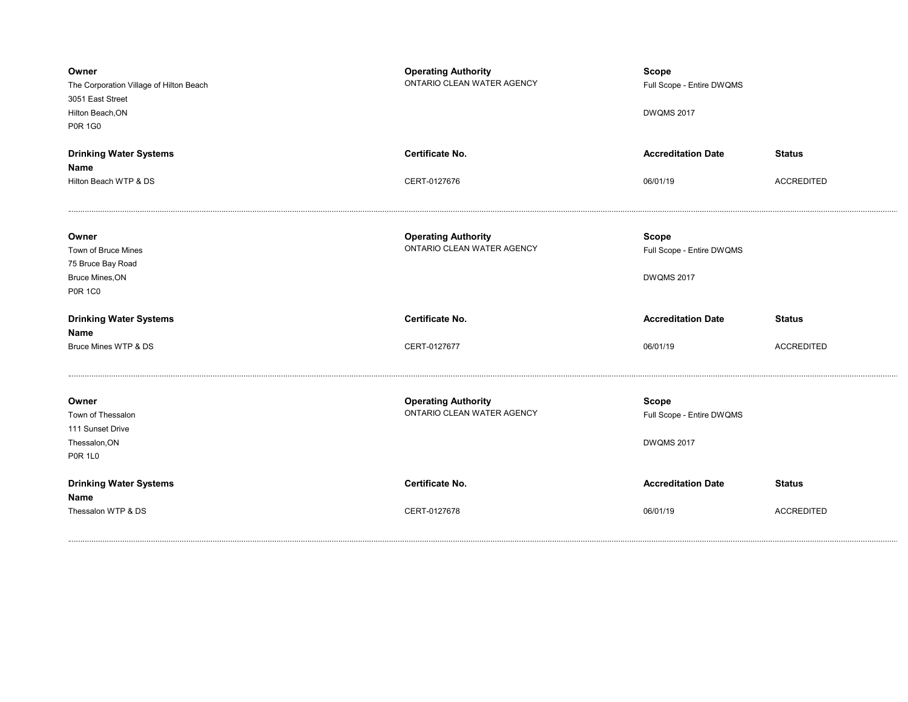**Owner**
The Corporation Village of Hilton Beach
3051 East Street
Hilton Beach,ON
P0R 1G0

**Operating Authority**
ONTARIO CLEAN WATER AGENCY

**Scope**
Full Scope - Entire DWQMS

DWQMS 2017

| Drinking Water Systems Name | Certificate No. | Accreditation Date | Status |
|---|---|---|---|
| Hilton Beach WTP & DS | CERT-0127676 | 06/01/19 | ACCREDITED |

---

**Owner**
Town of Bruce Mines
75 Bruce Bay Road
Bruce Mines,ON
P0R 1C0

**Operating Authority**
ONTARIO CLEAN WATER AGENCY

**Scope**
Full Scope - Entire DWQMS

DWQMS 2017

| Drinking Water Systems Name | Certificate No. | Accreditation Date | Status |
|---|---|---|---|
| Bruce Mines WTP & DS | CERT-0127677 | 06/01/19 | ACCREDITED |

---

**Owner**
Town of Thessalon
111 Sunset Drive
Thessalon,ON
P0R 1L0

**Operating Authority**
ONTARIO CLEAN WATER AGENCY

**Scope**
Full Scope - Entire DWQMS

DWQMS 2017

| Drinking Water Systems Name | Certificate No. | Accreditation Date | Status |
|---|---|---|---|
| Thessalon WTP & DS | CERT-0127678 | 06/01/19 | ACCREDITED |

---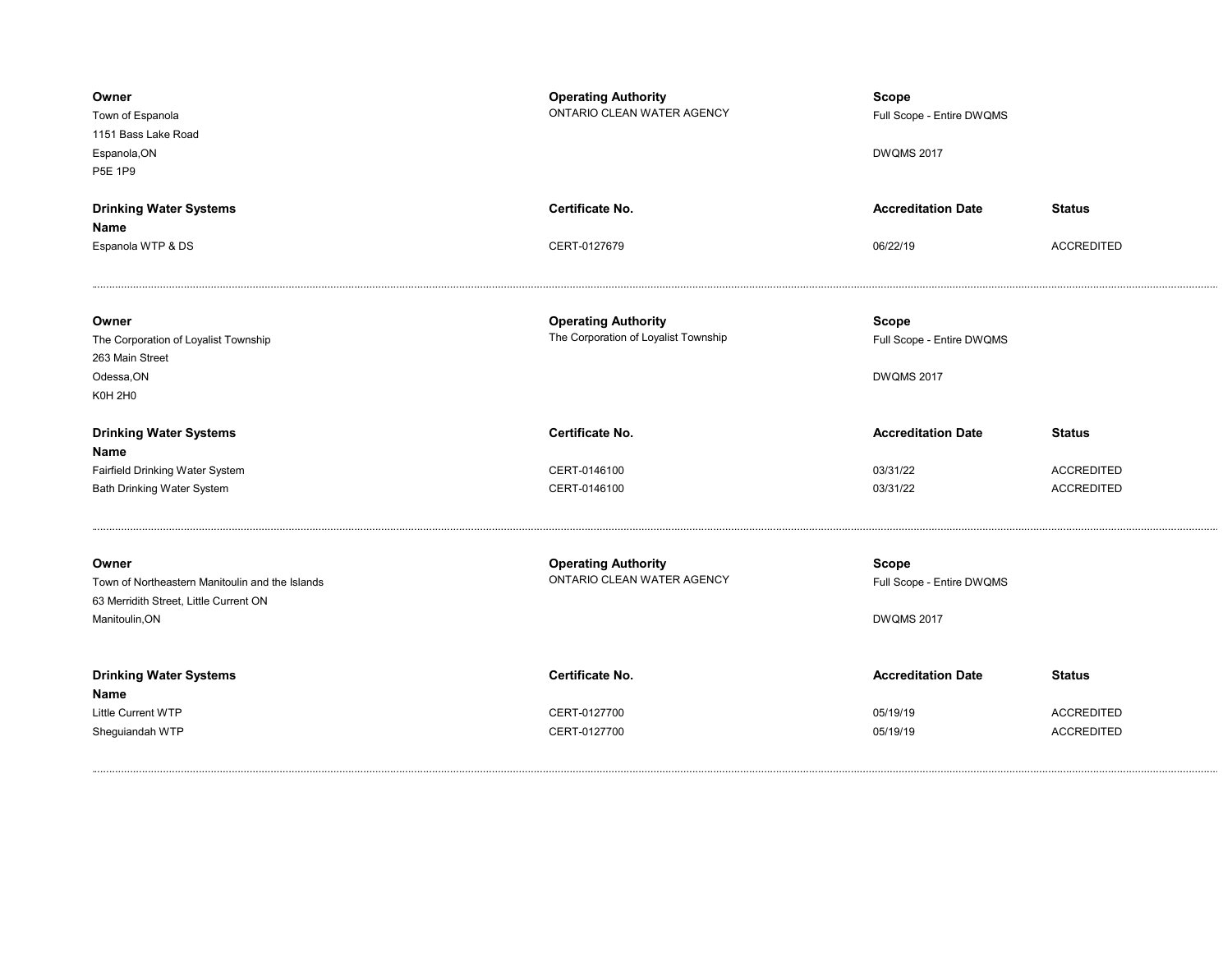| Owner | Operating Authority | Scope | |
|---|---|---|---|
| Town of Espanola<br>1151 Bass Lake Road<br>Espanola,ON<br>P5E 1P9 | ONTARIO CLEAN WATER AGENCY | Full Scope - Entire DWQMS<br><br>DWQMS 2017 | |

| Drinking Water Systems Name | Certificate No. | Accreditation Date | Status |
|---|---|---|---|
| Espanola WTP & DS | CERT-0127679 | 06/22/19 | ACCREDITED |

---

| Owner | Operating Authority | Scope | |
|---|---|---|---|
| The Corporation of Loyalist Township<br>263 Main Street<br>Odessa,ON<br>K0H 2H0 | The Corporation of Loyalist Township | Full Scope - Entire DWQMS<br><br>DWQMS 2017 | |

| Drinking Water Systems Name | Certificate No. | Accreditation Date | Status |
|---|---|---|---|
| Fairfield Drinking Water System | CERT-0146100 | 03/31/22 | ACCREDITED |
| Bath Drinking Water System | CERT-0146100 | 03/31/22 | ACCREDITED |

---

| Owner | Operating Authority | Scope | |
|---|---|---|---|
| Town of Northeastern Manitoulin and the Islands<br>63 Merridith Street, Little Current ON<br>Manitoulin,ON | ONTARIO CLEAN WATER AGENCY | Full Scope - Entire DWQMS<br><br>DWQMS 2017 | |

| Drinking Water Systems Name | Certificate No. | Accreditation Date | Status |
|---|---|---|---|
| Little Current WTP | CERT-0127700 | 05/19/19 | ACCREDITED |
| Sheguiandah WTP | CERT-0127700 | 05/19/19 | ACCREDITED |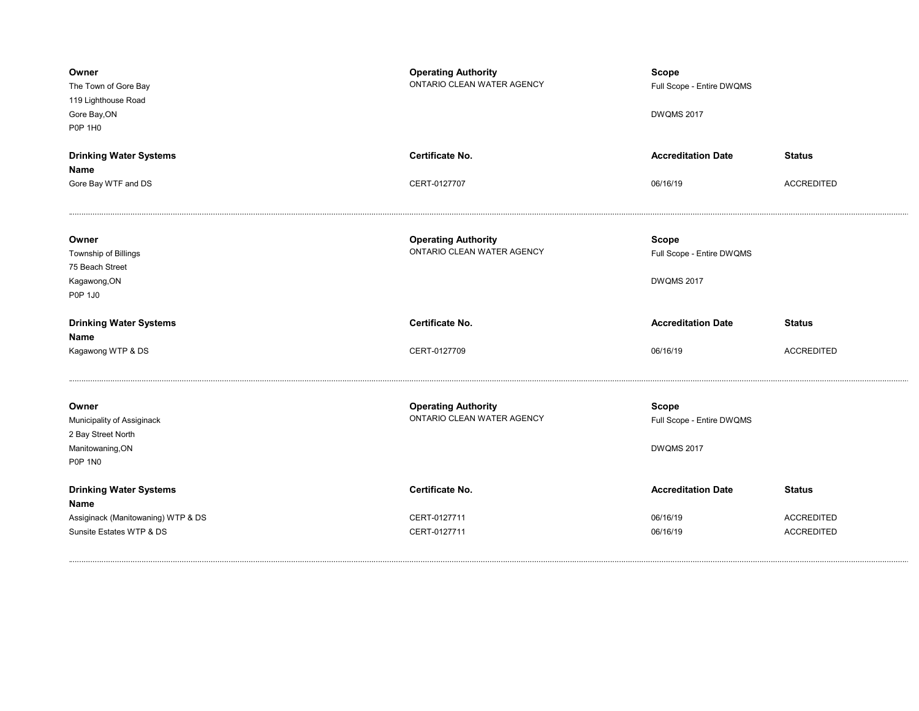**Owner**
The Town of Gore Bay
119 Lighthouse Road
Gore Bay,ON
P0P 1H0

**Operating Authority**
ONTARIO CLEAN WATER AGENCY

**Scope**
Full Scope - Entire DWQMS

DWQMS 2017

| Drinking Water Systems Name | Certificate No. | Accreditation Date | Status |
|---|---|---|---|
| Gore Bay WTF and DS | CERT-0127707 | 06/16/19 | ACCREDITED |

---

**Owner**
Township of Billings
75 Beach Street
Kagawong,ON
P0P 1J0

**Operating Authority**
ONTARIO CLEAN WATER AGENCY

**Scope**
Full Scope - Entire DWQMS

DWQMS 2017

| Drinking Water Systems Name | Certificate No. | Accreditation Date | Status |
|---|---|---|---|
| Kagawong WTP & DS | CERT-0127709 | 06/16/19 | ACCREDITED |

---

**Owner**
Municipality of Assiginack
2 Bay Street North
Manitowaning,ON
P0P 1N0

**Operating Authority**
ONTARIO CLEAN WATER AGENCY

**Scope**
Full Scope - Entire DWQMS

DWQMS 2017

| Drinking Water Systems Name | Certificate No. | Accreditation Date | Status |
|---|---|---|---|
| Assiginack (Manitowaning) WTP & DS | CERT-0127711 | 06/16/19 | ACCREDITED |
| Sunsite Estates WTP & DS | CERT-0127711 | 06/16/19 | ACCREDITED |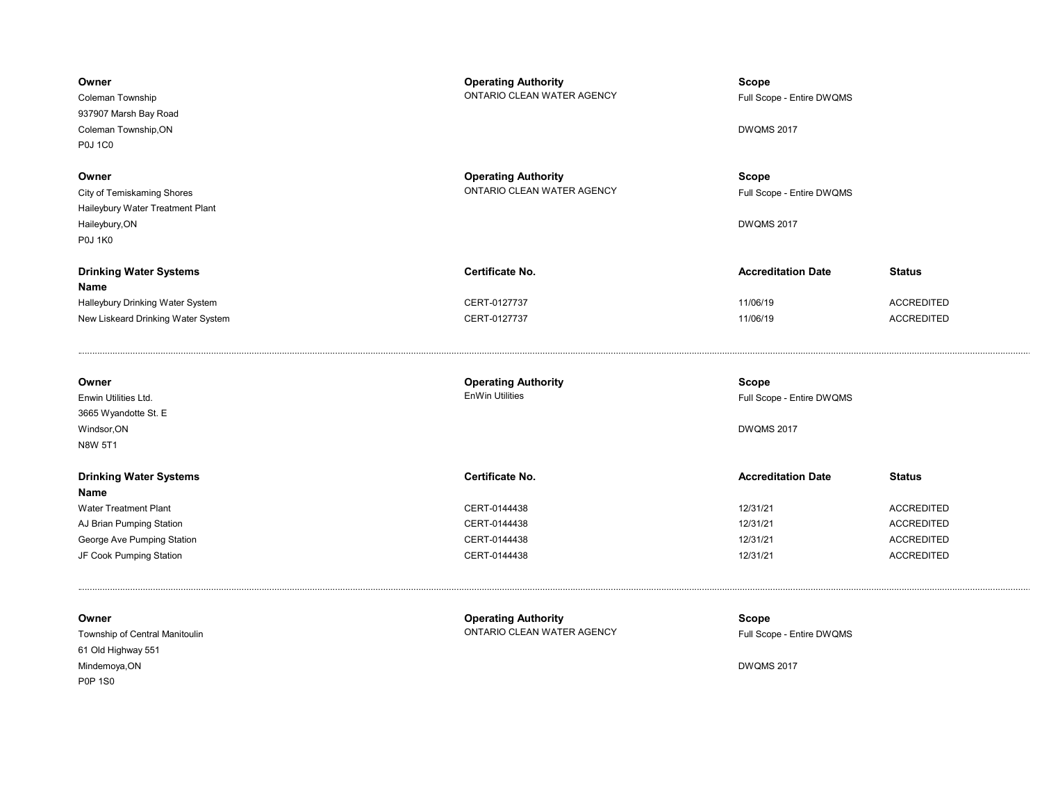| Owner | Operating Authority | Scope |
|---|---|---|
| Coleman Township<br>937907 Marsh Bay Road<br>Coleman Township,ON<br>P0J 1C0 | ONTARIO CLEAN WATER AGENCY | Full Scope - Entire DWQMS<br><br>DWQMS 2017 |

| Owner | Operating Authority | Scope |
|---|---|---|
| City of Temiskaming Shores<br>Haileybury Water Treatment Plant<br>Haileybury,ON<br>P0J 1K0 | ONTARIO CLEAN WATER AGENCY | Full Scope - Entire DWQMS<br><br>DWQMS 2017 |

| Drinking Water Systems Name | Certificate No. | Accreditation Date | Status |
|---|---|---|---|
| Halleybury Drinking Water System | CERT-0127737 | 11/06/19 | ACCREDITED |
| New Liskeard Drinking Water System | CERT-0127737 | 11/06/19 | ACCREDITED |

---

| Owner | Operating Authority | Scope |
|---|---|---|
| Enwin Utilities Ltd.<br>3665 Wyandotte St. E<br>Windsor,ON<br>N8W 5T1 | EnWin Utilities | Full Scope - Entire DWQMS<br><br>DWQMS 2017 |

| Drinking Water Systems Name | Certificate No. | Accreditation Date | Status |
|---|---|---|---|
| Water Treatment Plant | CERT-0144438 | 12/31/21 | ACCREDITED |
| AJ Brian Pumping Station | CERT-0144438 | 12/31/21 | ACCREDITED |
| George Ave Pumping Station | CERT-0144438 | 12/31/21 | ACCREDITED |
| JF Cook Pumping Station | CERT-0144438 | 12/31/21 | ACCREDITED |

---

| Owner | Operating Authority | Scope |
|---|---|---|
| Township of Central Manitoulin<br>61 Old Highway 551<br>Mindemoya,ON<br>P0P 1S0 | ONTARIO CLEAN WATER AGENCY | Full Scope - Entire DWQMS<br><br>DWQMS 2017 |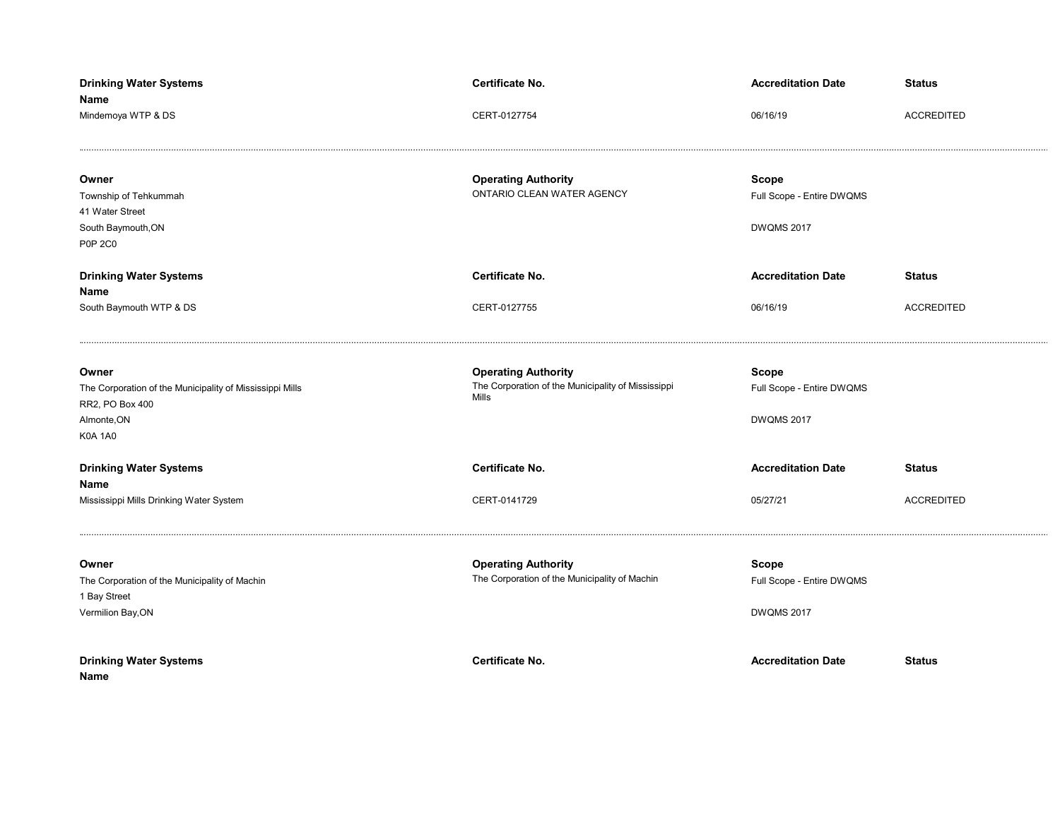| Drinking Water Systems Name | Certificate No. | Accreditation Date | Status |
|---|---|---|---|
| Mindemoya WTP & DS | CERT-0127754 | 06/16/19 | ACCREDITED |

---

| Owner | Operating Authority | Scope |
|---|---|---|
| Township of Tehkummah<br>41 Water Street<br>South Baymouth,ON<br>P0P 2C0 | ONTARIO CLEAN WATER AGENCY | Full Scope - Entire DWQMS<br><br>DWQMS 2017 |

| Drinking Water Systems Name | Certificate No. | Accreditation Date | Status |
|---|---|---|---|
| South Baymouth WTP & DS | CERT-0127755 | 06/16/19 | ACCREDITED |

---

| Owner | Operating Authority | Scope |
|---|---|---|
| The Corporation of the Municipality of Mississippi Mills<br>RR2, PO Box 400<br>Almonte,ON<br>K0A 1A0 | The Corporation of the Municipality of Mississippi Mills | Full Scope - Entire DWQMS<br><br>DWQMS 2017 |

| Drinking Water Systems Name | Certificate No. | Accreditation Date | Status |
|---|---|---|---|
| Mississippi Mills Drinking Water System | CERT-0141729 | 05/27/21 | ACCREDITED |

---

| Owner | Operating Authority | Scope |
|---|---|---|
| The Corporation of the Municipality of Machin<br>1 Bay Street<br>Vermilion Bay,ON | The Corporation of the Municipality of Machin | Full Scope - Entire DWQMS<br><br>DWQMS 2017 |

| Drinking Water Systems Name | Certificate No. | Accreditation Date | Status |
|---|---|---|---|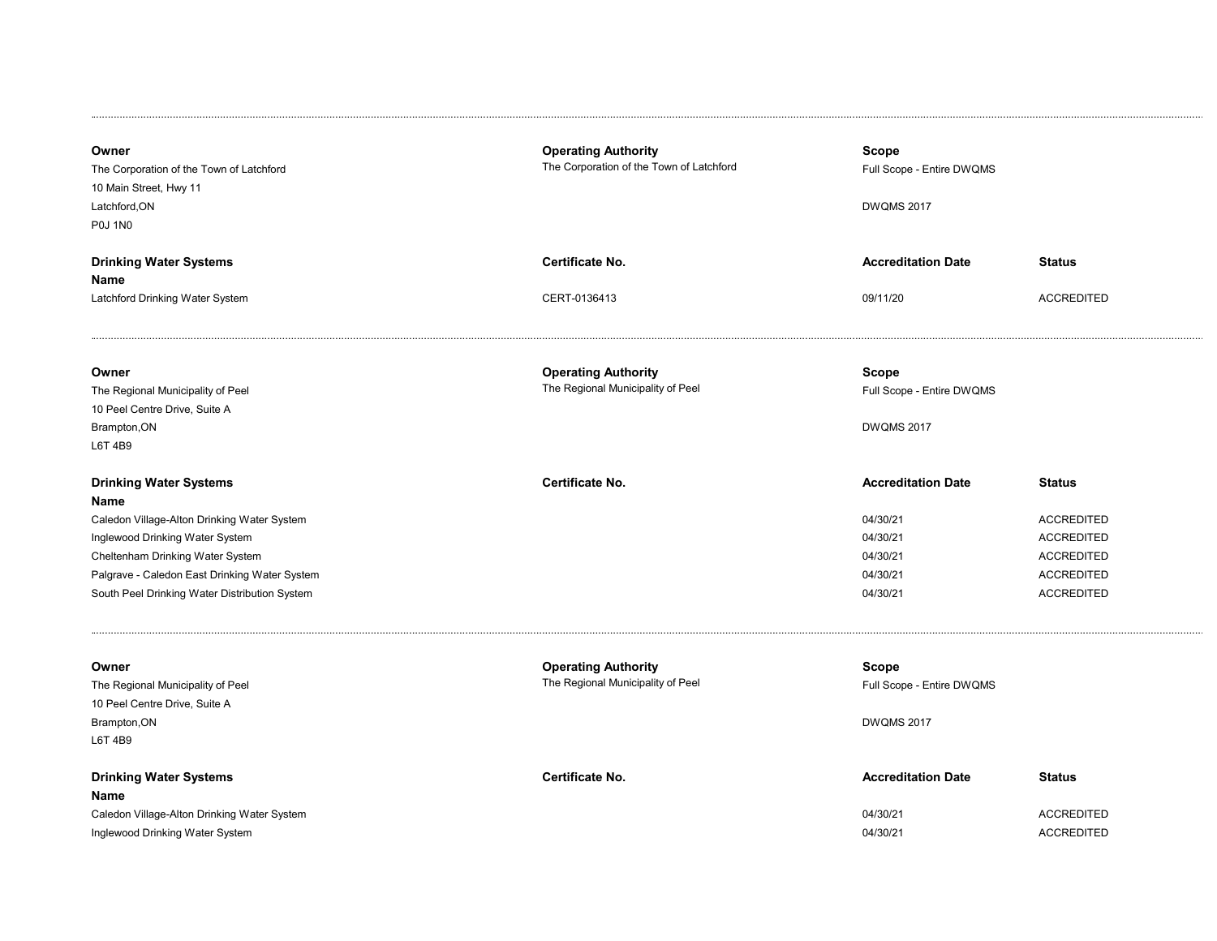| **Owner** | **Operating Authority** | **Scope** | |
|---|---|---|---|
| The Corporation of the Town of Latchford<br>10 Main Street, Hwy 11<br>Latchford,ON<br>P0J 1N0 | The Corporation of the Town of Latchford | Full Scope - Entire DWQMS<br><br>DWQMS 2017 | |

| **Drinking Water Systems Name** | **Certificate No.** | **Accreditation Date** | **Status** |
|---|---|---|---|
| Latchford Drinking Water System | CERT-0136413 | 09/11/20 | ACCREDITED |

---

| **Owner** | **Operating Authority** | **Scope** | |
|---|---|---|---|
| The Regional Municipality of Peel<br>10 Peel Centre Drive, Suite A<br>Brampton,ON<br>L6T 4B9 | The Regional Municipality of Peel | Full Scope - Entire DWQMS<br><br>DWQMS 2017 | |

| **Drinking Water Systems Name** | **Certificate No.** | **Accreditation Date** | **Status** |
|---|---|---|---|
| Caledon Village-Alton Drinking Water System | | 04/30/21 | ACCREDITED |
| Inglewood Drinking Water System | | 04/30/21 | ACCREDITED |
| Cheltenham Drinking Water System | | 04/30/21 | ACCREDITED |
| Palgrave - Caledon East Drinking Water System | | 04/30/21 | ACCREDITED |
| South Peel Drinking Water Distribution System | | 04/30/21 | ACCREDITED |

---

| **Owner** | **Operating Authority** | **Scope** | |
|---|---|---|---|
| The Regional Municipality of Peel<br>10 Peel Centre Drive, Suite A<br>Brampton,ON<br>L6T 4B9 | The Regional Municipality of Peel | Full Scope - Entire DWQMS<br><br>DWQMS 2017 | |

| **Drinking Water Systems Name** | **Certificate No.** | **Accreditation Date** | **Status** |
|---|---|---|---|
| Caledon Village-Alton Drinking Water System | | 04/30/21 | ACCREDITED |
| Inglewood Drinking Water System | | 04/30/21 | ACCREDITED |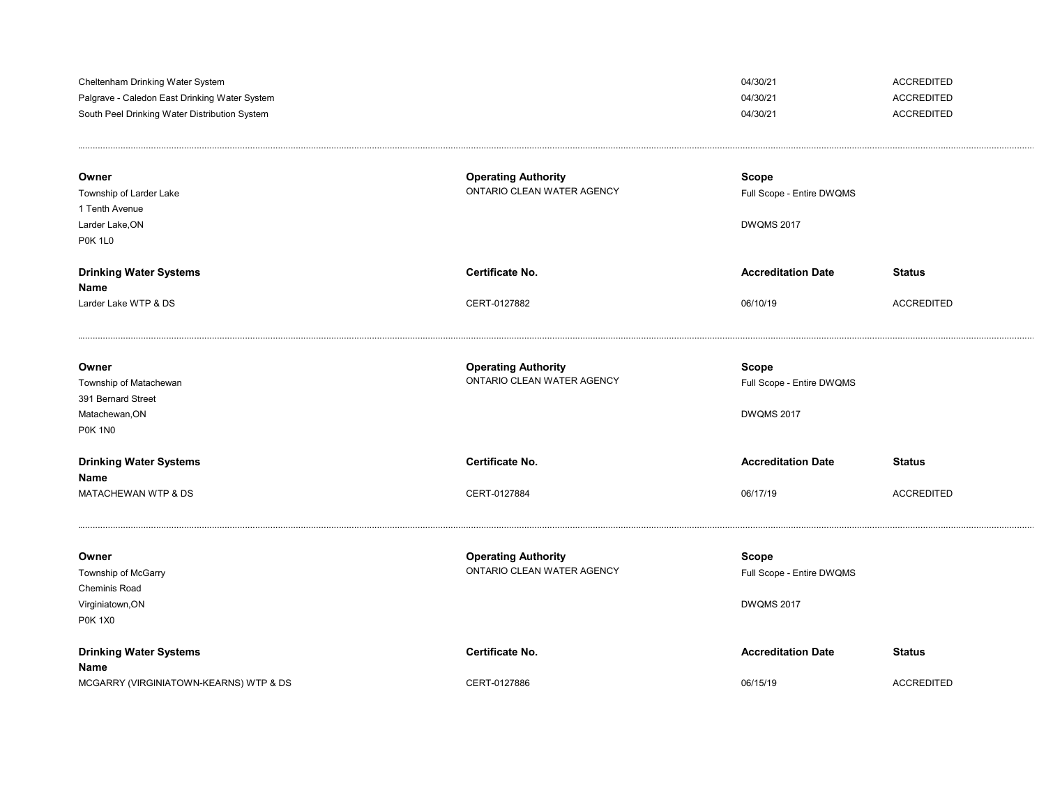| | | | |
|---|---|---|---|
| Cheltenham Drinking Water System | | 04/30/21 | ACCREDITED |
| Palgrave - Caledon East Drinking Water System | | 04/30/21 | ACCREDITED |
| South Peel Drinking Water Distribution System | | 04/30/21 | ACCREDITED |

---

**Owner**
Township of Larder Lake
1 Tenth Avenue
Larder Lake,ON
P0K 1L0

**Operating Authority**
ONTARIO CLEAN WATER AGENCY

**Scope**
Full Scope - Entire DWQMS

DWQMS 2017

| Drinking Water Systems Name | Certificate No. | Accreditation Date | Status |
|---|---|---|---|
| Larder Lake WTP & DS | CERT-0127882 | 06/10/19 | ACCREDITED |

---

**Owner**
Township of Matachewan
391 Bernard Street
Matachewan,ON
P0K 1N0

**Operating Authority**
ONTARIO CLEAN WATER AGENCY

**Scope**
Full Scope - Entire DWQMS

DWQMS 2017

| Drinking Water Systems Name | Certificate No. | Accreditation Date | Status |
|---|---|---|---|
| MATACHEWAN WTP & DS | CERT-0127884 | 06/17/19 | ACCREDITED |

---

**Owner**
Township of McGarry
Cheminis Road
Virginiatown,ON
P0K 1X0

**Operating Authority**
ONTARIO CLEAN WATER AGENCY

**Scope**
Full Scope - Entire DWQMS

DWQMS 2017

| Drinking Water Systems Name | Certificate No. | Accreditation Date | Status |
|---|---|---|---|
| MCGARRY (VIRGINIATOWN-KEARNS) WTP & DS | CERT-0127886 | 06/15/19 | ACCREDITED |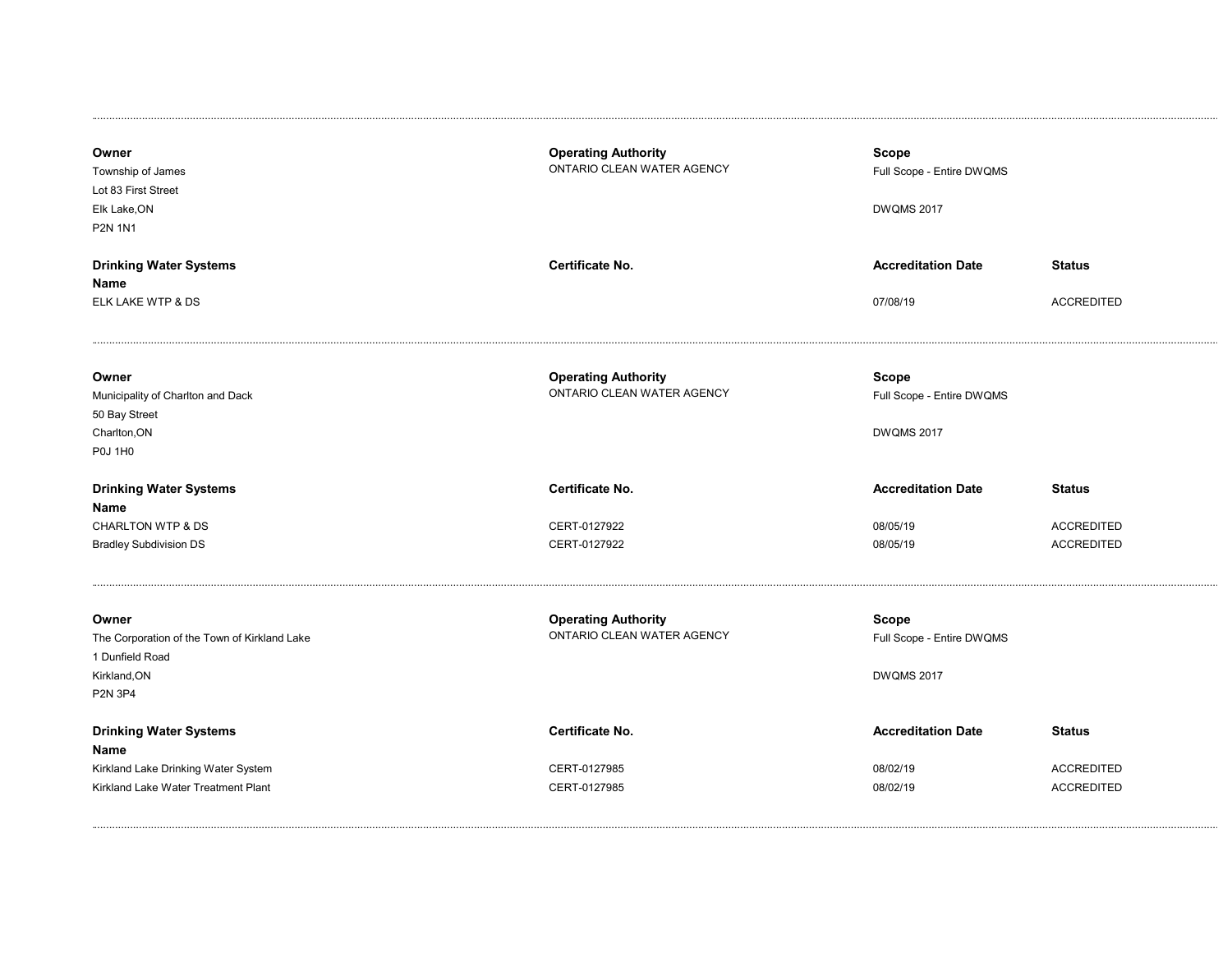---

| Owner | Operating Authority | Scope | |
|---|---|---|---|
| Township of James<br>Lot 83 First Street<br>Elk Lake,ON<br>P2N 1N1 | ONTARIO CLEAN WATER AGENCY | Full Scope - Entire DWQMS<br><br>DWQMS 2017 | |

| Drinking Water Systems Name | Certificate No. | Accreditation Date | Status |
|---|---|---|---|
| ELK LAKE WTP & DS | | 07/08/19 | ACCREDITED |

---

| Owner | Operating Authority | Scope | |
|---|---|---|---|
| Municipality of Charlton and Dack<br>50 Bay Street<br>Charlton,ON<br>P0J 1H0 | ONTARIO CLEAN WATER AGENCY | Full Scope - Entire DWQMS<br><br>DWQMS 2017 | |

| Drinking Water Systems Name | Certificate No. | Accreditation Date | Status |
|---|---|---|---|
| CHARLTON WTP & DS | CERT-0127922 | 08/05/19 | ACCREDITED |
| Bradley Subdivision DS | CERT-0127922 | 08/05/19 | ACCREDITED |

---

| Owner | Operating Authority | Scope | |
|---|---|---|---|
| The Corporation of the Town of Kirkland Lake<br>1 Dunfield Road<br>Kirkland,ON<br>P2N 3P4 | ONTARIO CLEAN WATER AGENCY | Full Scope - Entire DWQMS<br><br>DWQMS 2017 | |

| Drinking Water Systems Name | Certificate No. | Accreditation Date | Status |
|---|---|---|---|
| Kirkland Lake Drinking Water System | CERT-0127985 | 08/02/19 | ACCREDITED |
| Kirkland Lake Water Treatment Plant | CERT-0127985 | 08/02/19 | ACCREDITED |

---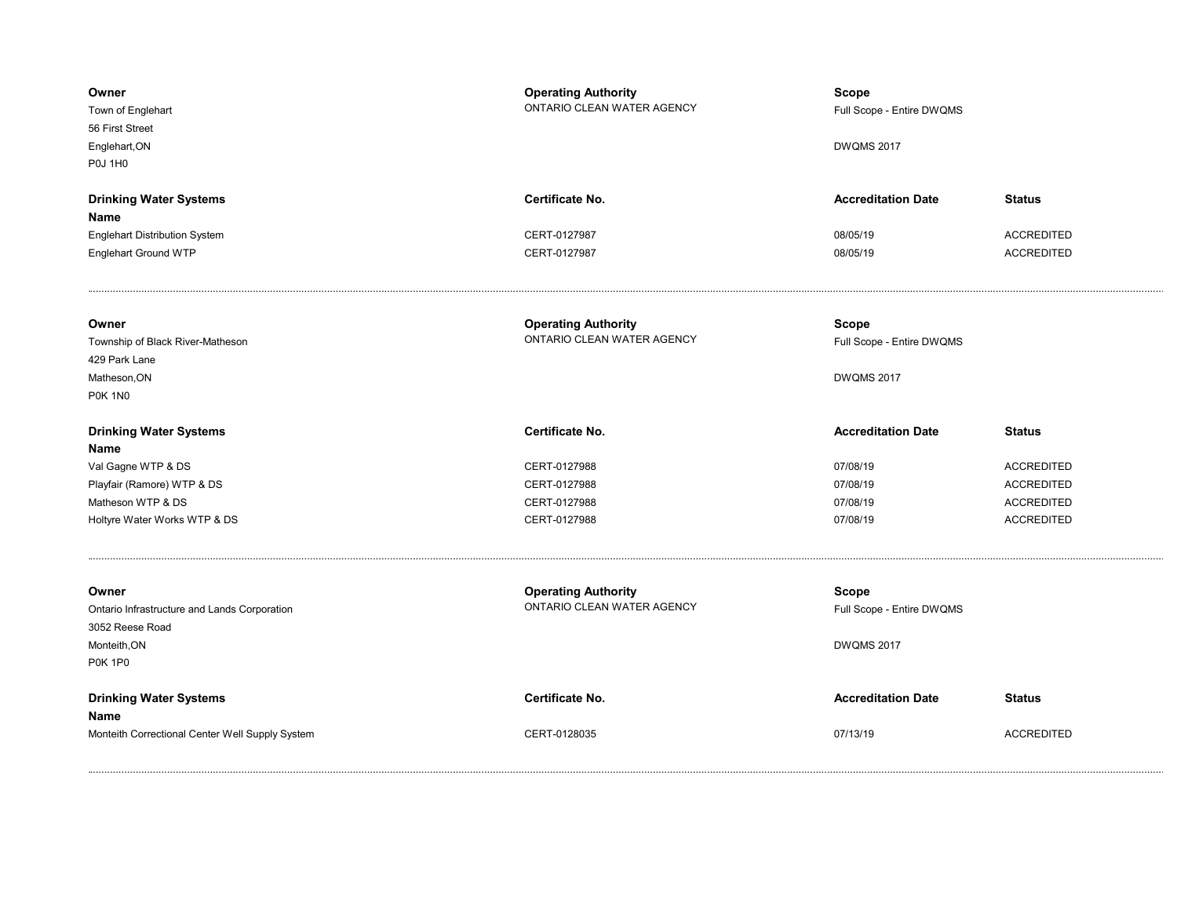| Owner | Operating Authority | Scope | |
|---|---|---|---|
| Town of Englehart<br>56 First Street<br>Englehart,ON<br>P0J 1H0 | ONTARIO CLEAN WATER AGENCY | Full Scope - Entire DWQMS<br><br>DWQMS 2017 | |

| Drinking Water Systems Name | Certificate No. | Accreditation Date | Status |
|---|---|---|---|
| Englehart Distribution System | CERT-0127987 | 08/05/19 | ACCREDITED |
| Englehart Ground WTP | CERT-0127987 | 08/05/19 | ACCREDITED |

---

| Owner | Operating Authority | Scope | |
|---|---|---|---|
| Township of Black River-Matheson<br>429 Park Lane<br>Matheson,ON<br>P0K 1N0 | ONTARIO CLEAN WATER AGENCY | Full Scope - Entire DWQMS<br><br>DWQMS 2017 | |

| Drinking Water Systems Name | Certificate No. | Accreditation Date | Status |
|---|---|---|---|
| Val Gagne WTP & DS | CERT-0127988 | 07/08/19 | ACCREDITED |
| Playfair (Ramore) WTP & DS | CERT-0127988 | 07/08/19 | ACCREDITED |
| Matheson WTP & DS | CERT-0127988 | 07/08/19 | ACCREDITED |
| Holtyre Water Works WTP & DS | CERT-0127988 | 07/08/19 | ACCREDITED |

---

| Owner | Operating Authority | Scope | |
|---|---|---|---|
| Ontario Infrastructure and Lands Corporation<br>3052 Reese Road<br>Monteith,ON<br>P0K 1P0 | ONTARIO CLEAN WATER AGENCY | Full Scope - Entire DWQMS<br><br>DWQMS 2017 | |

| Drinking Water Systems Name | Certificate No. | Accreditation Date | Status |
|---|---|---|---|
| Monteith Correctional Center Well Supply System | CERT-0128035 | 07/13/19 | ACCREDITED |

---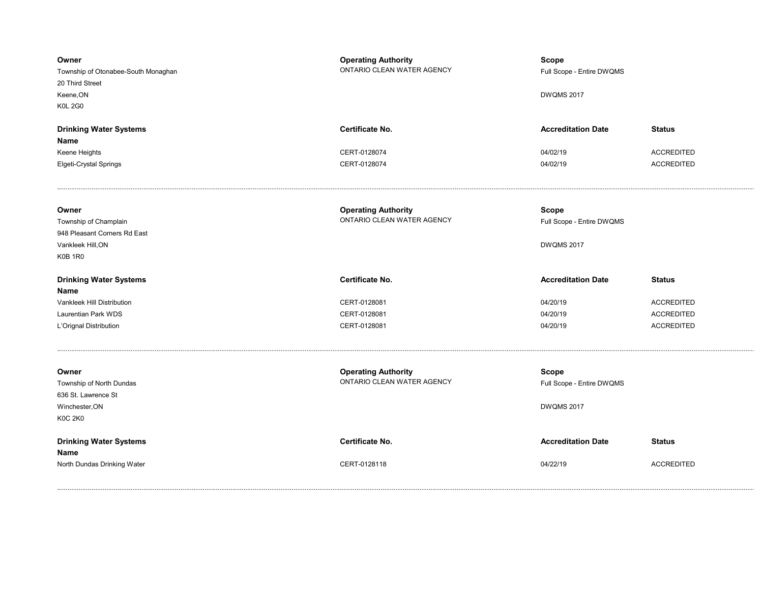| Owner | Operating Authority | Scope | |
|---|---|---|---|
| Township of Otonabee-South Monaghan<br>20 Third Street<br>Keene,ON<br>K0L 2G0 | ONTARIO CLEAN WATER AGENCY | Full Scope - Entire DWQMS<br><br>DWQMS 2017 | |

| Drinking Water Systems Name | Certificate No. | Accreditation Date | Status |
|---|---|---|---|
| Keene Heights | CERT-0128074 | 04/02/19 | ACCREDITED |
| Elgeti-Crystal Springs | CERT-0128074 | 04/02/19 | ACCREDITED |

---

| Owner | Operating Authority | Scope | |
|---|---|---|---|
| Township of Champlain<br>948 Pleasant Corners Rd East<br>Vankleek Hill,ON<br>K0B 1R0 | ONTARIO CLEAN WATER AGENCY | Full Scope - Entire DWQMS<br><br>DWQMS 2017 | |

| Drinking Water Systems Name | Certificate No. | Accreditation Date | Status |
|---|---|---|---|
| Vankleek Hill Distribution | CERT-0128081 | 04/20/19 | ACCREDITED |
| Laurentian Park WDS | CERT-0128081 | 04/20/19 | ACCREDITED |
| L'Orignal Distribution | CERT-0128081 | 04/20/19 | ACCREDITED |

---

| Owner | Operating Authority | Scope | |
|---|---|---|---|
| Township of North Dundas<br>636 St. Lawrence St<br>Winchester,ON<br>K0C 2K0 | ONTARIO CLEAN WATER AGENCY | Full Scope - Entire DWQMS<br><br>DWQMS 2017 | |

| Drinking Water Systems Name | Certificate No. | Accreditation Date | Status |
|---|---|---|---|
| North Dundas Drinking Water | CERT-0128118 | 04/22/19 | ACCREDITED |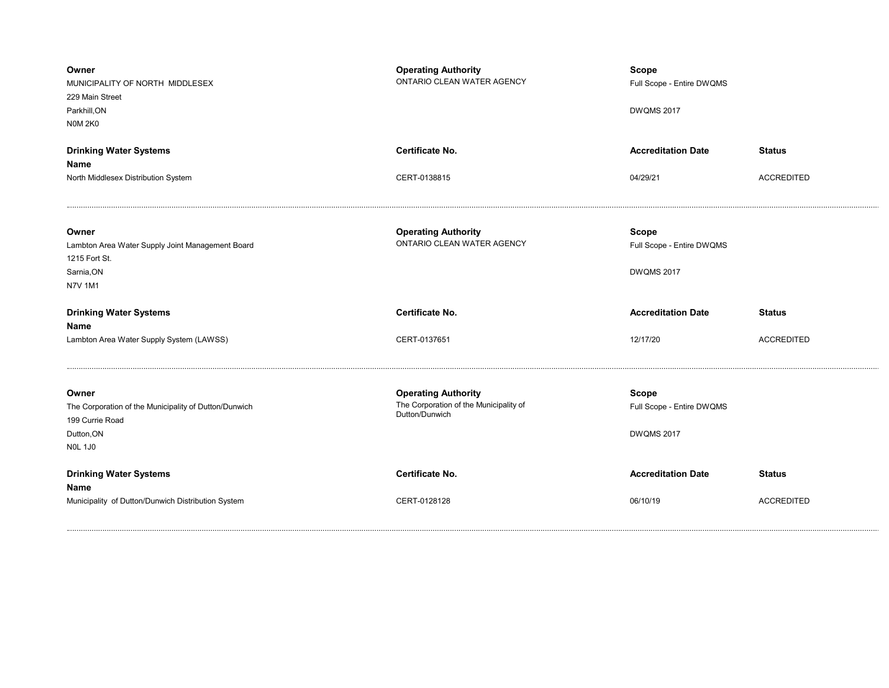**Owner**
MUNICIPALITY OF NORTH MIDDLESEX
229 Main Street
Parkhill,ON
N0M 2K0

**Operating Authority**
ONTARIO CLEAN WATER AGENCY

**Scope**
Full Scope - Entire DWQMS

DWQMS 2017

| **Drinking Water Systems Name** | **Certificate No.** | **Accreditation Date** | **Status** |
|---|---|---|---|
| North Middlesex Distribution System | CERT-0138815 | 04/29/21 | ACCREDITED |

---

**Owner**
Lambton Area Water Supply Joint Management Board
1215 Fort St.
Sarnia,ON
N7V 1M1

**Operating Authority**
ONTARIO CLEAN WATER AGENCY

**Scope**
Full Scope - Entire DWQMS

DWQMS 2017

| **Drinking Water Systems Name** | **Certificate No.** | **Accreditation Date** | **Status** |
|---|---|---|---|
| Lambton Area Water Supply System (LAWSS) | CERT-0137651 | 12/17/20 | ACCREDITED |

---

**Owner**
The Corporation of the Municipality of Dutton/Dunwich
199 Currie Road
Dutton,ON
N0L 1J0

**Operating Authority**
The Corporation of the Municipality of Dutton/Dunwich

**Scope**
Full Scope - Entire DWQMS

DWQMS 2017

| **Drinking Water Systems Name** | **Certificate No.** | **Accreditation Date** | **Status** |
|---|---|---|---|
| Municipality of Dutton/Dunwich Distribution System | CERT-0128128 | 06/10/19 | ACCREDITED |

---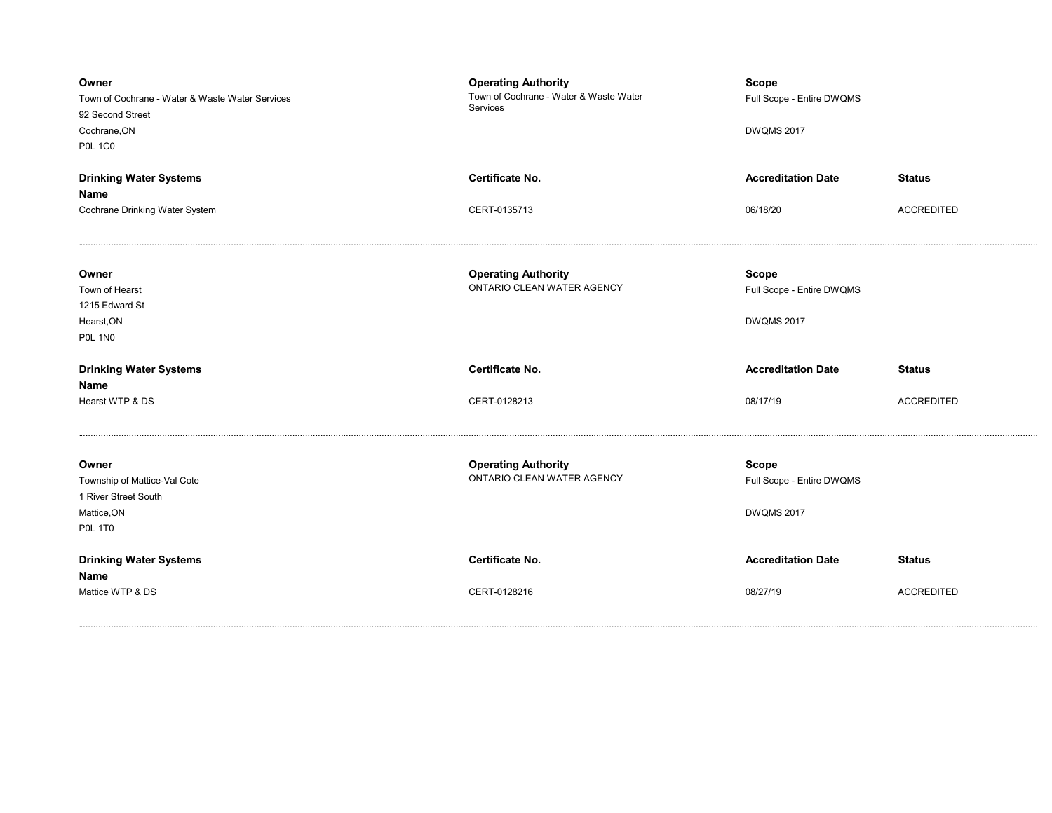| Owner | Operating Authority | Scope | |
|---|---|---|---|
| Town of Cochrane - Water & Waste Water Services<br>92 Second Street<br>Cochrane,ON<br>P0L 1C0 | Town of Cochrane - Water & Waste Water Services | Full Scope - Entire DWQMS<br><br>DWQMS 2017 | |
| **Drinking Water Systems Name** | **Certificate No.** | **Accreditation Date** | **Status** |
| Cochrane Drinking Water System | CERT-0135713 | 06/18/20 | ACCREDITED |

---

| Owner | Operating Authority | Scope | |
|---|---|---|---|
| Town of Hearst<br>1215 Edward St<br>Hearst,ON<br>P0L 1N0 | ONTARIO CLEAN WATER AGENCY | Full Scope - Entire DWQMS<br><br>DWQMS 2017 | |
| **Drinking Water Systems Name** | **Certificate No.** | **Accreditation Date** | **Status** |
| Hearst WTP & DS | CERT-0128213 | 08/17/19 | ACCREDITED |

---

| Owner | Operating Authority | Scope | |
|---|---|---|---|
| Township of Mattice-Val Cote<br>1 River Street South<br>Mattice,ON<br>P0L 1T0 | ONTARIO CLEAN WATER AGENCY | Full Scope - Entire DWQMS<br><br>DWQMS 2017 | |
| **Drinking Water Systems Name** | **Certificate No.** | **Accreditation Date** | **Status** |
| Mattice WTP & DS | CERT-0128216 | 08/27/19 | ACCREDITED |

---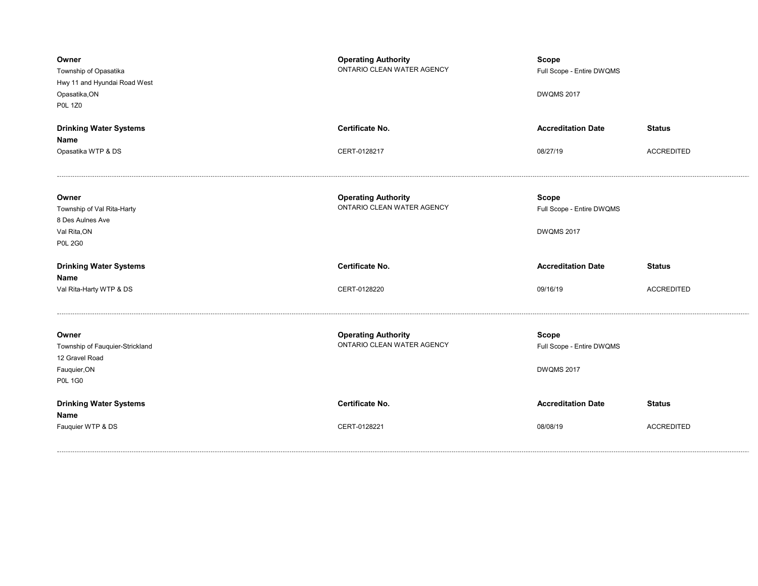| **Owner** | **Operating Authority** | **Scope** | |
|---|---|---|---|
| Township of Opasatika<br>Hwy 11 and Hyundai Road West<br>Opasatika,ON<br>P0L 1Z0 | ONTARIO CLEAN WATER AGENCY | Full Scope - Entire DWQMS<br><br>DWQMS 2017 | |
| **Drinking Water Systems Name** | **Certificate No.** | **Accreditation Date** | **Status** |
| Opasatika WTP & DS | CERT-0128217 | 08/27/19 | ACCREDITED |

---

| **Owner** | **Operating Authority** | **Scope** | |
|---|---|---|---|
| Township of Val Rita-Harty<br>8 Des Aulnes Ave<br>Val Rita,ON<br>P0L 2G0 | ONTARIO CLEAN WATER AGENCY | Full Scope - Entire DWQMS<br><br>DWQMS 2017 | |
| **Drinking Water Systems Name** | **Certificate No.** | **Accreditation Date** | **Status** |
| Val Rita-Harty WTP & DS | CERT-0128220 | 09/16/19 | ACCREDITED |

---

| **Owner** | **Operating Authority** | **Scope** | |
|---|---|---|---|
| Township of Fauquier-Strickland<br>12 Gravel Road<br>Fauquier,ON<br>P0L 1G0 | ONTARIO CLEAN WATER AGENCY | Full Scope - Entire DWQMS<br><br>DWQMS 2017 | |
| **Drinking Water Systems Name** | **Certificate No.** | **Accreditation Date** | **Status** |
| Fauquier WTP & DS | CERT-0128221 | 08/08/19 | ACCREDITED |

---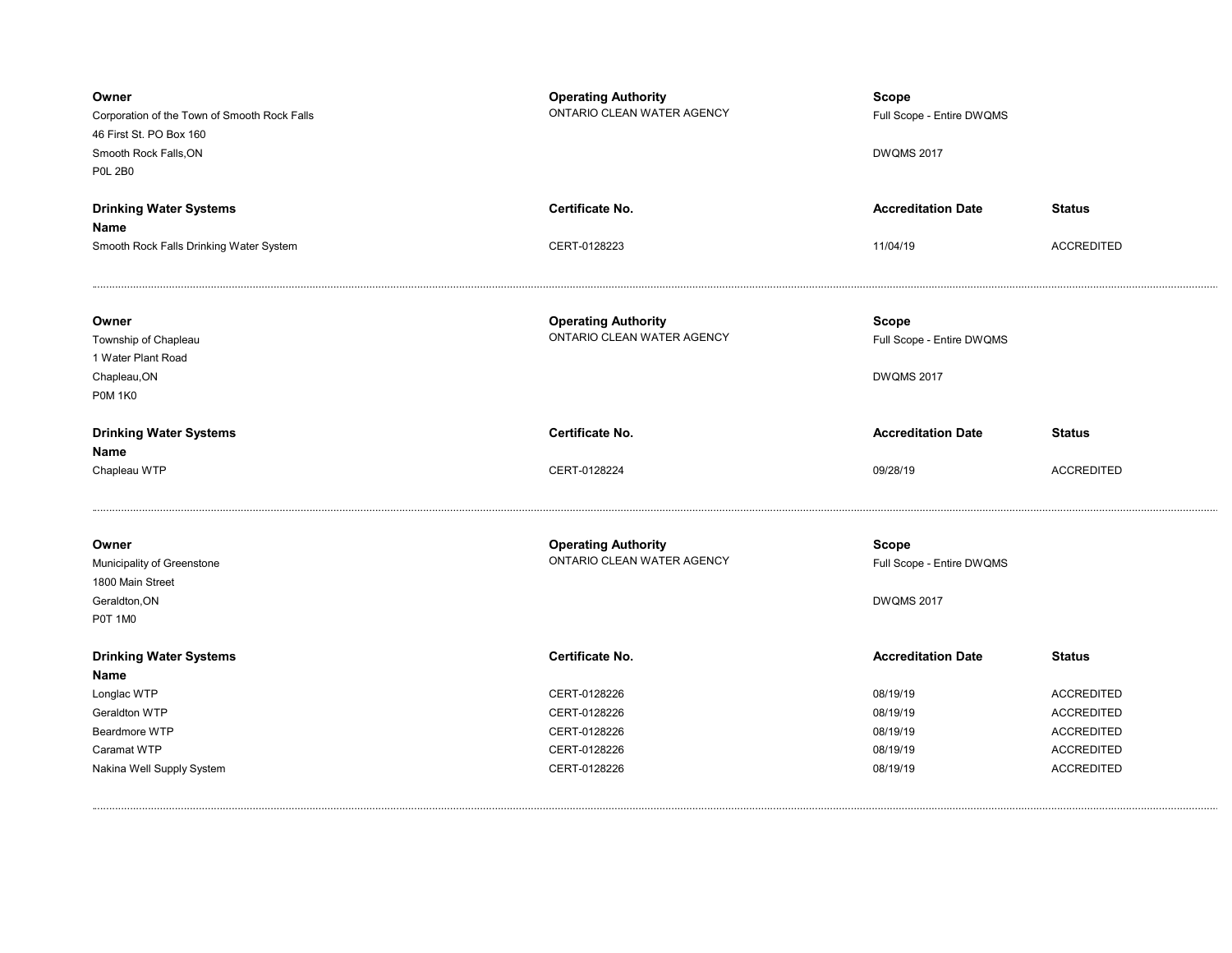**Owner**
Corporation of the Town of Smooth Rock Falls
46 First St. PO Box 160
Smooth Rock Falls,ON
P0L 2B0

**Operating Authority**
ONTARIO CLEAN WATER AGENCY

**Scope**
Full Scope - Entire DWQMS

DWQMS 2017

| Drinking Water Systems Name | Certificate No. | Accreditation Date | Status |
|---|---|---|---|
| Smooth Rock Falls Drinking Water System | CERT-0128223 | 11/04/19 | ACCREDITED |

---

**Owner**
Township of Chapleau
1 Water Plant Road
Chapleau,ON
P0M 1K0

**Operating Authority**
ONTARIO CLEAN WATER AGENCY

**Scope**
Full Scope - Entire DWQMS

DWQMS 2017

| Drinking Water Systems Name | Certificate No. | Accreditation Date | Status |
|---|---|---|---|
| Chapleau WTP | CERT-0128224 | 09/28/19 | ACCREDITED |

---

**Owner**
Municipality of Greenstone
1800 Main Street
Geraldton,ON
P0T 1M0

**Operating Authority**
ONTARIO CLEAN WATER AGENCY

**Scope**
Full Scope - Entire DWQMS

DWQMS 2017

| Drinking Water Systems Name | Certificate No. | Accreditation Date | Status |
|---|---|---|---|
| Longlac WTP | CERT-0128226 | 08/19/19 | ACCREDITED |
| Geraldton WTP | CERT-0128226 | 08/19/19 | ACCREDITED |
| Beardmore WTP | CERT-0128226 | 08/19/19 | ACCREDITED |
| Caramat WTP | CERT-0128226 | 08/19/19 | ACCREDITED |
| Nakina Well Supply System | CERT-0128226 | 08/19/19 | ACCREDITED |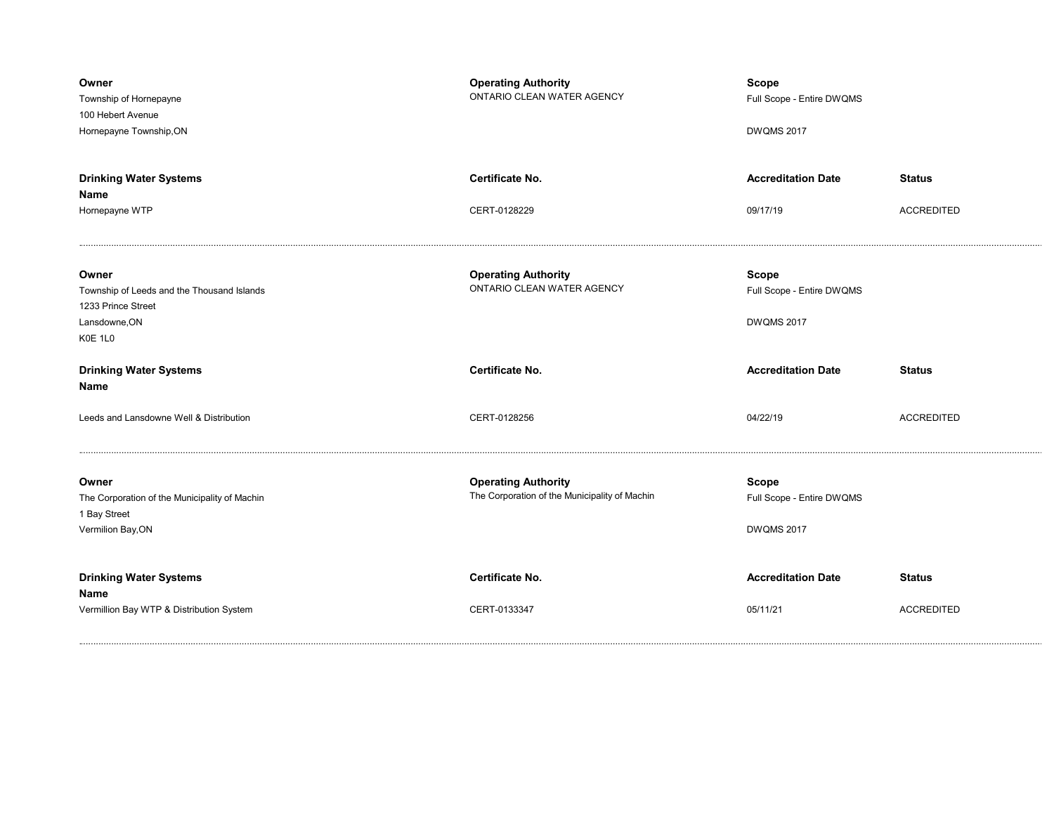**Owner**
Township of Hornepayne
100 Hebert Avenue
Hornepayne Township,ON

**Operating Authority**
ONTARIO CLEAN WATER AGENCY

**Scope**
Full Scope - Entire DWQMS

DWQMS 2017

| Drinking Water Systems Name | Certificate No. | Accreditation Date | Status |
|---|---|---|---|
| Hornepayne WTP | CERT-0128229 | 09/17/19 | ACCREDITED |

---

**Owner**
Township of Leeds and the Thousand Islands
1233 Prince Street
Lansdowne,ON
K0E 1L0

**Operating Authority**
ONTARIO CLEAN WATER AGENCY

**Scope**
Full Scope - Entire DWQMS

DWQMS 2017

| Drinking Water Systems Name | Certificate No. | Accreditation Date | Status |
|---|---|---|---|
| Leeds and Lansdowne Well & Distribution | CERT-0128256 | 04/22/19 | ACCREDITED |

---

**Owner**
The Corporation of the Municipality of Machin
1 Bay Street
Vermilion Bay,ON

**Operating Authority**
The Corporation of the Municipality of Machin

**Scope**
Full Scope - Entire DWQMS

DWQMS 2017

| Drinking Water Systems Name | Certificate No. | Accreditation Date | Status |
|---|---|---|---|
| Vermillion Bay WTP & Distribution System | CERT-0133347 | 05/11/21 | ACCREDITED |

---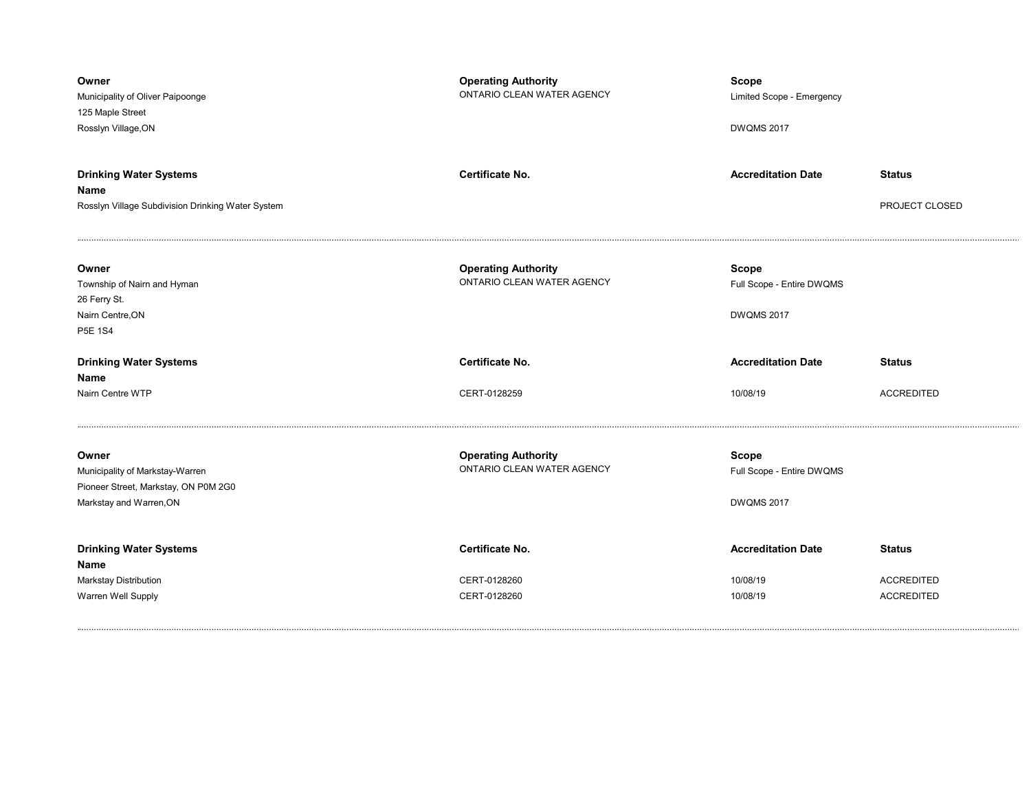| Owner | Operating Authority | Scope | |
|---|---|---|---|
| Municipality of Oliver Paipoonge<br>125 Maple Street<br>Rosslyn Village,ON | ONTARIO CLEAN WATER AGENCY | Limited Scope - Emergency<br><br>DWQMS 2017 | |

| Drinking Water Systems Name | Certificate No. | Accreditation Date | Status |
|---|---|---|---|
| Rosslyn Village Subdivision Drinking Water System | | | PROJECT CLOSED |

---

| Owner | Operating Authority | Scope | |
|---|---|---|---|
| Township of Nairn and Hyman<br>26 Ferry St.<br>Nairn Centre,ON<br>P5E 1S4 | ONTARIO CLEAN WATER AGENCY | Full Scope - Entire DWQMS<br><br>DWQMS 2017 | |

| Drinking Water Systems Name | Certificate No. | Accreditation Date | Status |
|---|---|---|---|
| Nairn Centre WTP | CERT-0128259 | 10/08/19 | ACCREDITED |

---

| Owner | Operating Authority | Scope | |
|---|---|---|---|
| Municipality of Markstay-Warren<br>Pioneer Street, Markstay, ON P0M 2G0<br>Markstay and Warren,ON | ONTARIO CLEAN WATER AGENCY | Full Scope - Entire DWQMS<br><br>DWQMS 2017 | |

| Drinking Water Systems Name | Certificate No. | Accreditation Date | Status |
|---|---|---|---|
| Markstay Distribution | CERT-0128260 | 10/08/19 | ACCREDITED |
| Warren Well Supply | CERT-0128260 | 10/08/19 | ACCREDITED |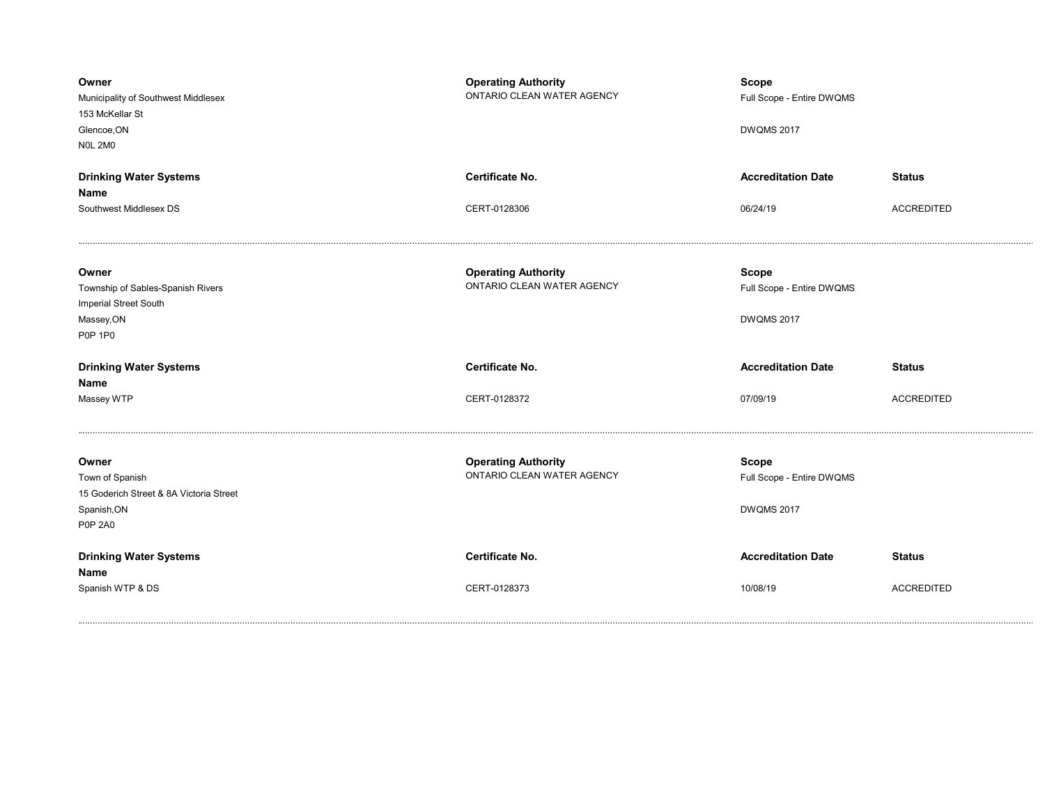**Owner**
Municipality of Southwest Middlesex
153 McKellar St
Glencoe,ON
N0L 2M0

**Operating Authority**
ONTARIO CLEAN WATER AGENCY

**Scope**
Full Scope - Entire DWQMS

DWQMS 2017

| Drinking Water Systems Name | Certificate No. | Accreditation Date | Status |
|---|---|---|---|
| Southwest Middlesex DS | CERT-0128306 | 06/24/19 | ACCREDITED |

---

**Owner**
Township of Sables-Spanish Rivers
Imperial Street South
Massey,ON
P0P 1P0

**Operating Authority**
ONTARIO CLEAN WATER AGENCY

**Scope**
Full Scope - Entire DWQMS

DWQMS 2017

| Drinking Water Systems Name | Certificate No. | Accreditation Date | Status |
|---|---|---|---|
| Massey WTP | CERT-0128372 | 07/09/19 | ACCREDITED |

---

**Owner**
Town of Spanish
15 Goderich Street & 8A Victoria Street
Spanish,ON
P0P 2A0

**Operating Authority**
ONTARIO CLEAN WATER AGENCY

**Scope**
Full Scope - Entire DWQMS

DWQMS 2017

| Drinking Water Systems Name | Certificate No. | Accreditation Date | Status |
|---|---|---|---|
| Spanish WTP & DS | CERT-0128373 | 10/08/19 | ACCREDITED |

---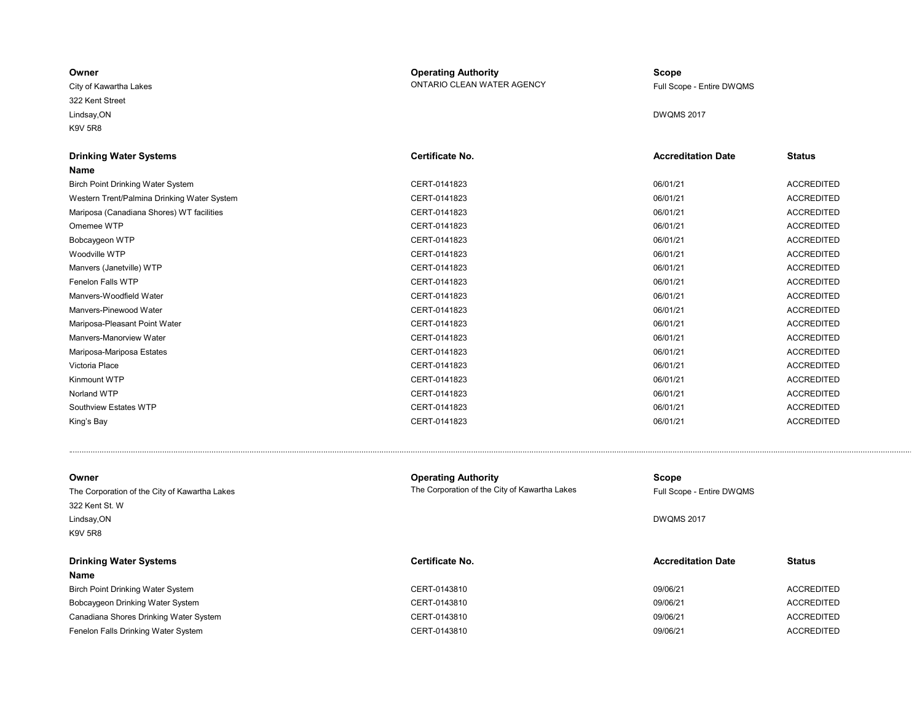| Owner | Operating Authority | Scope | |
|---|---|---|---|
| City of Kawartha Lakes | ONTARIO CLEAN WATER AGENCY | Full Scope - Entire DWQMS | |
| 322 Kent Street | | | |
| Lindsay,ON | | DWQMS 2017 | |
| K9V 5R8 | | | |

| Drinking Water Systems Name | Certificate No. | Accreditation Date | Status |
|---|---|---|---|
| Birch Point Drinking Water System | CERT-0141823 | 06/01/21 | ACCREDITED |
| Western Trent/Palmina Drinking Water System | CERT-0141823 | 06/01/21 | ACCREDITED |
| Mariposa (Canadiana Shores) WT facilities | CERT-0141823 | 06/01/21 | ACCREDITED |
| Omemee WTP | CERT-0141823 | 06/01/21 | ACCREDITED |
| Bobcaygeon WTP | CERT-0141823 | 06/01/21 | ACCREDITED |
| Woodville WTP | CERT-0141823 | 06/01/21 | ACCREDITED |
| Manvers (Janetville) WTP | CERT-0141823 | 06/01/21 | ACCREDITED |
| Fenelon Falls WTP | CERT-0141823 | 06/01/21 | ACCREDITED |
| Manvers-Woodfield Water | CERT-0141823 | 06/01/21 | ACCREDITED |
| Manvers-Pinewood Water | CERT-0141823 | 06/01/21 | ACCREDITED |
| Mariposa-Pleasant Point Water | CERT-0141823 | 06/01/21 | ACCREDITED |
| Manvers-Manorview Water | CERT-0141823 | 06/01/21 | ACCREDITED |
| Mariposa-Mariposa Estates | CERT-0141823 | 06/01/21 | ACCREDITED |
| Victoria Place | CERT-0141823 | 06/01/21 | ACCREDITED |
| Kinmount WTP | CERT-0141823 | 06/01/21 | ACCREDITED |
| Norland WTP | CERT-0141823 | 06/01/21 | ACCREDITED |
| Southview Estates WTP | CERT-0141823 | 06/01/21 | ACCREDITED |
| King's Bay | CERT-0141823 | 06/01/21 | ACCREDITED |

| Owner | Operating Authority | Scope | |
|---|---|---|---|
| The Corporation of the City of Kawartha Lakes | The Corporation of the City of Kawartha Lakes | Full Scope - Entire DWQMS | |
| 322 Kent St. W | | | |
| Lindsay,ON | | DWQMS 2017 | |
| K9V 5R8 | | | |

| Drinking Water Systems Name | Certificate No. | Accreditation Date | Status |
|---|---|---|---|
| Birch Point Drinking Water System | CERT-0143810 | 09/06/21 | ACCREDITED |
| Bobcaygeon Drinking Water System | CERT-0143810 | 09/06/21 | ACCREDITED |
| Canadiana Shores Drinking Water System | CERT-0143810 | 09/06/21 | ACCREDITED |
| Fenelon Falls Drinking Water System | CERT-0143810 | 09/06/21 | ACCREDITED |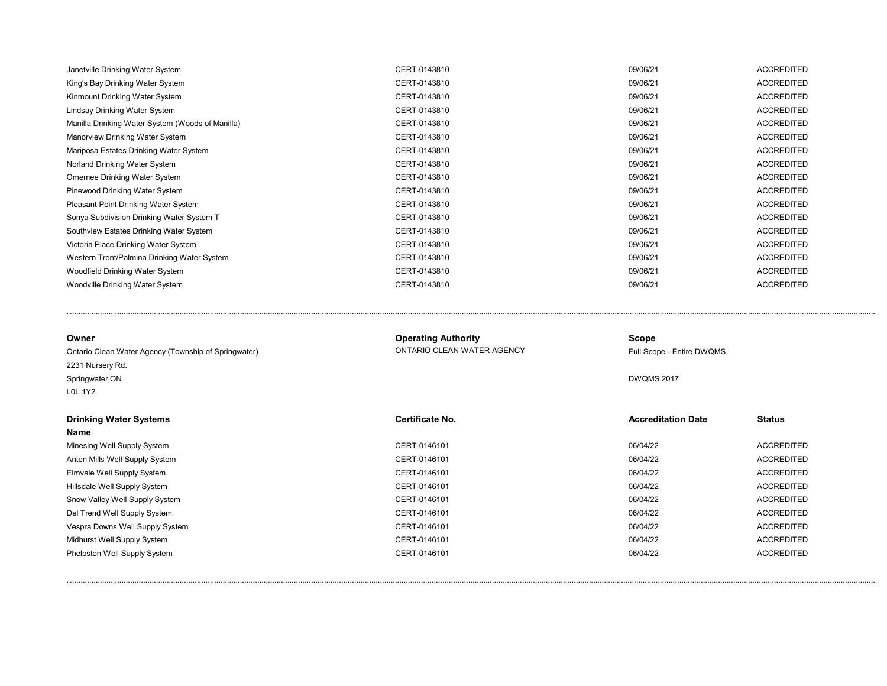| Drinking Water Systems Name | Certificate No. | Accreditation Date | Status |
|---|---|---|---|
| Janetville Drinking Water System | CERT-0143810 | 09/06/21 | ACCREDITED |
| King's Bay Drinking Water System | CERT-0143810 | 09/06/21 | ACCREDITED |
| Kinmount Drinking Water System | CERT-0143810 | 09/06/21 | ACCREDITED |
| Lindsay Drinking Water System | CERT-0143810 | 09/06/21 | ACCREDITED |
| Manilla Drinking Water System (Woods of Manilla) | CERT-0143810 | 09/06/21 | ACCREDITED |
| Manorview Drinking Water System | CERT-0143810 | 09/06/21 | ACCREDITED |
| Mariposa Estates Drinking Water System | CERT-0143810 | 09/06/21 | ACCREDITED |
| Norland Drinking Water System | CERT-0143810 | 09/06/21 | ACCREDITED |
| Omemee Drinking Water System | CERT-0143810 | 09/06/21 | ACCREDITED |
| Pinewood Drinking Water System | CERT-0143810 | 09/06/21 | ACCREDITED |
| Pleasant Point Drinking Water System | CERT-0143810 | 09/06/21 | ACCREDITED |
| Sonya Subdivision Drinking Water System T | CERT-0143810 | 09/06/21 | ACCREDITED |
| Southview Estates Drinking Water System | CERT-0143810 | 09/06/21 | ACCREDITED |
| Victoria Place Drinking Water System | CERT-0143810 | 09/06/21 | ACCREDITED |
| Western Trent/Palmina Drinking Water System | CERT-0143810 | 09/06/21 | ACCREDITED |
| Woodfield Drinking Water System | CERT-0143810 | 09/06/21 | ACCREDITED |
| Woodville Drinking Water System | CERT-0143810 | 09/06/21 | ACCREDITED |

**Owner**
Ontario Clean Water Agency (Township of Springwater)
2231 Nursery Rd.
Springwater,ON
L0L 1Y2

**Operating Authority**
ONTARIO CLEAN WATER AGENCY

**Scope**
Full Scope - Entire DWQMS

DWQMS 2017

| Drinking Water Systems Name | Certificate No. | Accreditation Date | Status |
|---|---|---|---|
| Minesing Well Supply System | CERT-0146101 | 06/04/22 | ACCREDITED |
| Anten Mills Well Supply System | CERT-0146101 | 06/04/22 | ACCREDITED |
| Elmvale Well Supply System | CERT-0146101 | 06/04/22 | ACCREDITED |
| Hillsdale Well Supply System | CERT-0146101 | 06/04/22 | ACCREDITED |
| Snow Valley Well Supply System | CERT-0146101 | 06/04/22 | ACCREDITED |
| Del Trend Well Supply System | CERT-0146101 | 06/04/22 | ACCREDITED |
| Vespra Downs Well Supply System | CERT-0146101 | 06/04/22 | ACCREDITED |
| Midhurst Well Supply System | CERT-0146101 | 06/04/22 | ACCREDITED |
| Phelpston Well Supply System | CERT-0146101 | 06/04/22 | ACCREDITED |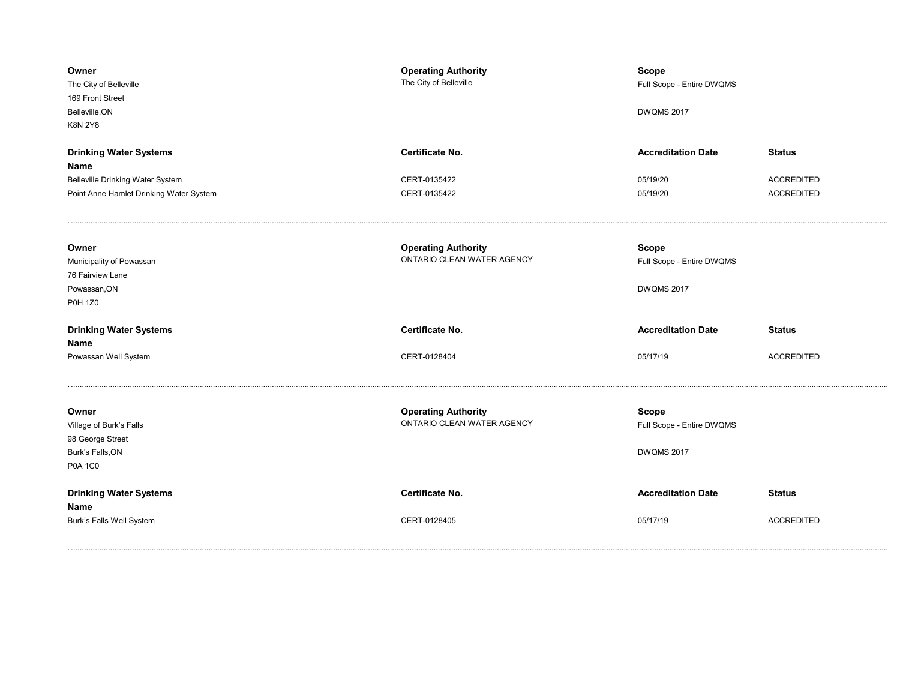| Owner | Operating Authority | Scope | |
|---|---|---|---|
| The City of Belleville<br>169 Front Street<br>Belleville,ON<br>K8N 2Y8 | The City of Belleville | Full Scope - Entire DWQMS<br><br>DWQMS 2017 | |

| Drinking Water Systems Name | Certificate No. | Accreditation Date | Status |
|---|---|---|---|
| Belleville Drinking Water System | CERT-0135422 | 05/19/20 | ACCREDITED |
| Point Anne Hamlet Drinking Water System | CERT-0135422 | 05/19/20 | ACCREDITED |

---

| Owner | Operating Authority | Scope | |
|---|---|---|---|
| Municipality of Powassan<br>76 Fairview Lane<br>Powassan,ON<br>P0H 1Z0 | ONTARIO CLEAN WATER AGENCY | Full Scope - Entire DWQMS<br><br>DWQMS 2017 | |

| Drinking Water Systems Name | Certificate No. | Accreditation Date | Status |
|---|---|---|---|
| Powassan Well System | CERT-0128404 | 05/17/19 | ACCREDITED |

---

| Owner | Operating Authority | Scope | |
|---|---|---|---|
| Village of Burk’s Falls<br>98 George Street<br>Burk's Falls,ON<br>P0A 1C0 | ONTARIO CLEAN WATER AGENCY | Full Scope - Entire DWQMS<br><br>DWQMS 2017 | |

| Drinking Water Systems Name | Certificate No. | Accreditation Date | Status |
|---|---|---|---|
| Burk’s Falls Well System | CERT-0128405 | 05/17/19 | ACCREDITED |

---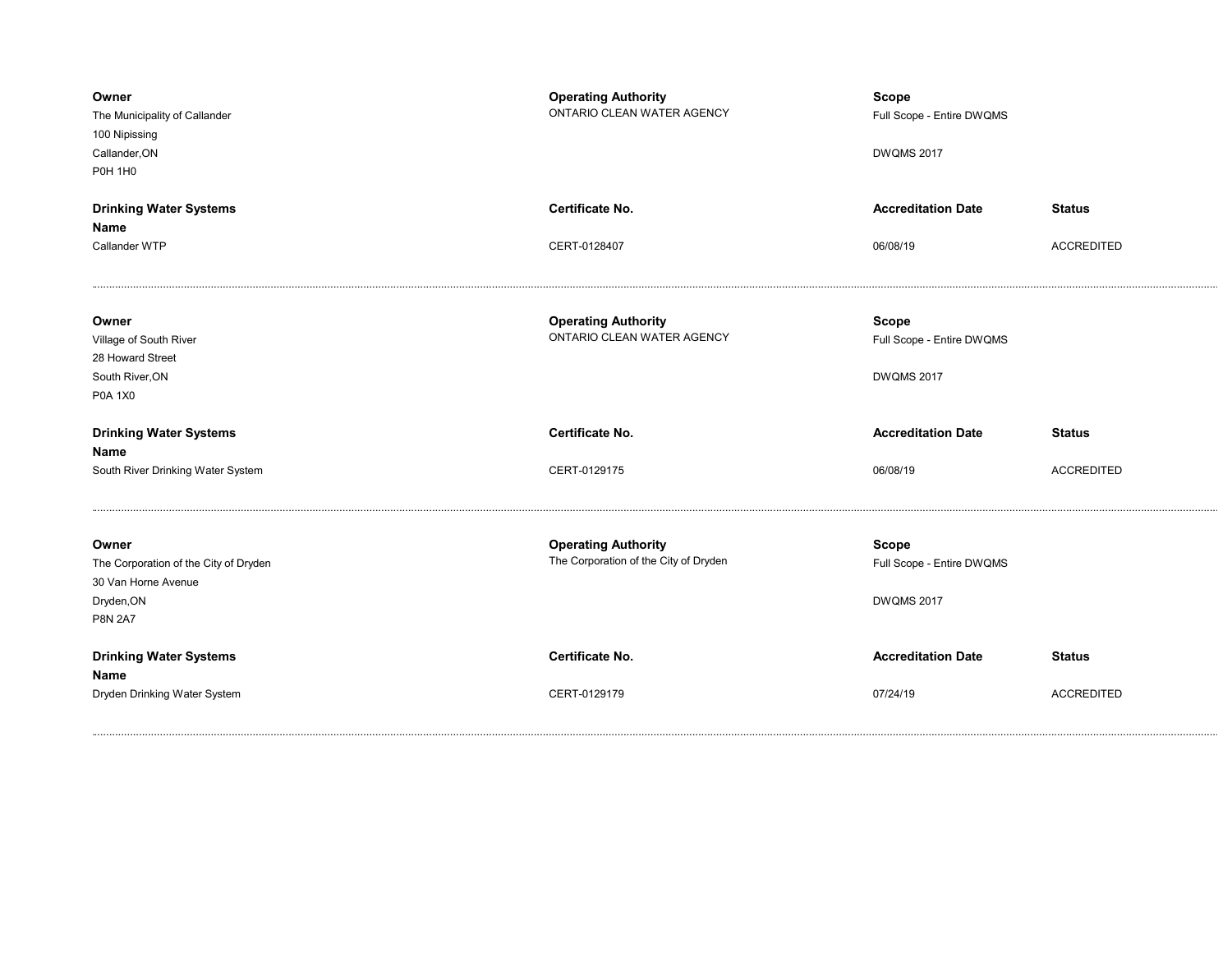**Owner**
The Municipality of Callander
100 Nipissing
Callander,ON
P0H 1H0

**Operating Authority**
ONTARIO CLEAN WATER AGENCY

**Scope**
Full Scope - Entire DWQMS

DWQMS 2017

| Drinking Water Systems Name | Certificate No. | Accreditation Date | Status |
| --- | --- | --- | --- |
| Callander WTP | CERT-0128407 | 06/08/19 | ACCREDITED |

---

**Owner**
Village of South River
28 Howard Street
South River,ON
P0A 1X0

**Operating Authority**
ONTARIO CLEAN WATER AGENCY

**Scope**
Full Scope - Entire DWQMS

DWQMS 2017

| Drinking Water Systems Name | Certificate No. | Accreditation Date | Status |
| --- | --- | --- | --- |
| South River Drinking Water System | CERT-0129175 | 06/08/19 | ACCREDITED |

---

**Owner**
The Corporation of the City of Dryden
30 Van Horne Avenue
Dryden,ON
P8N 2A7

**Operating Authority**
The Corporation of the City of Dryden

**Scope**
Full Scope - Entire DWQMS

DWQMS 2017

| Drinking Water Systems Name | Certificate No. | Accreditation Date | Status |
| --- | --- | --- | --- |
| Dryden Drinking Water System | CERT-0129179 | 07/24/19 | ACCREDITED |

---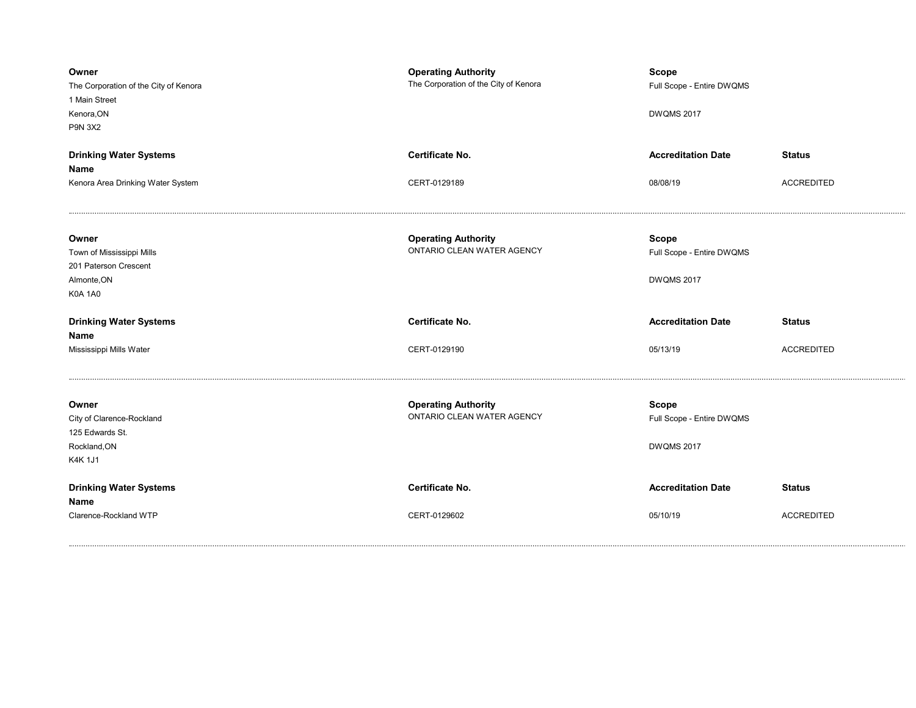| Owner | Operating Authority | Scope | |
|---|---|---|---|
| The Corporation of the City of Kenora<br>1 Main Street<br>Kenora,ON<br>P9N 3X2 | The Corporation of the City of Kenora | Full Scope - Entire DWQMS<br><br>DWQMS 2017 | |
| **Drinking Water Systems Name** | **Certificate No.** | **Accreditation Date** | **Status** |
| Kenora Area Drinking Water System | CERT-0129189 | 08/08/19 | ACCREDITED |

---

| Owner | Operating Authority | Scope | |
|---|---|---|---|
| Town of Mississippi Mills<br>201 Paterson Crescent<br>Almonte,ON<br>K0A 1A0 | ONTARIO CLEAN WATER AGENCY | Full Scope - Entire DWQMS<br><br>DWQMS 2017 | |
| **Drinking Water Systems Name** | **Certificate No.** | **Accreditation Date** | **Status** |
| Mississippi Mills Water | CERT-0129190 | 05/13/19 | ACCREDITED |

---

| Owner | Operating Authority | Scope | |
|---|---|---|---|
| City of Clarence-Rockland<br>125 Edwards St.<br>Rockland,ON<br>K4K 1J1 | ONTARIO CLEAN WATER AGENCY | Full Scope - Entire DWQMS<br><br>DWQMS 2017 | |
| **Drinking Water Systems Name** | **Certificate No.** | **Accreditation Date** | **Status** |
| Clarence-Rockland WTP | CERT-0129602 | 05/10/19 | ACCREDITED |

---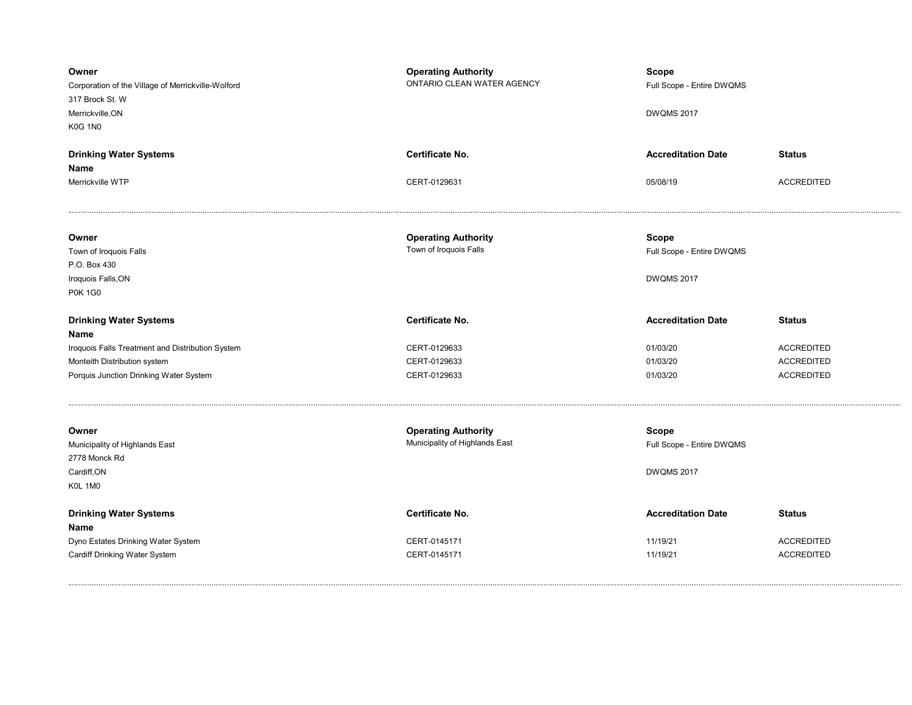| Owner | Operating Authority | Scope | |
|---|---|---|---|
| Corporation of the Village of Merrickville-Wolford<br>317 Brock St. W<br>Merrickville,ON<br>K0G 1N0 | ONTARIO CLEAN WATER AGENCY | Full Scope - Entire DWQMS<br><br>DWQMS 2017 | |

| Drinking Water Systems Name | Certificate No. | Accreditation Date | Status |
|---|---|---|---|
| Merrickville WTP | CERT-0129631 | 05/08/19 | ACCREDITED |

---

| Owner | Operating Authority | Scope | |
|---|---|---|---|
| Town of Iroquois Falls<br>P.O. Box 430<br>Iroquois Falls,ON<br>P0K 1G0 | Town of Iroquois Falls | Full Scope - Entire DWQMS<br><br>DWQMS 2017 | |

| Drinking Water Systems Name | Certificate No. | Accreditation Date | Status |
|---|---|---|---|
| Iroquois Falls Treatment and Distribution System | CERT-0129633 | 01/03/20 | ACCREDITED |
| Monteith Distribution system | CERT-0129633 | 01/03/20 | ACCREDITED |
| Porquis Junction Drinking Water System | CERT-0129633 | 01/03/20 | ACCREDITED |

---

| Owner | Operating Authority | Scope | |
|---|---|---|---|
| Municipality of Highlands East<br>2778 Monck Rd<br>Cardiff,ON<br>K0L 1M0 | Municipality of Highlands East | Full Scope - Entire DWQMS<br><br>DWQMS 2017 | |

| Drinking Water Systems Name | Certificate No. | Accreditation Date | Status |
|---|---|---|---|
| Dyno Estates Drinking Water System | CERT-0145171 | 11/19/21 | ACCREDITED |
| Cardiff Drinking Water System | CERT-0145171 | 11/19/21 | ACCREDITED |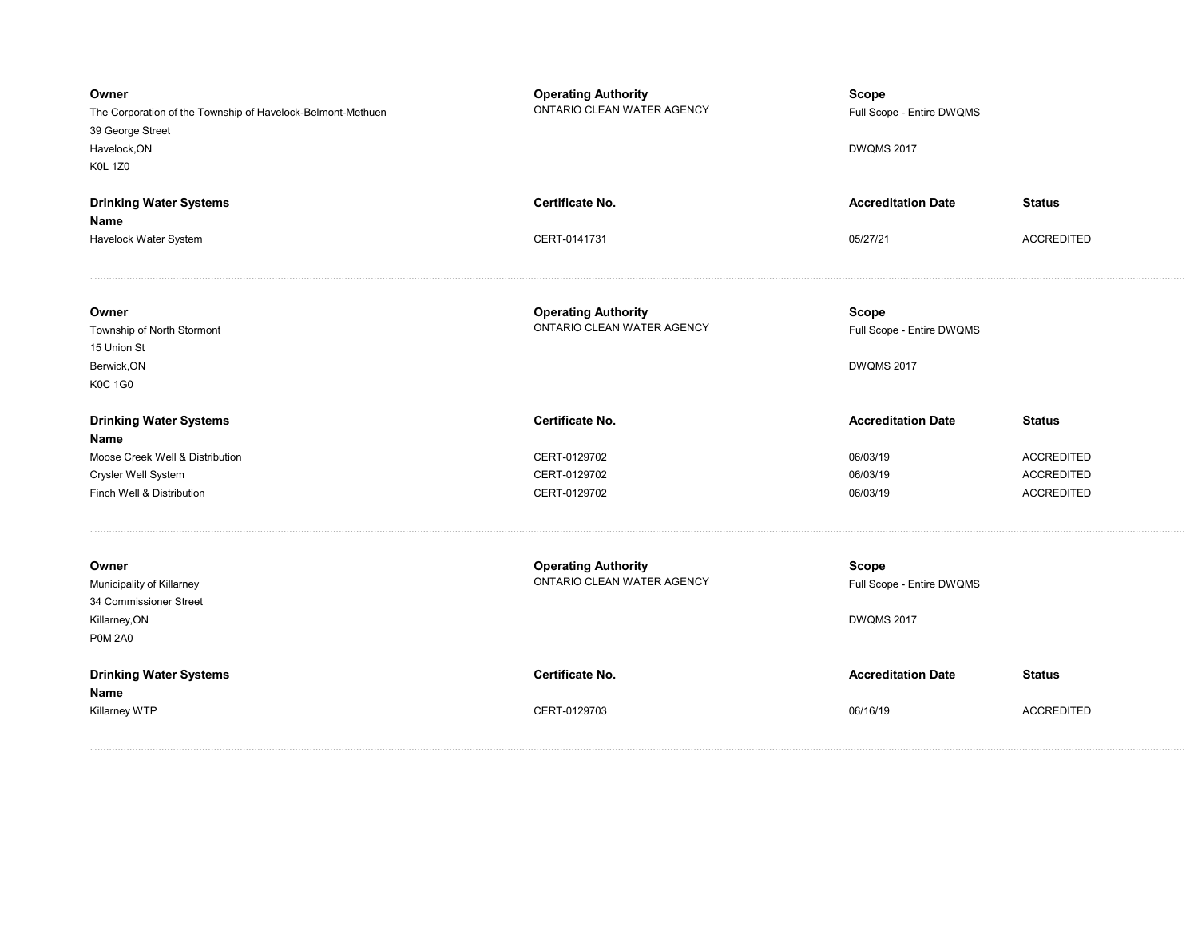**Owner**
The Corporation of the Township of Havelock-Belmont-Methuen
39 George Street
Havelock,ON
K0L 1Z0

**Operating Authority**
ONTARIO CLEAN WATER AGENCY

**Scope**
Full Scope - Entire DWQMS

DWQMS 2017

| Drinking Water Systems Name | Certificate No. | Accreditation Date | Status |
|---|---|---|---|
| Havelock Water System | CERT-0141731 | 05/27/21 | ACCREDITED |

---

**Owner**
Township of North Stormont
15 Union St
Berwick,ON
K0C 1G0

**Operating Authority**
ONTARIO CLEAN WATER AGENCY

**Scope**
Full Scope - Entire DWQMS

DWQMS 2017

| Drinking Water Systems Name | Certificate No. | Accreditation Date | Status |
|---|---|---|---|
| Moose Creek Well & Distribution | CERT-0129702 | 06/03/19 | ACCREDITED |
| Crysler Well System | CERT-0129702 | 06/03/19 | ACCREDITED |
| Finch Well & Distribution | CERT-0129702 | 06/03/19 | ACCREDITED |

---

**Owner**
Municipality of Killarney
34 Commissioner Street
Killarney,ON
P0M 2A0

**Operating Authority**
ONTARIO CLEAN WATER AGENCY

**Scope**
Full Scope - Entire DWQMS

DWQMS 2017

| Drinking Water Systems Name | Certificate No. | Accreditation Date | Status |
|---|---|---|---|
| Killarney WTP | CERT-0129703 | 06/16/19 | ACCREDITED |

---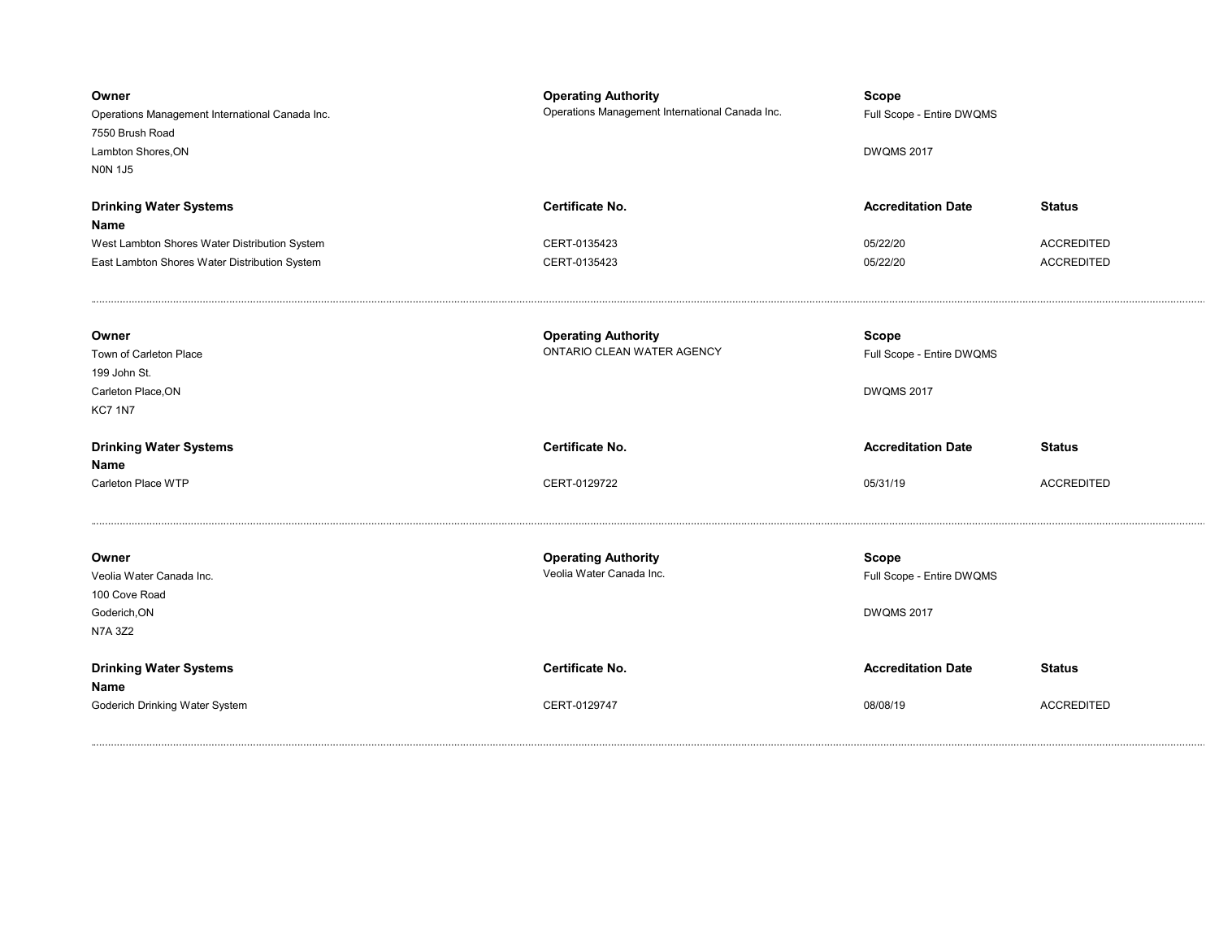**Owner**
Operations Management International Canada Inc.
7550 Brush Road
Lambton Shores,ON
N0N 1J5

**Operating Authority**
Operations Management International Canada Inc.

**Scope**
Full Scope - Entire DWQMS

DWQMS 2017

| Drinking Water Systems Name | Certificate No. | Accreditation Date | Status |
| --- | --- | --- | --- |
| West Lambton Shores Water Distribution System | CERT-0135423 | 05/22/20 | ACCREDITED |
| East Lambton Shores Water Distribution System | CERT-0135423 | 05/22/20 | ACCREDITED |

---

**Owner**
Town of Carleton Place
199 John St.
Carleton Place,ON
KC7 1N7

**Operating Authority**
ONTARIO CLEAN WATER AGENCY

**Scope**
Full Scope - Entire DWQMS

DWQMS 2017

| Drinking Water Systems Name | Certificate No. | Accreditation Date | Status |
| --- | --- | --- | --- |
| Carleton Place WTP | CERT-0129722 | 05/31/19 | ACCREDITED |

---

**Owner**
Veolia Water Canada Inc.
100 Cove Road
Goderich,ON
N7A 3Z2

**Operating Authority**
Veolia Water Canada Inc.

**Scope**
Full Scope - Entire DWQMS

DWQMS 2017

| Drinking Water Systems Name | Certificate No. | Accreditation Date | Status |
| --- | --- | --- | --- |
| Goderich Drinking Water System | CERT-0129747 | 08/08/19 | ACCREDITED |

---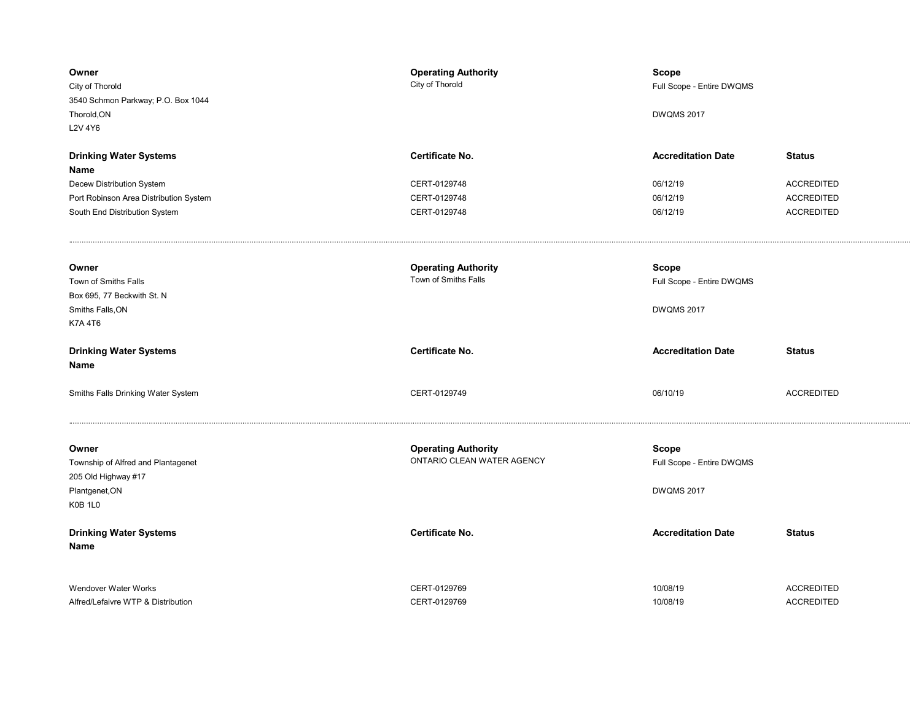| Owner | Operating Authority | Scope | |
|---|---|---|---|
| City of Thorold<br>3540 Schmon Parkway; P.O. Box 1044<br>Thorold,ON<br>L2V 4Y6 | City of Thorold | Full Scope - Entire DWQMS<br><br>DWQMS 2017 | |

| Drinking Water Systems Name | Certificate No. | Accreditation Date | Status |
|---|---|---|---|
| Decew Distribution System | CERT-0129748 | 06/12/19 | ACCREDITED |
| Port Robinson Area Distribution System | CERT-0129748 | 06/12/19 | ACCREDITED |
| South End Distribution System | CERT-0129748 | 06/12/19 | ACCREDITED |

---

| Owner | Operating Authority | Scope | |
|---|---|---|---|
| Town of Smiths Falls<br>Box 695, 77 Beckwith St. N<br>Smiths Falls,ON<br>K7A 4T6 | Town of Smiths Falls | Full Scope - Entire DWQMS<br><br>DWQMS 2017 | |

| Drinking Water Systems Name | Certificate No. | Accreditation Date | Status |
|---|---|---|---|
| Smiths Falls Drinking Water System | CERT-0129749 | 06/10/19 | ACCREDITED |

---

| Owner | Operating Authority | Scope | |
|---|---|---|---|
| Township of Alfred and Plantagenet<br>205 Old Highway #17<br>Plantgenet,ON<br>K0B 1L0 | ONTARIO CLEAN WATER AGENCY | Full Scope - Entire DWQMS<br><br>DWQMS 2017 | |

| Drinking Water Systems Name | Certificate No. | Accreditation Date | Status |
|---|---|---|---|
| Wendover Water Works | CERT-0129769 | 10/08/19 | ACCREDITED |
| Alfred/Lefaivre WTP & Distribution | CERT-0129769 | 10/08/19 | ACCREDITED |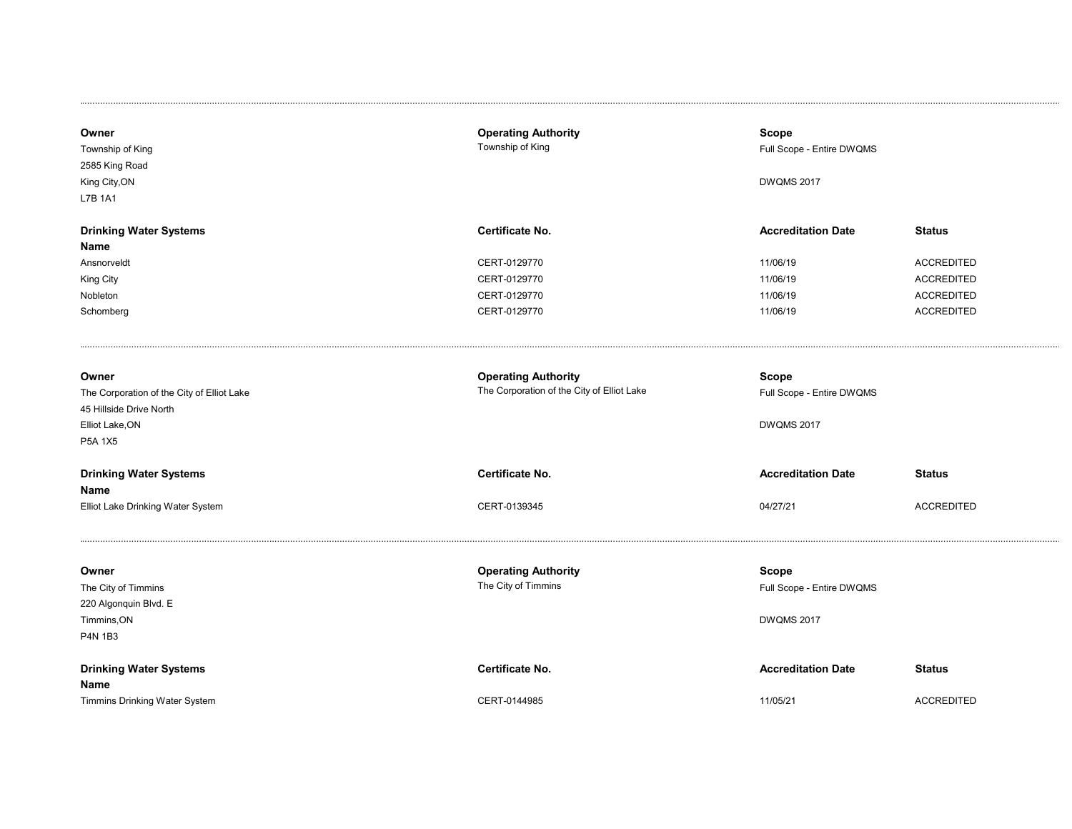---

| Owner | Operating Authority | Scope | |
|---|---|---|---|
| Township of King<br>2585 King Road<br>King City,ON<br>L7B 1A1 | Township of King | Full Scope - Entire DWQMS<br><br>DWQMS 2017 | |

| Drinking Water Systems Name | Certificate No. | Accreditation Date | Status |
|---|---|---|---|
| Ansnorveldt | CERT-0129770 | 11/06/19 | ACCREDITED |
| King City | CERT-0129770 | 11/06/19 | ACCREDITED |
| Nobleton | CERT-0129770 | 11/06/19 | ACCREDITED |
| Schomberg | CERT-0129770 | 11/06/19 | ACCREDITED |

---

| Owner | Operating Authority | Scope | |
|---|---|---|---|
| The Corporation of the City of Elliot Lake<br>45 Hillside Drive North<br>Elliot Lake,ON<br>P5A 1X5 | The Corporation of the City of Elliot Lake | Full Scope - Entire DWQMS<br><br>DWQMS 2017 | |

| Drinking Water Systems Name | Certificate No. | Accreditation Date | Status |
|---|---|---|---|
| Elliot Lake Drinking Water System | CERT-0139345 | 04/27/21 | ACCREDITED |

---

| Owner | Operating Authority | Scope | |
|---|---|---|---|
| The City of Timmins<br>220 Algonquin Blvd. E<br>Timmins,ON<br>P4N 1B3 | The City of Timmins | Full Scope - Entire DWQMS<br><br>DWQMS 2017 | |

| Drinking Water Systems Name | Certificate No. | Accreditation Date | Status |
|---|---|---|---|
| Timmins Drinking Water System | CERT-0144985 | 11/05/21 | ACCREDITED |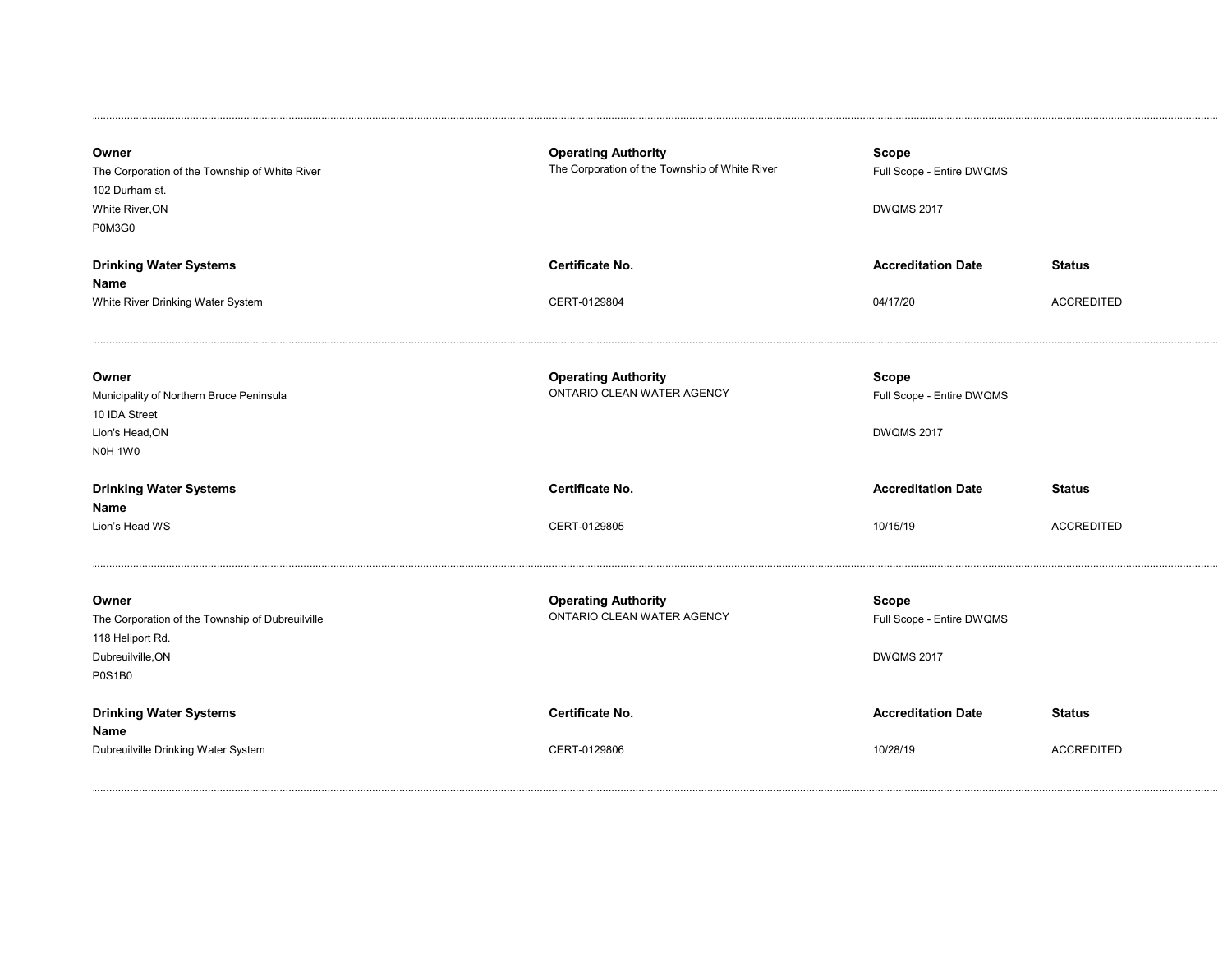| Owner | Operating Authority | Scope | |
|---|---|---|---|
| The Corporation of the Township of White River<br>102 Durham st.<br>White River,ON<br>P0M3G0 | The Corporation of the Township of White River | Full Scope - Entire DWQMS<br><br>DWQMS 2017 | |
| **Drinking Water Systems Name** | **Certificate No.** | **Accreditation Date** | **Status** |
| White River Drinking Water System | CERT-0129804 | 04/17/20 | ACCREDITED |

| Owner | Operating Authority | Scope | |
|---|---|---|---|
| Municipality of Northern Bruce Peninsula<br>10 IDA Street<br>Lion's Head,ON<br>N0H 1W0 | ONTARIO CLEAN WATER AGENCY | Full Scope - Entire DWQMS<br><br>DWQMS 2017 | |
| **Drinking Water Systems Name** | **Certificate No.** | **Accreditation Date** | **Status** |
| Lion's Head WS | CERT-0129805 | 10/15/19 | ACCREDITED |

| Owner | Operating Authority | Scope | |
|---|---|---|---|
| The Corporation of the Township of Dubreuilville<br>118 Heliport Rd.<br>Dubreuilville,ON<br>P0S1B0 | ONTARIO CLEAN WATER AGENCY | Full Scope - Entire DWQMS<br><br>DWQMS 2017 | |
| **Drinking Water Systems Name** | **Certificate No.** | **Accreditation Date** | **Status** |
| Dubreuilville Drinking Water System | CERT-0129806 | 10/28/19 | ACCREDITED |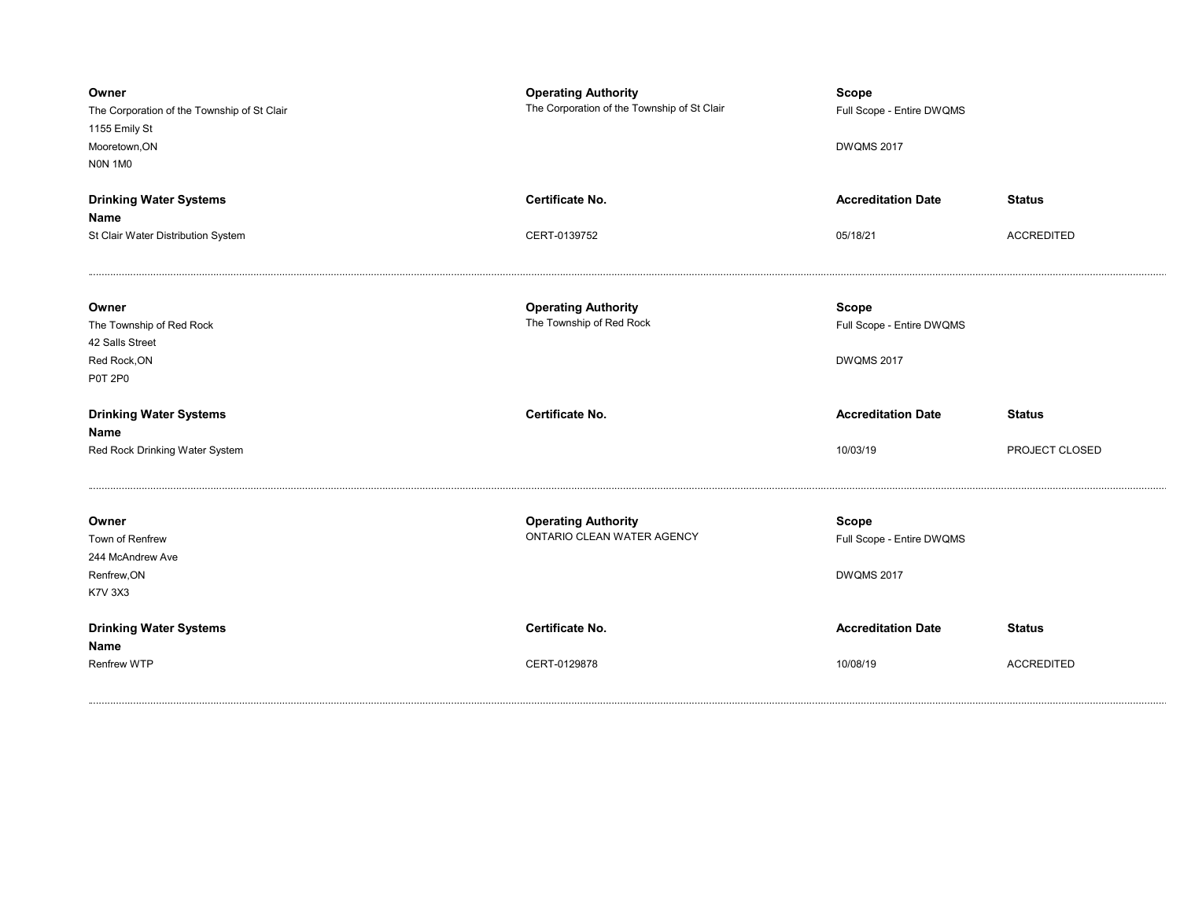| Owner | Operating Authority | Scope | |
|---|---|---|---|
| The Corporation of the Township of St Clair<br>1155 Emily St<br>Mooretown,ON<br>N0N 1M0 | The Corporation of the Township of St Clair | Full Scope - Entire DWQMS<br><br>DWQMS 2017 | |

| Drinking Water Systems Name | Certificate No. | Accreditation Date | Status |
|---|---|---|---|
| St Clair Water Distribution System | CERT-0139752 | 05/18/21 | ACCREDITED |

---

| Owner | Operating Authority | Scope | |
|---|---|---|---|
| The Township of Red Rock<br>42 Salls Street<br>Red Rock,ON<br>P0T 2P0 | The Township of Red Rock | Full Scope - Entire DWQMS<br><br>DWQMS 2017 | |

| Drinking Water Systems Name | Certificate No. | Accreditation Date | Status |
|---|---|---|---|
| Red Rock Drinking Water System | | 10/03/19 | PROJECT CLOSED |

---

| Owner | Operating Authority | Scope | |
|---|---|---|---|
| Town of Renfrew<br>244 McAndrew Ave<br>Renfrew,ON<br>K7V 3X3 | ONTARIO CLEAN WATER AGENCY | Full Scope - Entire DWQMS<br><br>DWQMS 2017 | |

| Drinking Water Systems Name | Certificate No. | Accreditation Date | Status |
|---|---|---|---|
| Renfrew WTP | CERT-0129878 | 10/08/19 | ACCREDITED |

---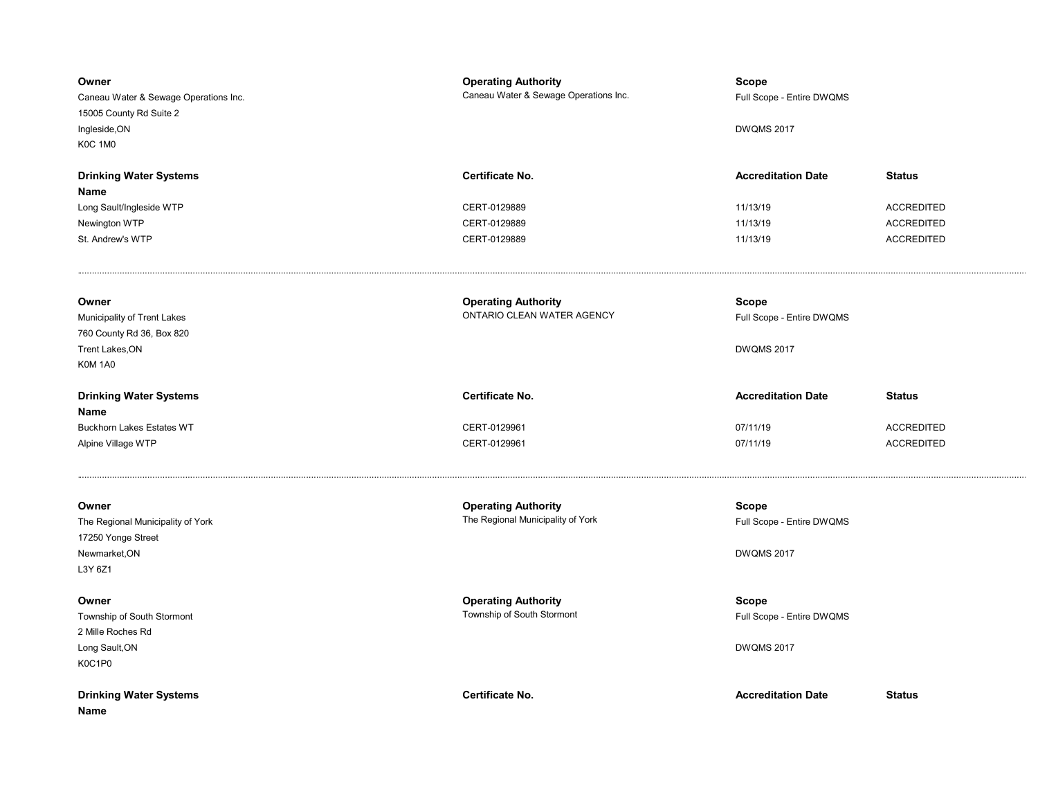| Owner | Operating Authority | Scope |
| --- | --- | --- |
| Caneau Water & Sewage Operations Inc.<br>15005 County Rd Suite 2<br>Ingleside,ON<br>K0C 1M0 | Caneau Water & Sewage Operations Inc. | Full Scope - Entire DWQMS<br><br>DWQMS 2017 |

| Drinking Water Systems Name | Certificate No. | Accreditation Date | Status |
| --- | --- | --- | --- |
| Long Sault/Ingleside WTP | CERT-0129889 | 11/13/19 | ACCREDITED |
| Newington WTP | CERT-0129889 | 11/13/19 | ACCREDITED |
| St. Andrew's WTP | CERT-0129889 | 11/13/19 | ACCREDITED |

---

| Owner | Operating Authority | Scope |
| --- | --- | --- |
| Municipality of Trent Lakes<br>760 County Rd 36, Box 820<br>Trent Lakes,ON<br>K0M 1A0 | ONTARIO CLEAN WATER AGENCY | Full Scope - Entire DWQMS<br><br>DWQMS 2017 |

| Drinking Water Systems Name | Certificate No. | Accreditation Date | Status |
| --- | --- | --- | --- |
| Buckhorn Lakes Estates WT | CERT-0129961 | 07/11/19 | ACCREDITED |
| Alpine Village WTP | CERT-0129961 | 07/11/19 | ACCREDITED |

---

| Owner | Operating Authority | Scope |
| --- | --- | --- |
| The Regional Municipality of York<br>17250 Yonge Street<br>Newmarket,ON<br>L3Y 6Z1 | The Regional Municipality of York | Full Scope - Entire DWQMS<br><br>DWQMS 2017 |

| Owner | Operating Authority | Scope |
| --- | --- | --- |
| Township of South Stormont<br>2 Mille Roches Rd<br>Long Sault,ON<br>K0C1P0 | Township of South Stormont | Full Scope - Entire DWQMS<br><br>DWQMS 2017 |

| Drinking Water Systems Name | Certificate No. | Accreditation Date | Status |
| --- | --- | --- | --- |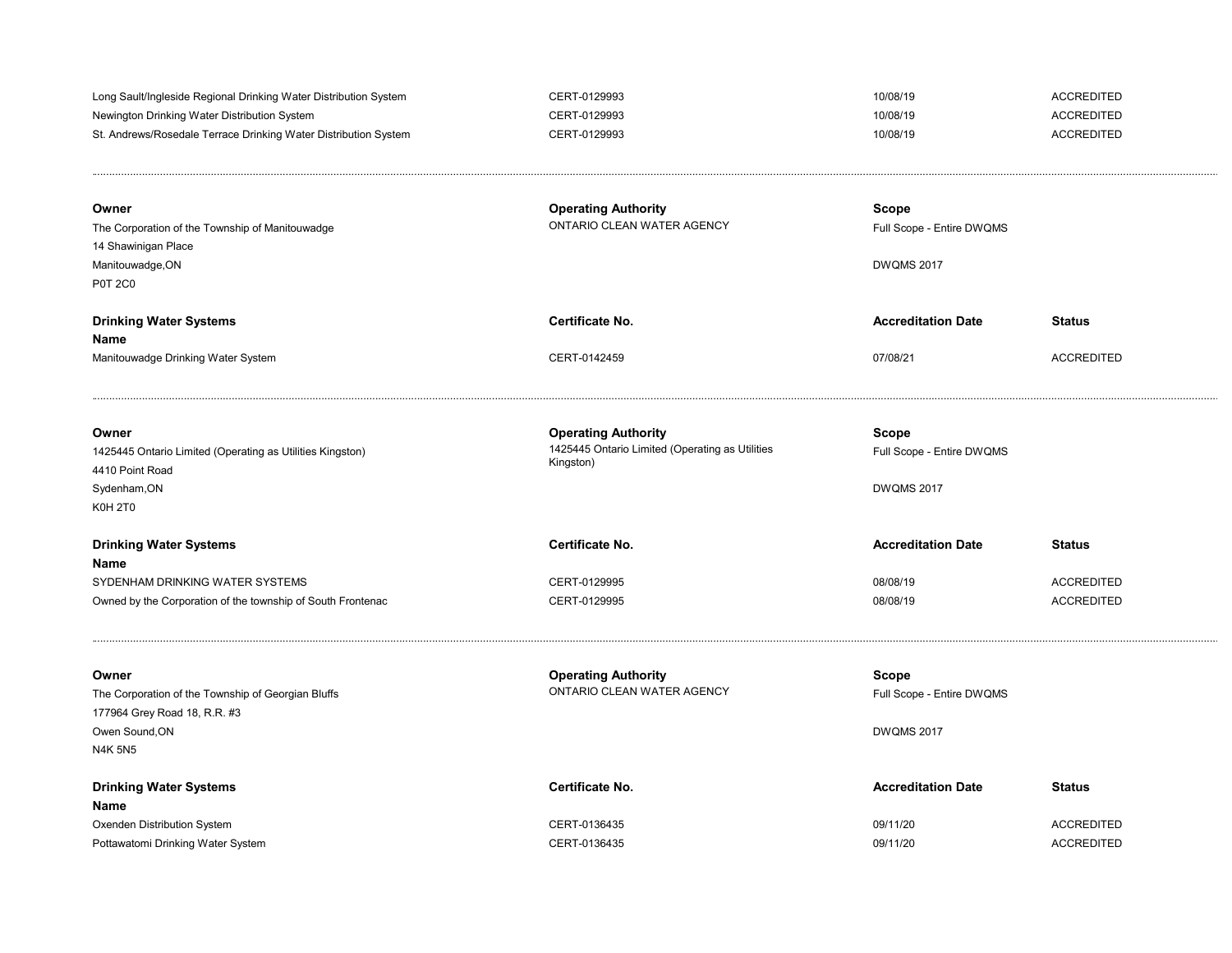| Drinking Water Systems Name | Certificate No. | Accreditation Date | Status |
|---|---|---|---|
| Long Sault/Ingleside Regional Drinking Water Distribution System | CERT-0129993 | 10/08/19 | ACCREDITED |
| Newington Drinking Water Distribution System | CERT-0129993 | 10/08/19 | ACCREDITED |
| St. Andrews/Rosedale Terrace Drinking Water Distribution System | CERT-0129993 | 10/08/19 | ACCREDITED |

---

**Owner**
The Corporation of the Township of Manitouwadge
14 Shawinigan Place
Manitouwadge,ON
P0T 2C0

**Operating Authority**
ONTARIO CLEAN WATER AGENCY

**Scope**
Full Scope - Entire DWQMS

DWQMS 2017

| Drinking Water Systems Name | Certificate No. | Accreditation Date | Status |
|---|---|---|---|
| Manitouwadge Drinking Water System | CERT-0142459 | 07/08/21 | ACCREDITED |

---

**Owner**
1425445 Ontario Limited (Operating as Utilities Kingston)
4410 Point Road
Sydenham,ON
K0H 2T0

**Operating Authority**
1425445 Ontario Limited (Operating as Utilities Kingston)

**Scope**
Full Scope - Entire DWQMS

DWQMS 2017

| Drinking Water Systems Name | Certificate No. | Accreditation Date | Status |
|---|---|---|---|
| SYDENHAM DRINKING WATER SYSTEMS | CERT-0129995 | 08/08/19 | ACCREDITED |
| Owned by the Corporation of the township of South Frontenac | CERT-0129995 | 08/08/19 | ACCREDITED |

---

**Owner**
The Corporation of the Township of Georgian Bluffs
177964 Grey Road 18, R.R. #3
Owen Sound,ON
N4K 5N5

**Operating Authority**
ONTARIO CLEAN WATER AGENCY

**Scope**
Full Scope - Entire DWQMS

DWQMS 2017

| Drinking Water Systems Name | Certificate No. | Accreditation Date | Status |
|---|---|---|---|
| Oxenden Distribution System | CERT-0136435 | 09/11/20 | ACCREDITED |
| Pottawatomi Drinking Water System | CERT-0136435 | 09/11/20 | ACCREDITED |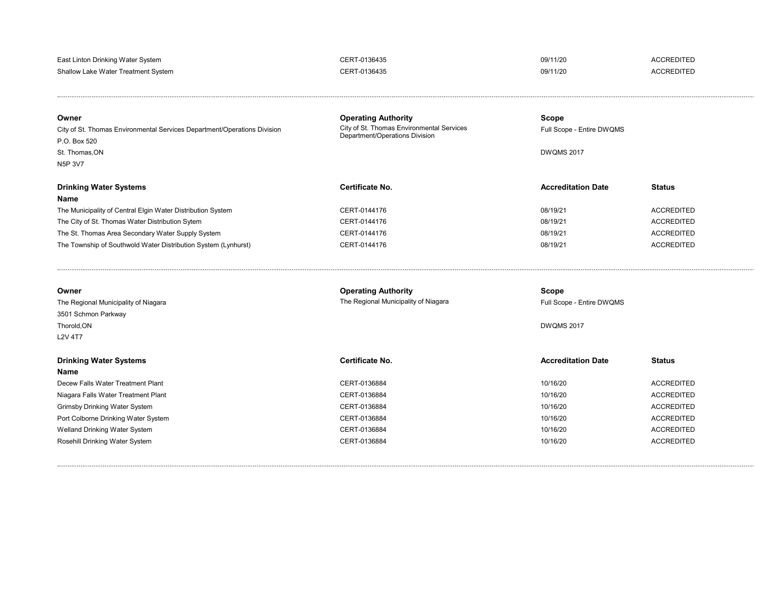| | | | |
|---|---|---|---|
| East Linton Drinking Water System | CERT-0136435 | 09/11/20 | ACCREDITED |
| Shallow Lake Water Treatment System | CERT-0136435 | 09/11/20 | ACCREDITED |

---

**Owner**
City of St. Thomas Environmental Services Department/Operations Division
P.O. Box 520
St. Thomas,ON
N5P 3V7

**Operating Authority**
City of St. Thomas Environmental Services Department/Operations Division

**Scope**
Full Scope - Entire DWQMS

DWQMS 2017

| Drinking Water Systems Name | Certificate No. | Accreditation Date | Status |
|---|---|---|---|
| The Municipality of Central Elgin Water Distribution System | CERT-0144176 | 08/19/21 | ACCREDITED |
| The City of St. Thomas Water Distribution Sytem | CERT-0144176 | 08/19/21 | ACCREDITED |
| The St. Thomas Area Secondary Water Supply System | CERT-0144176 | 08/19/21 | ACCREDITED |
| The Township of Southwold Water Distribution System (Lynhurst) | CERT-0144176 | 08/19/21 | ACCREDITED |

---

**Owner**
The Regional Municipality of Niagara
3501 Schmon Parkway
Thorold,ON
L2V 4T7

**Operating Authority**
The Regional Municipality of Niagara

**Scope**
Full Scope - Entire DWQMS

DWQMS 2017

| Drinking Water Systems Name | Certificate No. | Accreditation Date | Status |
|---|---|---|---|
| Decew Falls Water Treatment Plant | CERT-0136884 | 10/16/20 | ACCREDITED |
| Niagara Falls Water Treatment Plant | CERT-0136884 | 10/16/20 | ACCREDITED |
| Grimsby Drinking Water System | CERT-0136884 | 10/16/20 | ACCREDITED |
| Port Colborne Drinking Water System | CERT-0136884 | 10/16/20 | ACCREDITED |
| Welland Drinking Water System | CERT-0136884 | 10/16/20 | ACCREDITED |
| Rosehill Drinking Water System | CERT-0136884 | 10/16/20 | ACCREDITED |

---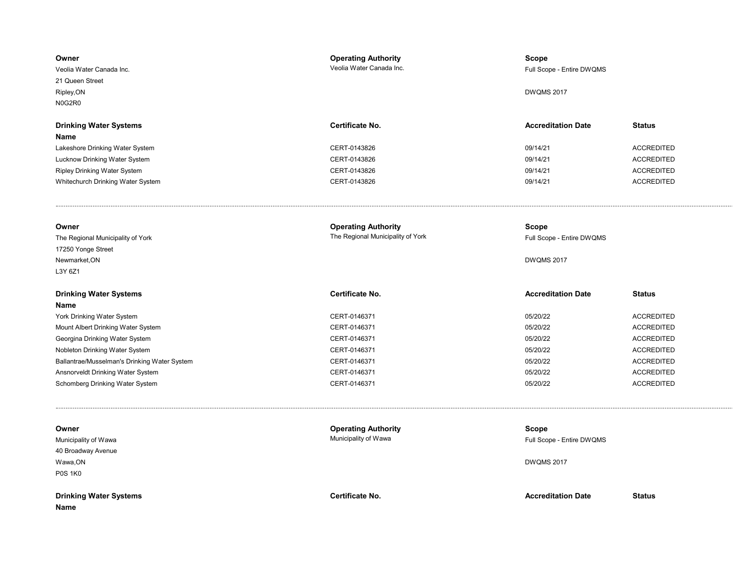| Owner | Operating Authority | Scope |
| --- | --- | --- |
| Veolia Water Canada Inc.<br>21 Queen Street<br>Ripley,ON<br>N0G2R0 | Veolia Water Canada Inc. | Full Scope - Entire DWQMS<br><br>DWQMS 2017 |

| Drinking Water Systems Name | Certificate No. | Accreditation Date | Status |
| --- | --- | --- | --- |
| Lakeshore Drinking Water System | CERT-0143826 | 09/14/21 | ACCREDITED |
| Lucknow Drinking Water System | CERT-0143826 | 09/14/21 | ACCREDITED |
| Ripley Drinking Water System | CERT-0143826 | 09/14/21 | ACCREDITED |
| Whitechurch Drinking Water System | CERT-0143826 | 09/14/21 | ACCREDITED |

---

| Owner | Operating Authority | Scope |
| --- | --- | --- |
| The Regional Municipality of York<br>17250 Yonge Street<br>Newmarket,ON<br>L3Y 6Z1 | The Regional Municipality of York | Full Scope - Entire DWQMS<br><br>DWQMS 2017 |

| Drinking Water Systems Name | Certificate No. | Accreditation Date | Status |
| --- | --- | --- | --- |
| York Drinking Water System | CERT-0146371 | 05/20/22 | ACCREDITED |
| Mount Albert Drinking Water System | CERT-0146371 | 05/20/22 | ACCREDITED |
| Georgina Drinking Water System | CERT-0146371 | 05/20/22 | ACCREDITED |
| Nobleton Drinking Water System | CERT-0146371 | 05/20/22 | ACCREDITED |
| Ballantrae/Musselman's Drinking Water System | CERT-0146371 | 05/20/22 | ACCREDITED |
| Ansnorveldt Drinking Water System | CERT-0146371 | 05/20/22 | ACCREDITED |
| Schomberg Drinking Water System | CERT-0146371 | 05/20/22 | ACCREDITED |

---

| Owner | Operating Authority | Scope |
| --- | --- | --- |
| Municipality of Wawa<br>40 Broadway Avenue<br>Wawa,ON<br>P0S 1K0 | Municipality of Wawa | Full Scope - Entire DWQMS<br><br>DWQMS 2017 |

| Drinking Water Systems Name | Certificate No. | Accreditation Date | Status |
| --- | --- | --- | --- |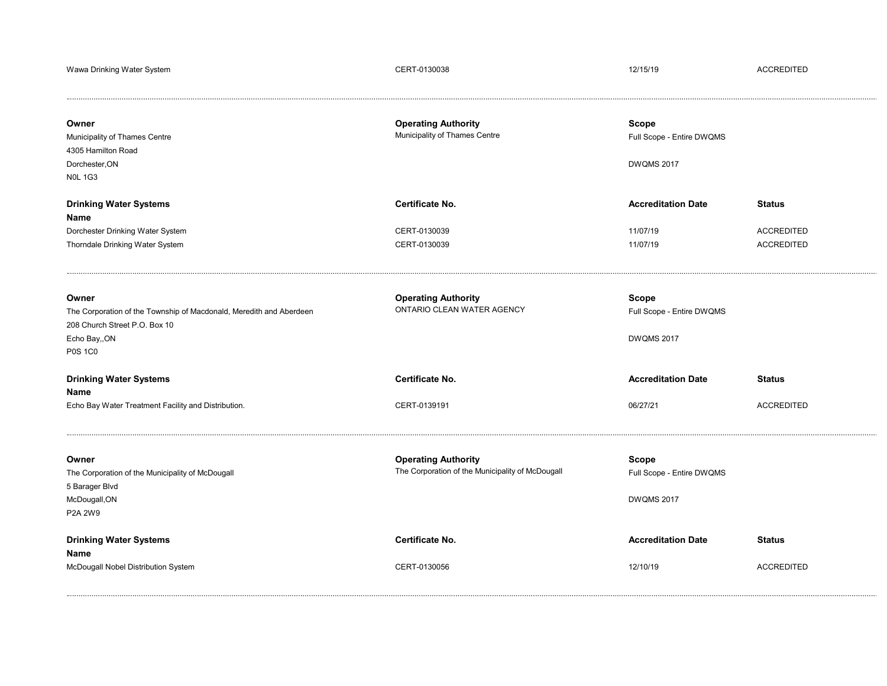| Wawa Drinking Water System | CERT-0130038 | 12/15/19 | ACCREDITED |
|---|---|---|---|

---

| **Owner** | **Operating Authority** | **Scope** | |
|---|---|---|---|
| Municipality of Thames Centre<br>4305 Hamilton Road<br>Dorchester,ON<br>N0L 1G3 | Municipality of Thames Centre | Full Scope - Entire DWQMS<br><br>DWQMS 2017 | |

| **Drinking Water Systems Name** | **Certificate No.** | **Accreditation Date** | **Status** |
|---|---|---|---|
| Dorchester Drinking Water System | CERT-0130039 | 11/07/19 | ACCREDITED |
| Thorndale Drinking Water System | CERT-0130039 | 11/07/19 | ACCREDITED |

---

| **Owner** | **Operating Authority** | **Scope** | |
|---|---|---|---|
| The Corporation of the Township of Macdonald, Meredith and Aberdeen<br>208 Church Street P.O. Box 10<br>Echo Bay,,ON<br>P0S 1C0 | ONTARIO CLEAN WATER AGENCY | Full Scope - Entire DWQMS<br><br>DWQMS 2017 | |

| **Drinking Water Systems Name** | **Certificate No.** | **Accreditation Date** | **Status** |
|---|---|---|---|
| Echo Bay Water Treatment Facility and Distribution. | CERT-0139191 | 06/27/21 | ACCREDITED |

---

| **Owner** | **Operating Authority** | **Scope** | |
|---|---|---|---|
| The Corporation of the Municipality of McDougall<br>5 Barager Blvd<br>McDougall,ON<br>P2A 2W9 | The Corporation of the Municipality of McDougall | Full Scope - Entire DWQMS<br><br>DWQMS 2017 | |

| **Drinking Water Systems Name** | **Certificate No.** | **Accreditation Date** | **Status** |
|---|---|---|---|
| McDougall Nobel Distribution System | CERT-0130056 | 12/10/19 | ACCREDITED |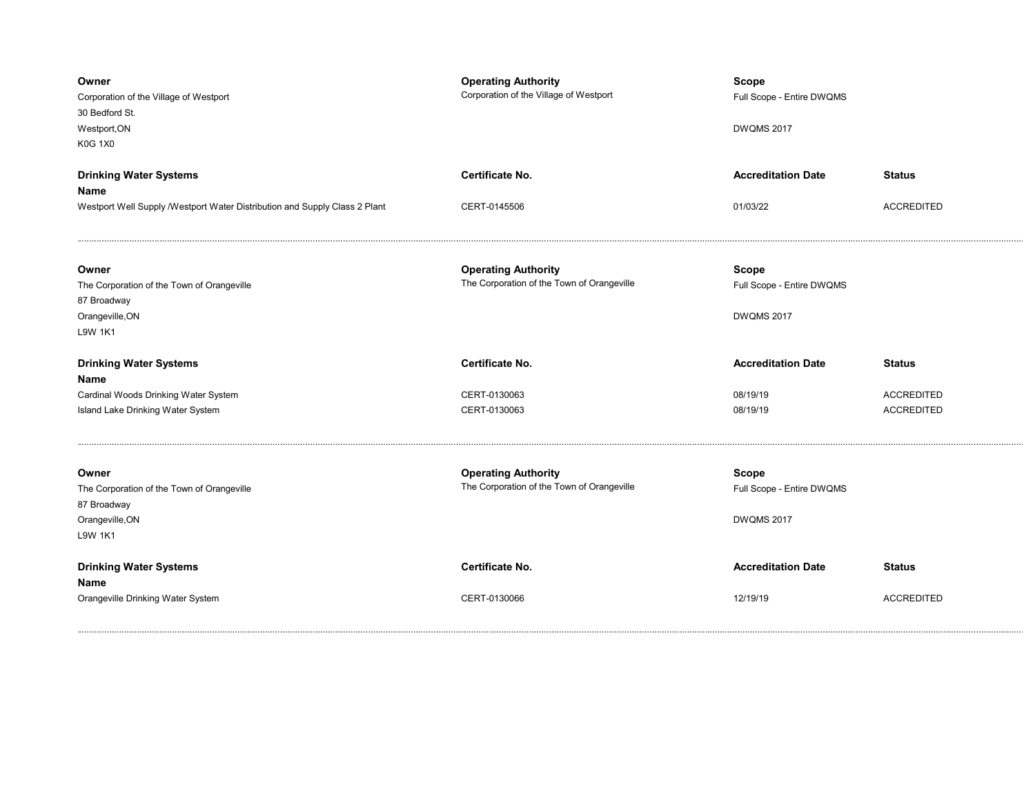| **Owner** | **Operating Authority** | **Scope** | |
|---|---|---|---|
| Corporation of the Village of Westport<br>30 Bedford St.<br>Westport,ON<br>K0G 1X0 | Corporation of the Village of Westport | Full Scope - Entire DWQMS<br><br>DWQMS 2017 | |
| **Drinking Water Systems Name** | **Certificate No.** | **Accreditation Date** | **Status** |
| Westport Well Supply /Westport Water Distribution and Supply Class 2 Plant | CERT-0145506 | 01/03/22 | ACCREDITED |

---

| **Owner** | **Operating Authority** | **Scope** | |
|---|---|---|---|
| The Corporation of the Town of Orangeville<br>87 Broadway<br>Orangeville,ON<br>L9W 1K1 | The Corporation of the Town of Orangeville | Full Scope - Entire DWQMS<br><br>DWQMS 2017 | |
| **Drinking Water Systems Name** | **Certificate No.** | **Accreditation Date** | **Status** |
| Cardinal Woods Drinking Water System | CERT-0130063 | 08/19/19 | ACCREDITED |
| Island Lake Drinking Water System | CERT-0130063 | 08/19/19 | ACCREDITED |

---

| **Owner** | **Operating Authority** | **Scope** | |
|---|---|---|---|
| The Corporation of the Town of Orangeville<br>87 Broadway<br>Orangeville,ON<br>L9W 1K1 | The Corporation of the Town of Orangeville | Full Scope - Entire DWQMS<br><br>DWQMS 2017 | |
| **Drinking Water Systems Name** | **Certificate No.** | **Accreditation Date** | **Status** |
| Orangeville Drinking Water System | CERT-0130066 | 12/19/19 | ACCREDITED |

---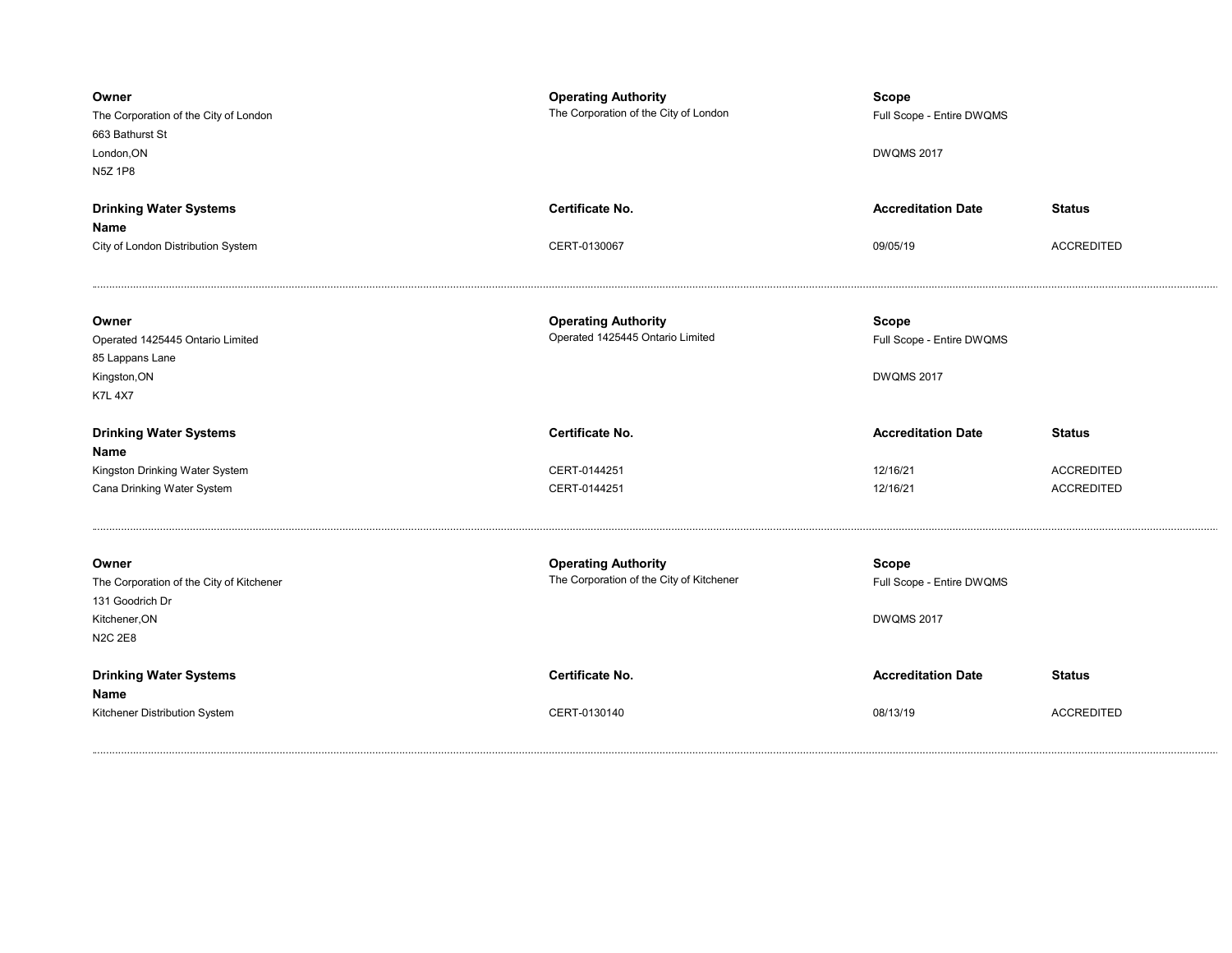**Owner**
The Corporation of the City of London
663 Bathurst St
London,ON
N5Z 1P8

**Operating Authority**
The Corporation of the City of London

**Scope**
Full Scope - Entire DWQMS

DWQMS 2017

| **Drinking Water Systems Name** | **Certificate No.** | **Accreditation Date** | **Status** |
|---|---|---|---|
| City of London Distribution System | CERT-0130067 | 09/05/19 | ACCREDITED |

---

**Owner**
Operated 1425445 Ontario Limited
85 Lappans Lane
Kingston,ON
K7L 4X7

**Operating Authority**
Operated 1425445 Ontario Limited

**Scope**
Full Scope - Entire DWQMS

DWQMS 2017

| **Drinking Water Systems Name** | **Certificate No.** | **Accreditation Date** | **Status** |
|---|---|---|---|
| Kingston Drinking Water System | CERT-0144251 | 12/16/21 | ACCREDITED |
| Cana Drinking Water System | CERT-0144251 | 12/16/21 | ACCREDITED |

---

**Owner**
The Corporation of the City of Kitchener
131 Goodrich Dr
Kitchener,ON
N2C 2E8

**Operating Authority**
The Corporation of the City of Kitchener

**Scope**
Full Scope - Entire DWQMS

DWQMS 2017

| **Drinking Water Systems Name** | **Certificate No.** | **Accreditation Date** | **Status** |
|---|---|---|---|
| Kitchener Distribution System | CERT-0130140 | 08/13/19 | ACCREDITED |

---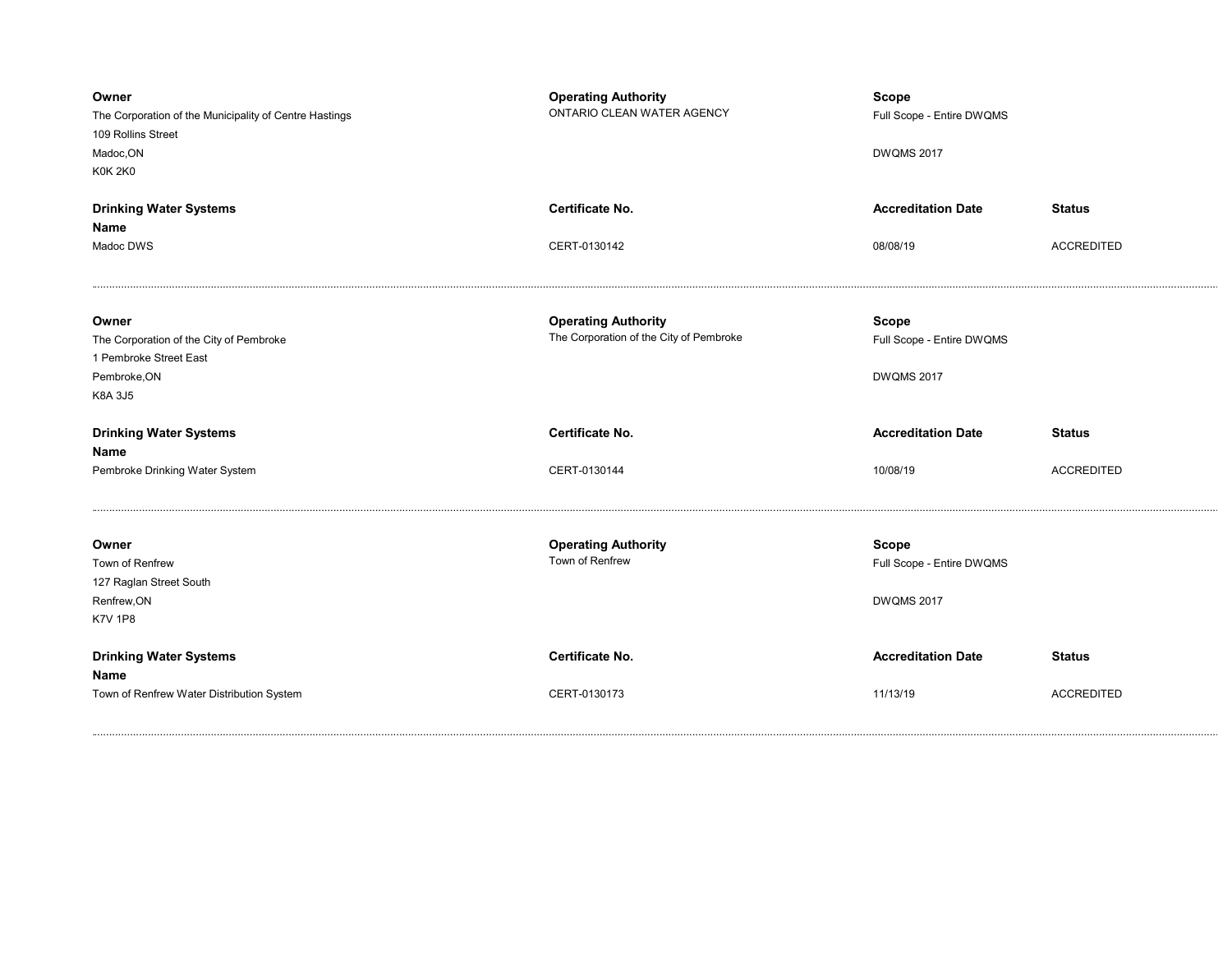**Owner**
The Corporation of the Municipality of Centre Hastings
109 Rollins Street
Madoc,ON
K0K 2K0

**Operating Authority**
ONTARIO CLEAN WATER AGENCY

**Scope**
Full Scope - Entire DWQMS

DWQMS 2017

| Drinking Water Systems Name | Certificate No. | Accreditation Date | Status |
|---|---|---|---|
| Madoc DWS | CERT-0130142 | 08/08/19 | ACCREDITED |

---

**Owner**
The Corporation of the City of Pembroke
1 Pembroke Street East
Pembroke,ON
K8A 3J5

**Operating Authority**
The Corporation of the City of Pembroke

**Scope**
Full Scope - Entire DWQMS

DWQMS 2017

| Drinking Water Systems Name | Certificate No. | Accreditation Date | Status |
|---|---|---|---|
| Pembroke Drinking Water System | CERT-0130144 | 10/08/19 | ACCREDITED |

---

**Owner**
Town of Renfrew
127 Raglan Street South
Renfrew,ON
K7V 1P8

**Operating Authority**
Town of Renfrew

**Scope**
Full Scope - Entire DWQMS

DWQMS 2017

| Drinking Water Systems Name | Certificate No. | Accreditation Date | Status |
|---|---|---|---|
| Town of Renfrew Water Distribution System | CERT-0130173 | 11/13/19 | ACCREDITED |

---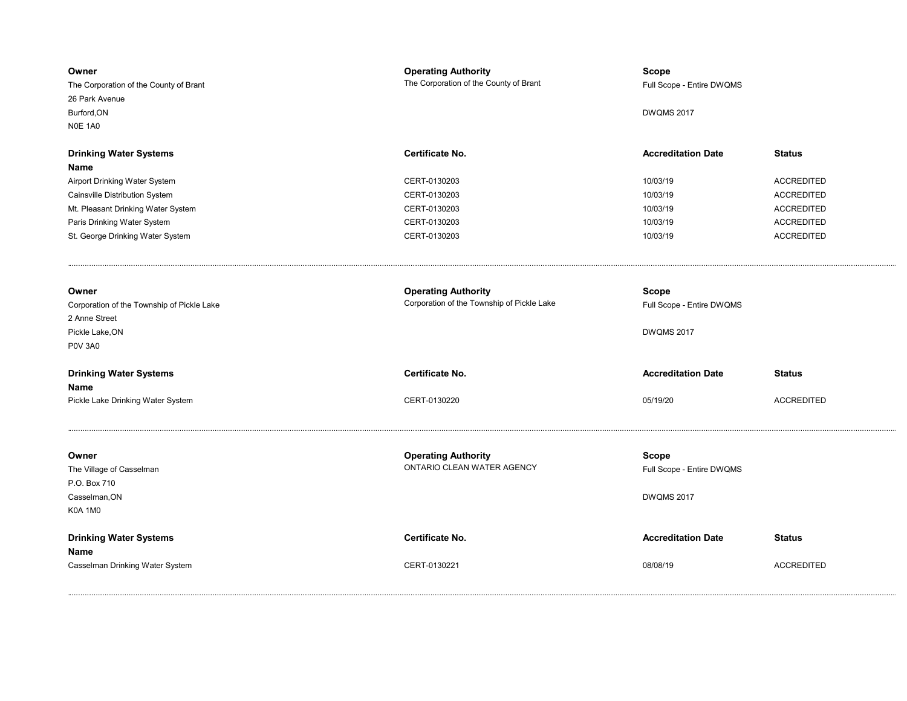| Owner | Operating Authority | Scope | |
|---|---|---|---|
| The Corporation of the County of Brant<br>26 Park Avenue<br>Burford,ON<br>N0E 1A0 | The Corporation of the County of Brant | Full Scope - Entire DWQMS<br><br>DWQMS 2017 | |

| Drinking Water Systems Name | Certificate No. | Accreditation Date | Status |
|---|---|---|---|
| Airport Drinking Water System | CERT-0130203 | 10/03/19 | ACCREDITED |
| Cainsville Distribution System | CERT-0130203 | 10/03/19 | ACCREDITED |
| Mt. Pleasant Drinking Water System | CERT-0130203 | 10/03/19 | ACCREDITED |
| Paris Drinking Water System | CERT-0130203 | 10/03/19 | ACCREDITED |
| St. George Drinking Water System | CERT-0130203 | 10/03/19 | ACCREDITED |

---

| Owner | Operating Authority | Scope | |
|---|---|---|---|
| Corporation of the Township of Pickle Lake<br>2 Anne Street<br>Pickle Lake,ON<br>P0V 3A0 | Corporation of the Township of Pickle Lake | Full Scope - Entire DWQMS<br><br>DWQMS 2017 | |

| Drinking Water Systems Name | Certificate No. | Accreditation Date | Status |
|---|---|---|---|
| Pickle Lake Drinking Water System | CERT-0130220 | 05/19/20 | ACCREDITED |

---

| Owner | Operating Authority | Scope | |
|---|---|---|---|
| The Village of Casselman<br>P.O. Box 710<br>Casselman,ON<br>K0A 1M0 | ONTARIO CLEAN WATER AGENCY | Full Scope - Entire DWQMS<br><br>DWQMS 2017 | |

| Drinking Water Systems Name | Certificate No. | Accreditation Date | Status |
|---|---|---|---|
| Casselman Drinking Water System | CERT-0130221 | 08/08/19 | ACCREDITED |

---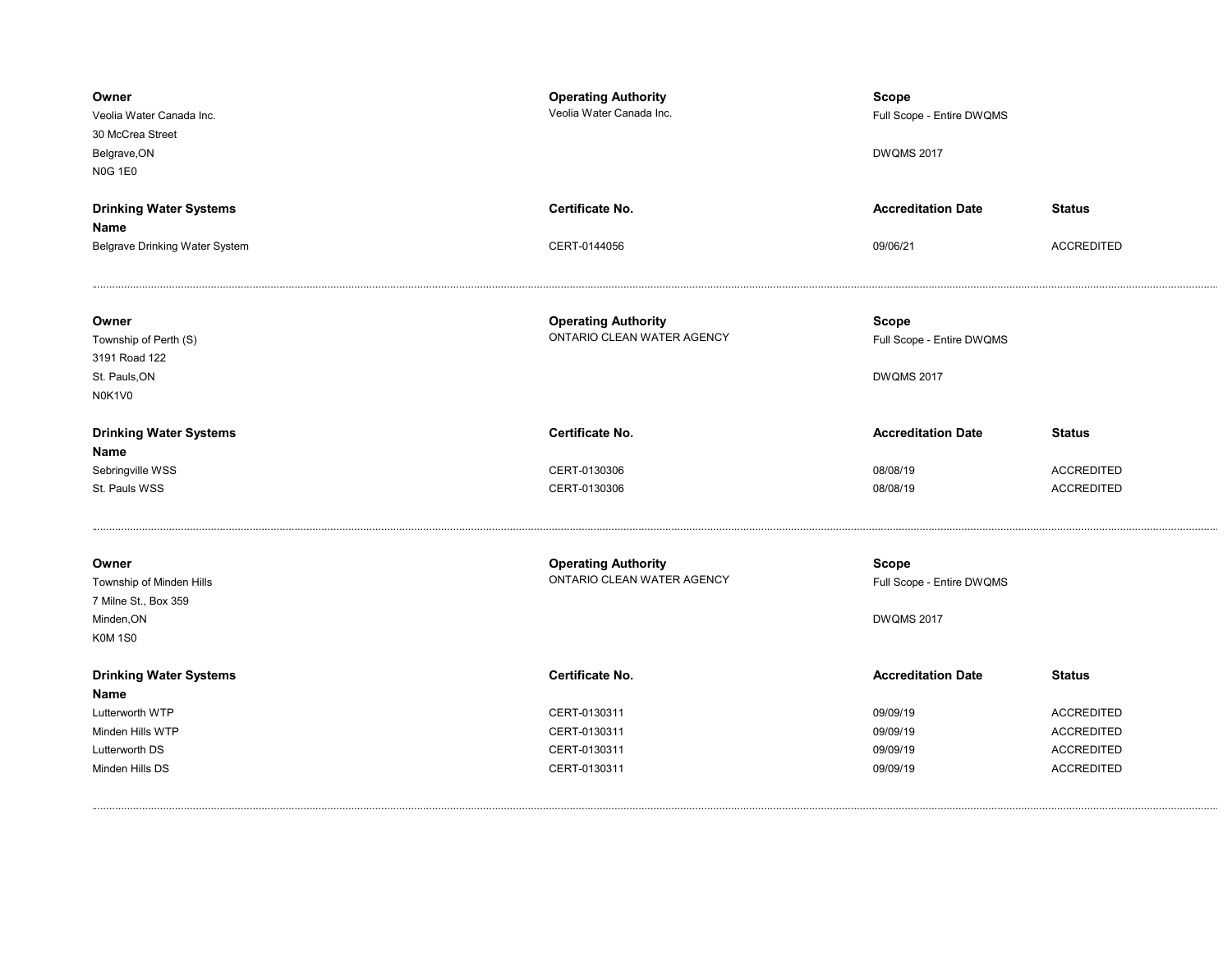| Owner | Operating Authority | Scope | |
|---|---|---|---|
| Veolia Water Canada Inc.<br>30 McCrea Street<br>Belgrave,ON<br>N0G 1E0 | Veolia Water Canada Inc. | Full Scope - Entire DWQMS<br><br>DWQMS 2017 | |

| Drinking Water Systems Name | Certificate No. | Accreditation Date | Status |
|---|---|---|---|
| Belgrave Drinking Water System | CERT-0144056 | 09/06/21 | ACCREDITED |

---

| Owner | Operating Authority | Scope | |
|---|---|---|---|
| Township of Perth (S)<br>3191 Road 122<br>St. Pauls,ON<br>N0K1V0 | ONTARIO CLEAN WATER AGENCY | Full Scope - Entire DWQMS<br><br>DWQMS 2017 | |

| Drinking Water Systems Name | Certificate No. | Accreditation Date | Status |
|---|---|---|---|
| Sebringville WSS | CERT-0130306 | 08/08/19 | ACCREDITED |
| St. Pauls WSS | CERT-0130306 | 08/08/19 | ACCREDITED |

---

| Owner | Operating Authority | Scope | |
|---|---|---|---|
| Township of Minden Hills<br>7 Milne St., Box 359<br>Minden,ON<br>K0M 1S0 | ONTARIO CLEAN WATER AGENCY | Full Scope - Entire DWQMS<br><br>DWQMS 2017 | |

| Drinking Water Systems Name | Certificate No. | Accreditation Date | Status |
|---|---|---|---|
| Lutterworth WTP | CERT-0130311 | 09/09/19 | ACCREDITED |
| Minden Hills WTP | CERT-0130311 | 09/09/19 | ACCREDITED |
| Lutterworth DS | CERT-0130311 | 09/09/19 | ACCREDITED |
| Minden Hills DS | CERT-0130311 | 09/09/19 | ACCREDITED |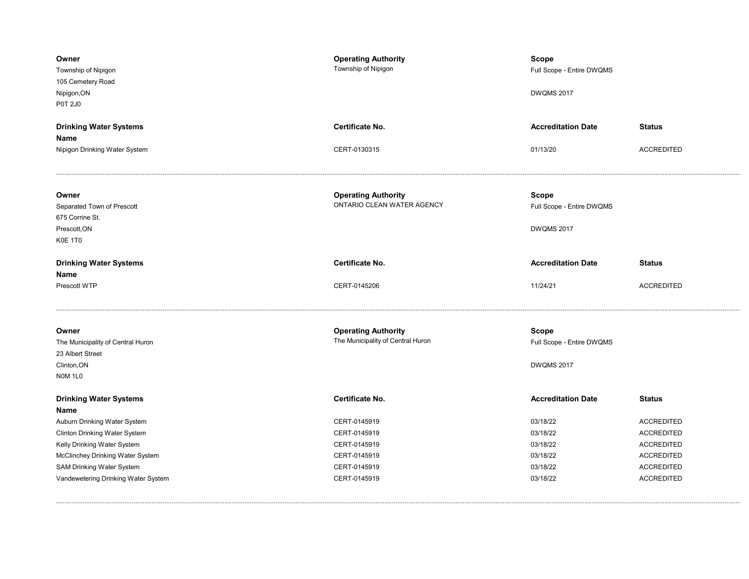| **Owner** | **Operating Authority** | **Scope** | |
|---|---|---|---|
| Township of Nipigon<br>105 Cemetery Road<br>Nipigon,ON<br>P0T 2J0 | Township of Nipigon | Full Scope - Entire DWQMS<br><br>DWQMS 2017 | |

| **Drinking Water Systems Name** | **Certificate No.** | **Accreditation Date** | **Status** |
|---|---|---|---|
| Nipigon Drinking Water System | CERT-0130315 | 01/13/20 | ACCREDITED |

---

| **Owner** | **Operating Authority** | **Scope** | |
|---|---|---|---|
| Separated Town of Prescott<br>675 Corrine St.<br>Prescott,ON<br>K0E 1T0 | ONTARIO CLEAN WATER AGENCY | Full Scope - Entire DWQMS<br><br>DWQMS 2017 | |

| **Drinking Water Systems Name** | **Certificate No.** | **Accreditation Date** | **Status** |
|---|---|---|---|
| Prescott WTP | CERT-0145206 | 11/24/21 | ACCREDITED |

---

| **Owner** | **Operating Authority** | **Scope** | |
|---|---|---|---|
| The Municipality of Central Huron<br>23 Albert Street<br>Clinton,ON<br>N0M 1L0 | The Municipality of Central Huron | Full Scope - Entire DWQMS<br><br>DWQMS 2017 | |

| **Drinking Water Systems Name** | **Certificate No.** | **Accreditation Date** | **Status** |
|---|---|---|---|
| Auburn Drinking Water System | CERT-0145919 | 03/18/22 | ACCREDITED |
| Clinton Drinking Water System | CERT-0145919 | 03/18/22 | ACCREDITED |
| Kelly Drinking Water System | CERT-0145919 | 03/18/22 | ACCREDITED |
| McClinchey Drinking Water System | CERT-0145919 | 03/18/22 | ACCREDITED |
| SAM Drinking Water System | CERT-0145919 | 03/18/22 | ACCREDITED |
| Vandewetering Drinking Water System | CERT-0145919 | 03/18/22 | ACCREDITED |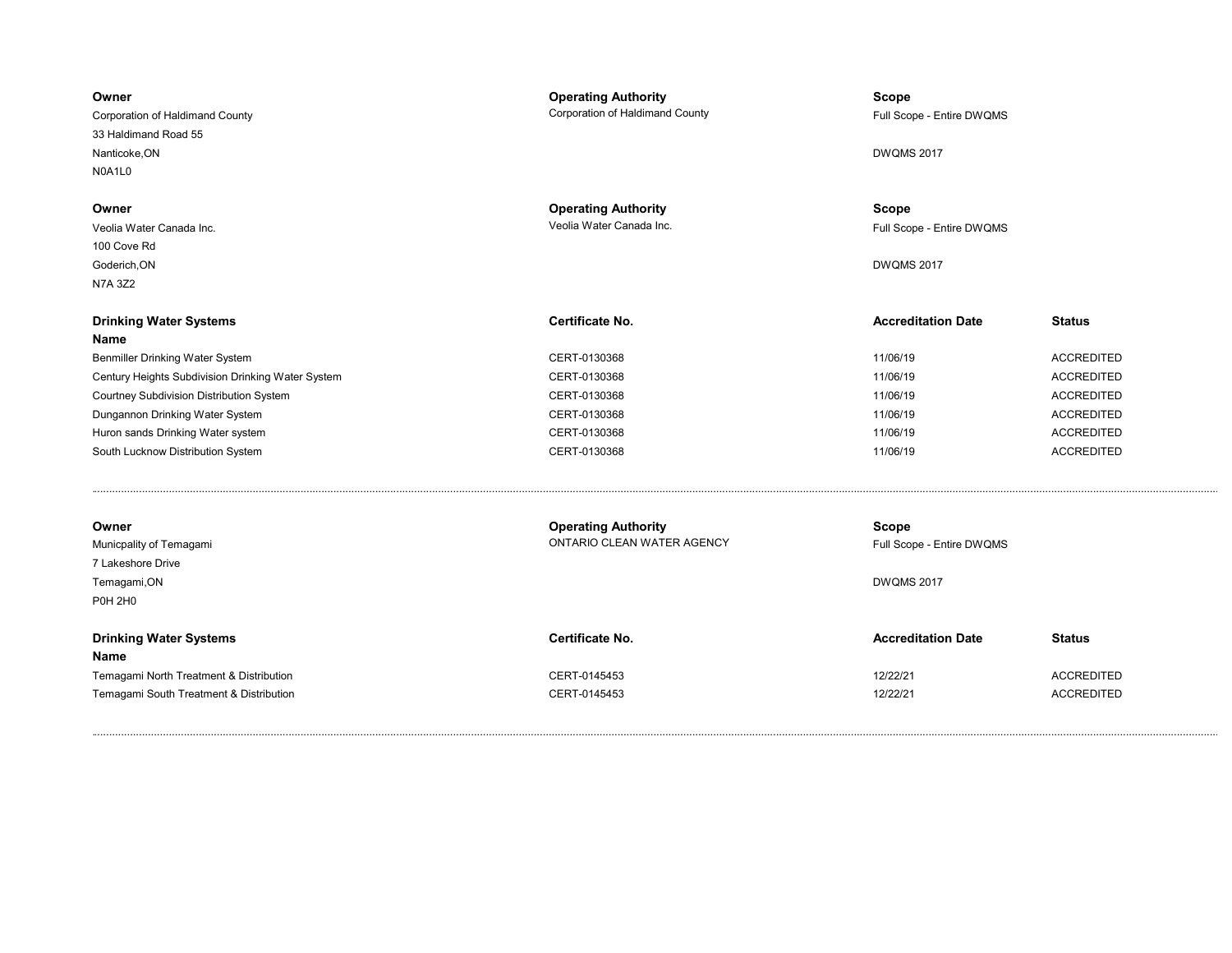| Owner | Operating Authority | Scope |
|---|---|---|
| Corporation of Haldimand County<br>33 Haldimand Road 55<br>Nanticoke,ON<br>N0A1L0 | Corporation of Haldimand County | Full Scope - Entire DWQMS<br><br>DWQMS 2017 |

| Owner | Operating Authority | Scope |
|---|---|---|
| Veolia Water Canada Inc.<br>100 Cove Rd<br>Goderich,ON<br>N7A 3Z2 | Veolia Water Canada Inc. | Full Scope - Entire DWQMS<br><br>DWQMS 2017 |

| Drinking Water Systems Name | Certificate No. | Accreditation Date | Status |
|---|---|---|---|
| Benmiller Drinking Water System | CERT-0130368 | 11/06/19 | ACCREDITED |
| Century Heights Subdivision Drinking Water System | CERT-0130368 | 11/06/19 | ACCREDITED |
| Courtney Subdivision Distribution System | CERT-0130368 | 11/06/19 | ACCREDITED |
| Dungannon Drinking Water System | CERT-0130368 | 11/06/19 | ACCREDITED |
| Huron sands Drinking Water system | CERT-0130368 | 11/06/19 | ACCREDITED |
| South Lucknow Distribution System | CERT-0130368 | 11/06/19 | ACCREDITED |

---

| Owner | Operating Authority | Scope |
|---|---|---|
| Municpality of Temagami<br>7 Lakeshore Drive<br>Temagami,ON<br>P0H 2H0 | ONTARIO CLEAN WATER AGENCY | Full Scope - Entire DWQMS<br><br>DWQMS 2017 |

| Drinking Water Systems Name | Certificate No. | Accreditation Date | Status |
|---|---|---|---|
| Temagami North Treatment & Distribution | CERT-0145453 | 12/22/21 | ACCREDITED |
| Temagami South Treatment & Distribution | CERT-0145453 | 12/22/21 | ACCREDITED |

---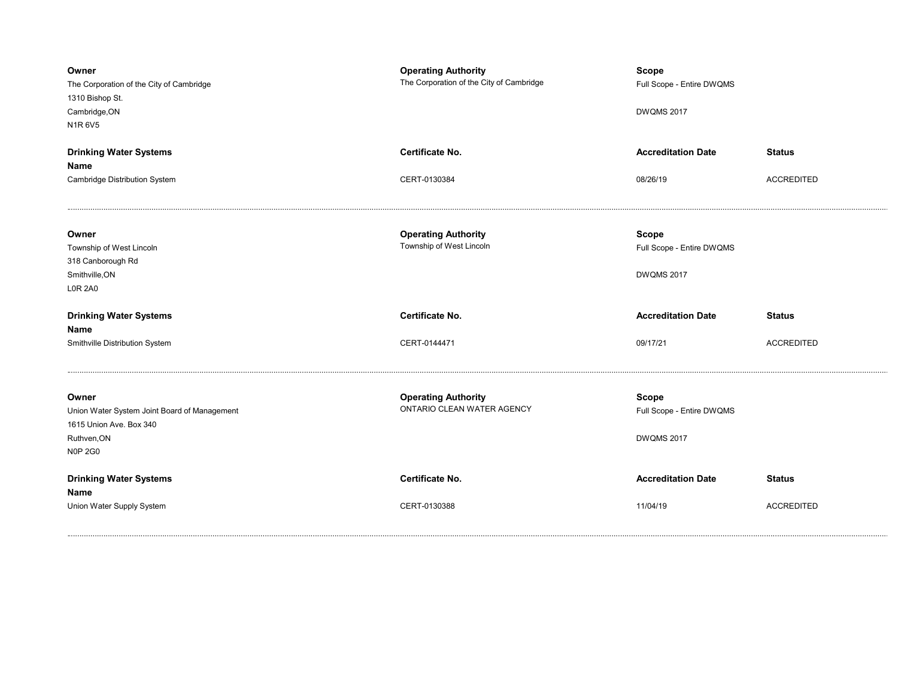| Owner | Operating Authority | Scope | |
|---|---|---|---|
| The Corporation of the City of Cambridge<br>1310 Bishop St.<br>Cambridge,ON<br>N1R 6V5 | The Corporation of the City of Cambridge | Full Scope - Entire DWQMS<br><br>DWQMS 2017 | |
| **Drinking Water Systems Name** | **Certificate No.** | **Accreditation Date** | **Status** |
| Cambridge Distribution System | CERT-0130384 | 08/26/19 | ACCREDITED |

| Owner | Operating Authority | Scope | |
|---|---|---|---|
| Township of West Lincoln<br>318 Canborough Rd<br>Smithville,ON<br>L0R 2A0 | Township of West Lincoln | Full Scope - Entire DWQMS<br><br>DWQMS 2017 | |
| **Drinking Water Systems Name** | **Certificate No.** | **Accreditation Date** | **Status** |
| Smithville Distribution System | CERT-0144471 | 09/17/21 | ACCREDITED |

| Owner | Operating Authority | Scope | |
|---|---|---|---|
| Union Water System Joint Board of Management<br>1615 Union Ave. Box 340<br>Ruthven,ON<br>N0P 2G0 | ONTARIO CLEAN WATER AGENCY | Full Scope - Entire DWQMS<br><br>DWQMS 2017 | |
| **Drinking Water Systems Name** | **Certificate No.** | **Accreditation Date** | **Status** |
| Union Water Supply System | CERT-0130388 | 11/04/19 | ACCREDITED |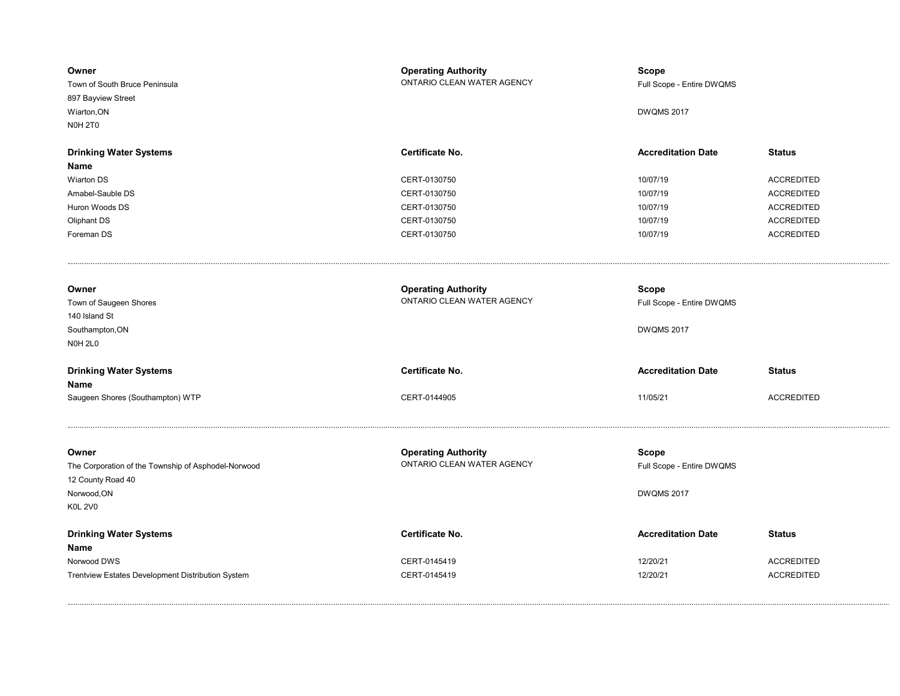**Owner**
Town of South Bruce Peninsula
897 Bayview Street
Wiarton,ON
N0H 2T0

**Operating Authority**
ONTARIO CLEAN WATER AGENCY

**Scope**
Full Scope - Entire DWQMS

DWQMS 2017

| Drinking Water Systems Name | Certificate No. | Accreditation Date | Status |
|---|---|---|---|
| Wiarton DS | CERT-0130750 | 10/07/19 | ACCREDITED |
| Amabel-Sauble DS | CERT-0130750 | 10/07/19 | ACCREDITED |
| Huron Woods DS | CERT-0130750 | 10/07/19 | ACCREDITED |
| Oliphant DS | CERT-0130750 | 10/07/19 | ACCREDITED |
| Foreman DS | CERT-0130750 | 10/07/19 | ACCREDITED |

---

**Owner**
Town of Saugeen Shores
140 Island St
Southampton,ON
N0H 2L0

**Operating Authority**
ONTARIO CLEAN WATER AGENCY

**Scope**
Full Scope - Entire DWQMS

DWQMS 2017

| Drinking Water Systems Name | Certificate No. | Accreditation Date | Status |
|---|---|---|---|
| Saugeen Shores (Southampton) WTP | CERT-0144905 | 11/05/21 | ACCREDITED |

---

**Owner**
The Corporation of the Township of Asphodel-Norwood
12 County Road 40
Norwood,ON
K0L 2V0

**Operating Authority**
ONTARIO CLEAN WATER AGENCY

**Scope**
Full Scope - Entire DWQMS

DWQMS 2017

| Drinking Water Systems Name | Certificate No. | Accreditation Date | Status |
|---|---|---|---|
| Norwood DWS | CERT-0145419 | 12/20/21 | ACCREDITED |
| Trentview Estates Development Distribution System | CERT-0145419 | 12/20/21 | ACCREDITED |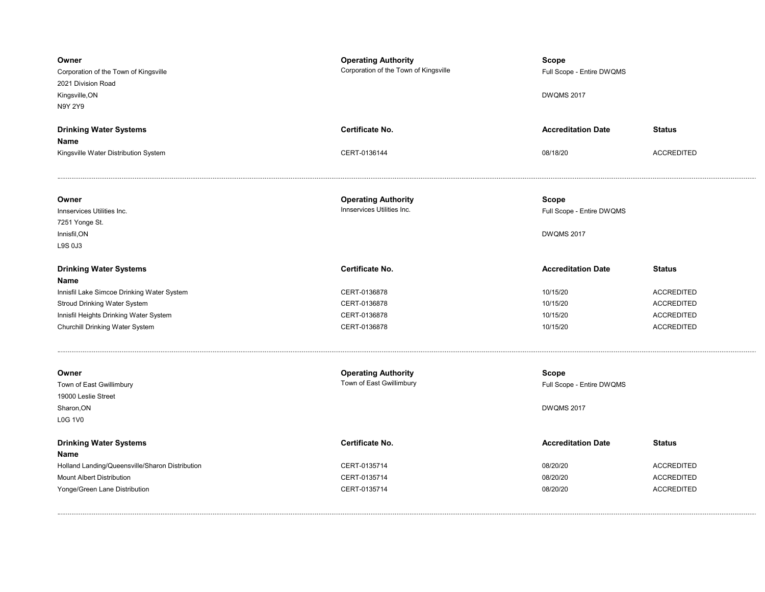**Owner**
Corporation of the Town of Kingsville
2021 Division Road
Kingsville,ON
N9Y 2Y9

**Operating Authority**
Corporation of the Town of Kingsville

**Scope**
Full Scope - Entire DWQMS

DWQMS 2017

| Drinking Water Systems Name | Certificate No. | Accreditation Date | Status |
|---|---|---|---|
| Kingsville Water Distribution System | CERT-0136144 | 08/18/20 | ACCREDITED |

---

**Owner**
Innservices Utilities Inc.
7251 Yonge St.
Innisfil,ON
L9S 0J3

**Operating Authority**
Innservices Utilities Inc.

**Scope**
Full Scope - Entire DWQMS

DWQMS 2017

| Drinking Water Systems Name | Certificate No. | Accreditation Date | Status |
|---|---|---|---|
| Innisfil Lake Simcoe Drinking Water System | CERT-0136878 | 10/15/20 | ACCREDITED |
| Stroud Drinking Water System | CERT-0136878 | 10/15/20 | ACCREDITED |
| Innisfil Heights Drinking Water System | CERT-0136878 | 10/15/20 | ACCREDITED |
| Churchill Drinking Water System | CERT-0136878 | 10/15/20 | ACCREDITED |

---

**Owner**
Town of East Gwillimbury
19000 Leslie Street
Sharon,ON
L0G 1V0

**Operating Authority**
Town of East Gwillimbury

**Scope**
Full Scope - Entire DWQMS

DWQMS 2017

| Drinking Water Systems Name | Certificate No. | Accreditation Date | Status |
|---|---|---|---|
| Holland Landing/Queensville/Sharon Distribution | CERT-0135714 | 08/20/20 | ACCREDITED |
| Mount Albert Distribution | CERT-0135714 | 08/20/20 | ACCREDITED |
| Yonge/Green Lane Distribution | CERT-0135714 | 08/20/20 | ACCREDITED |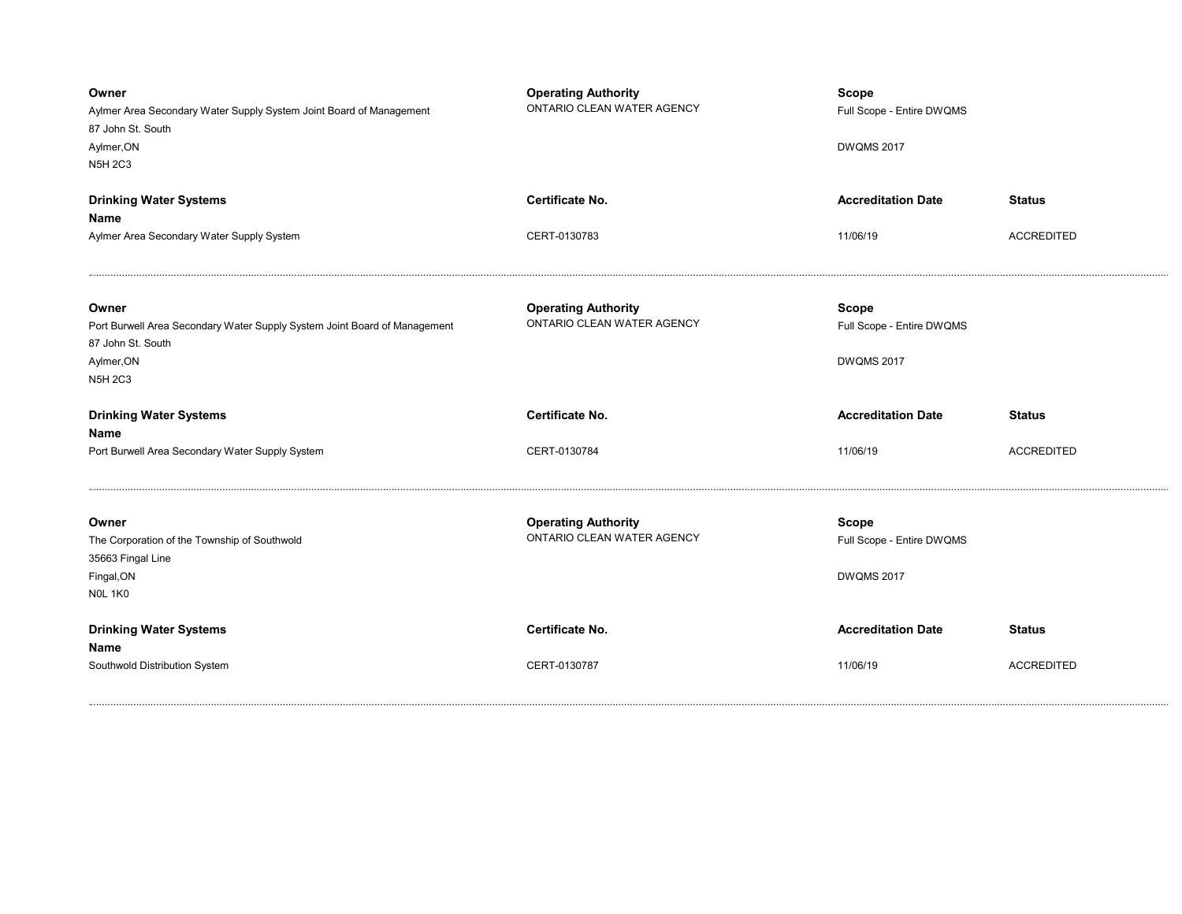**Owner**
Aylmer Area Secondary Water Supply System Joint Board of Management
87 John St. South
Aylmer,ON
N5H 2C3

**Operating Authority**
ONTARIO CLEAN WATER AGENCY

**Scope**
Full Scope - Entire DWQMS

DWQMS 2017

| **Drinking Water Systems Name** | **Certificate No.** | **Accreditation Date** | **Status** |
|---|---|---|---|
| Aylmer Area Secondary Water Supply System | CERT-0130783 | 11/06/19 | ACCREDITED |

---

**Owner**
Port Burwell Area Secondary Water Supply System Joint Board of Management
87 John St. South
Aylmer,ON
N5H 2C3

**Operating Authority**
ONTARIO CLEAN WATER AGENCY

**Scope**
Full Scope - Entire DWQMS

DWQMS 2017

| **Drinking Water Systems Name** | **Certificate No.** | **Accreditation Date** | **Status** |
|---|---|---|---|
| Port Burwell Area Secondary Water Supply System | CERT-0130784 | 11/06/19 | ACCREDITED |

---

**Owner**
The Corporation of the Township of Southwold
35663 Fingal Line
Fingal,ON
N0L 1K0

**Operating Authority**
ONTARIO CLEAN WATER AGENCY

**Scope**
Full Scope - Entire DWQMS

DWQMS 2017

| **Drinking Water Systems Name** | **Certificate No.** | **Accreditation Date** | **Status** |
|---|---|---|---|
| Southwold Distribution System | CERT-0130787 | 11/06/19 | ACCREDITED |

---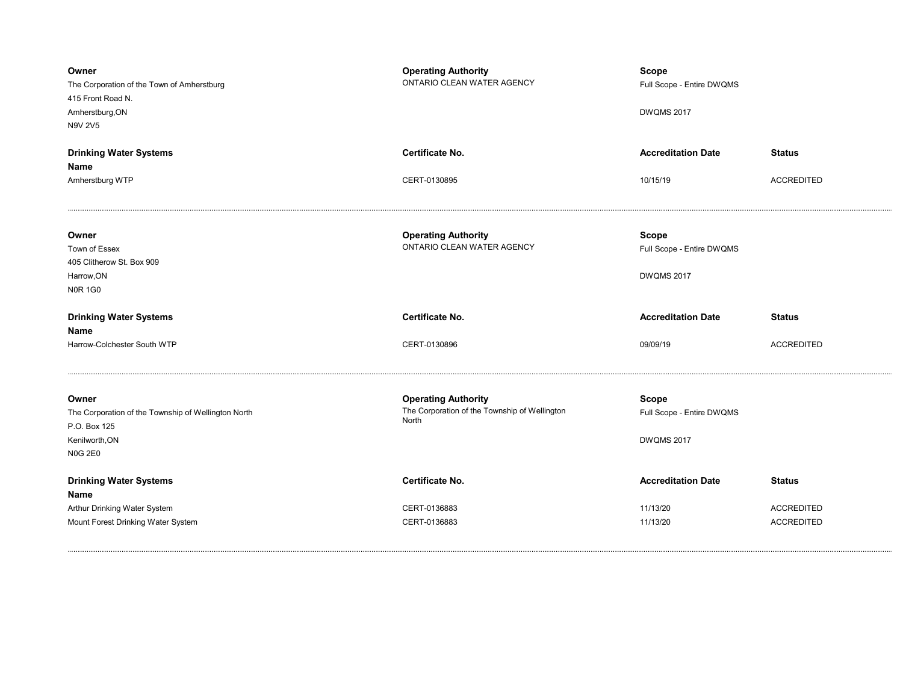**Owner**
The Corporation of the Town of Amherstburg
415 Front Road N.
Amherstburg,ON
N9V 2V5

**Operating Authority**
ONTARIO CLEAN WATER AGENCY

**Scope**
Full Scope - Entire DWQMS

DWQMS 2017

| **Drinking Water Systems Name** | **Certificate No.** | **Accreditation Date** | **Status** |
| --- | --- | --- | --- |
| Amherstburg WTP | CERT-0130895 | 10/15/19 | ACCREDITED |

---

**Owner**
Town of Essex
405 Clitherow St. Box 909
Harrow,ON
N0R 1G0

**Operating Authority**
ONTARIO CLEAN WATER AGENCY

**Scope**
Full Scope - Entire DWQMS

DWQMS 2017

| **Drinking Water Systems Name** | **Certificate No.** | **Accreditation Date** | **Status** |
| --- | --- | --- | --- |
| Harrow-Colchester South WTP | CERT-0130896 | 09/09/19 | ACCREDITED |

---

**Owner**
The Corporation of the Township of Wellington North
P.O. Box 125
Kenilworth,ON
N0G 2E0

**Operating Authority**
The Corporation of the Township of Wellington North

**Scope**
Full Scope - Entire DWQMS

DWQMS 2017

| **Drinking Water Systems Name** | **Certificate No.** | **Accreditation Date** | **Status** |
| --- | --- | --- | --- |
| Arthur Drinking Water System | CERT-0136883 | 11/13/20 | ACCREDITED |
| Mount Forest Drinking Water System | CERT-0136883 | 11/13/20 | ACCREDITED |

---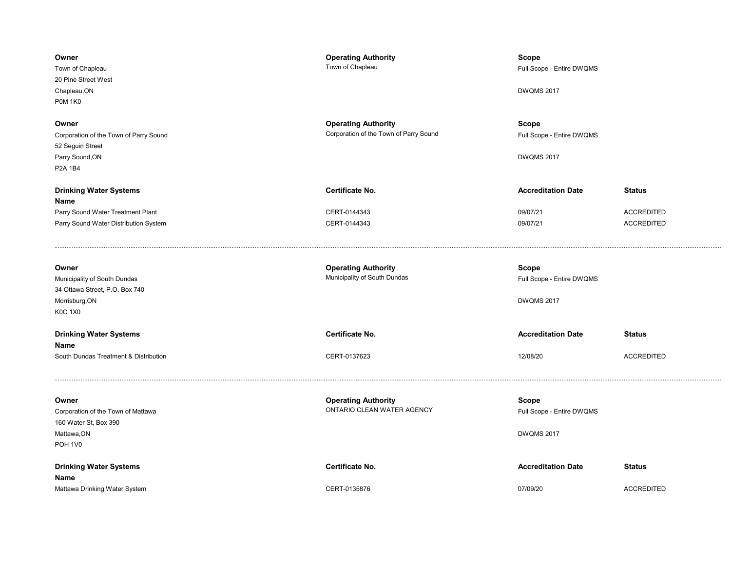**Owner**
Town of Chapleau
20 Pine Street West
Chapleau,ON
P0M 1K0

**Operating Authority**
Town of Chapleau

**Scope**
Full Scope - Entire DWQMS

DWQMS 2017

---

**Owner**
Corporation of the Town of Parry Sound
52 Seguin Street
Parry Sound,ON
P2A 1B4

**Operating Authority**
Corporation of the Town of Parry Sound

**Scope**
Full Scope - Entire DWQMS

DWQMS 2017

| Drinking Water Systems Name | Certificate No. | Accreditation Date | Status |
| --- | --- | --- | --- |
| Parry Sound Water Treatment Plant | CERT-0144343 | 09/07/21 | ACCREDITED |
| Parry Sound Water Distribution System | CERT-0144343 | 09/07/21 | ACCREDITED |

---

**Owner**
Municipality of South Dundas
34 Ottawa Street, P.O. Box 740
Morrisburg,ON
K0C 1X0

**Operating Authority**
Municipality of South Dundas

**Scope**
Full Scope - Entire DWQMS

DWQMS 2017

| Drinking Water Systems Name | Certificate No. | Accreditation Date | Status |
| --- | --- | --- | --- |
| South Dundas Treatment & Distribution | CERT-0137623 | 12/08/20 | ACCREDITED |

---

**Owner**
Corporation of the Town of Mattawa
160 Water St, Box 390
Mattawa,ON
POH 1V0

**Operating Authority**
ONTARIO CLEAN WATER AGENCY

**Scope**
Full Scope - Entire DWQMS

DWQMS 2017

| Drinking Water Systems Name | Certificate No. | Accreditation Date | Status |
| --- | --- | --- | --- |
| Mattawa Drinking Water System | CERT-0135876 | 07/09/20 | ACCREDITED |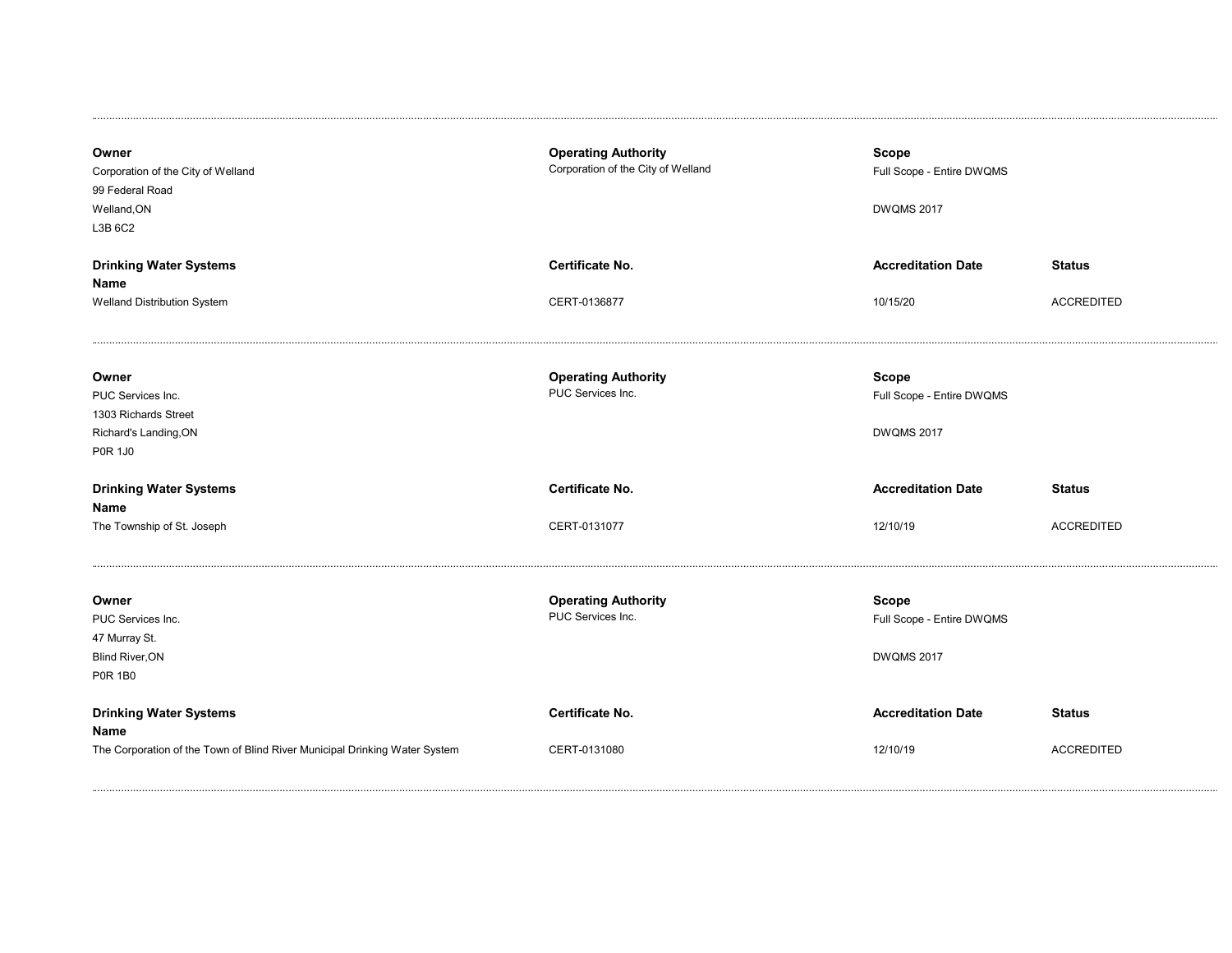---

**Owner**
Corporation of the City of Welland
99 Federal Road
Welland,ON
L3B 6C2

**Operating Authority**
Corporation of the City of Welland

**Scope**
Full Scope - Entire DWQMS

DWQMS 2017

| Drinking Water Systems Name | Certificate No. | Accreditation Date | Status |
| --- | --- | --- | --- |
| Welland Distribution System | CERT-0136877 | 10/15/20 | ACCREDITED |

---

**Owner**
PUC Services Inc.
1303 Richards Street
Richard's Landing,ON
P0R 1J0

**Operating Authority**
PUC Services Inc.

**Scope**
Full Scope - Entire DWQMS

DWQMS 2017

| Drinking Water Systems Name | Certificate No. | Accreditation Date | Status |
| --- | --- | --- | --- |
| The Township of St. Joseph | CERT-0131077 | 12/10/19 | ACCREDITED |

---

**Owner**
PUC Services Inc.
47 Murray St.
Blind River,ON
P0R 1B0

**Operating Authority**
PUC Services Inc.

**Scope**
Full Scope - Entire DWQMS

DWQMS 2017

| Drinking Water Systems Name | Certificate No. | Accreditation Date | Status |
| --- | --- | --- | --- |
| The Corporation of the Town of Blind River Municipal Drinking Water System | CERT-0131080 | 12/10/19 | ACCREDITED |

---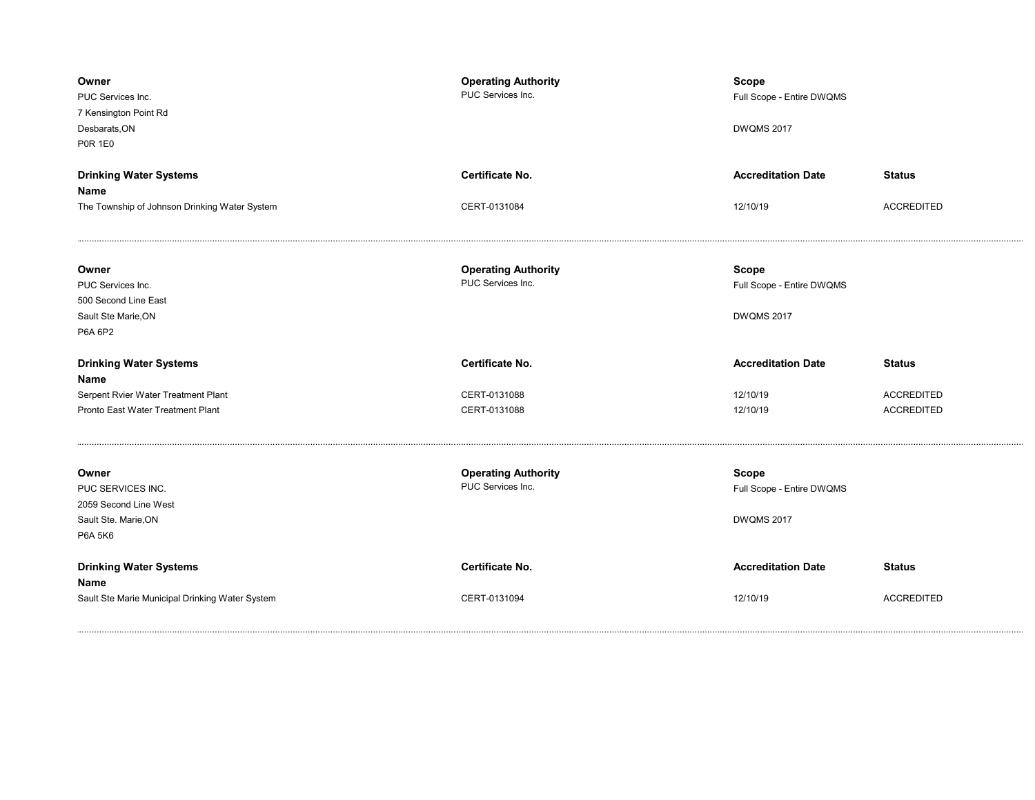| Owner | Operating Authority | Scope | |
|---|---|---|---|
| PUC Services Inc.<br>7 Kensington Point Rd<br>Desbarats,ON<br>P0R 1E0 | PUC Services Inc. | Full Scope - Entire DWQMS<br><br>DWQMS 2017 | |

| Drinking Water Systems Name | Certificate No. | Accreditation Date | Status |
|---|---|---|---|
| The Township of Johnson Drinking Water System | CERT-0131084 | 12/10/19 | ACCREDITED |

---

| Owner | Operating Authority | Scope | |
|---|---|---|---|
| PUC Services Inc.<br>500 Second Line East<br>Sault Ste Marie,ON<br>P6A 6P2 | PUC Services Inc. | Full Scope - Entire DWQMS<br><br>DWQMS 2017 | |

| Drinking Water Systems Name | Certificate No. | Accreditation Date | Status |
|---|---|---|---|
| Serpent Rvier Water Treatment Plant | CERT-0131088 | 12/10/19 | ACCREDITED |
| Pronto East Water Treatment Plant | CERT-0131088 | 12/10/19 | ACCREDITED |

---

| Owner | Operating Authority | Scope | |
|---|---|---|---|
| PUC SERVICES INC.<br>2059 Second Line West<br>Sault Ste. Marie,ON<br>P6A 5K6 | PUC Services Inc. | Full Scope - Entire DWQMS<br><br>DWQMS 2017 | |

| Drinking Water Systems Name | Certificate No. | Accreditation Date | Status |
|---|---|---|---|
| Sault Ste Marie Municipal Drinking Water System | CERT-0131094 | 12/10/19 | ACCREDITED |

---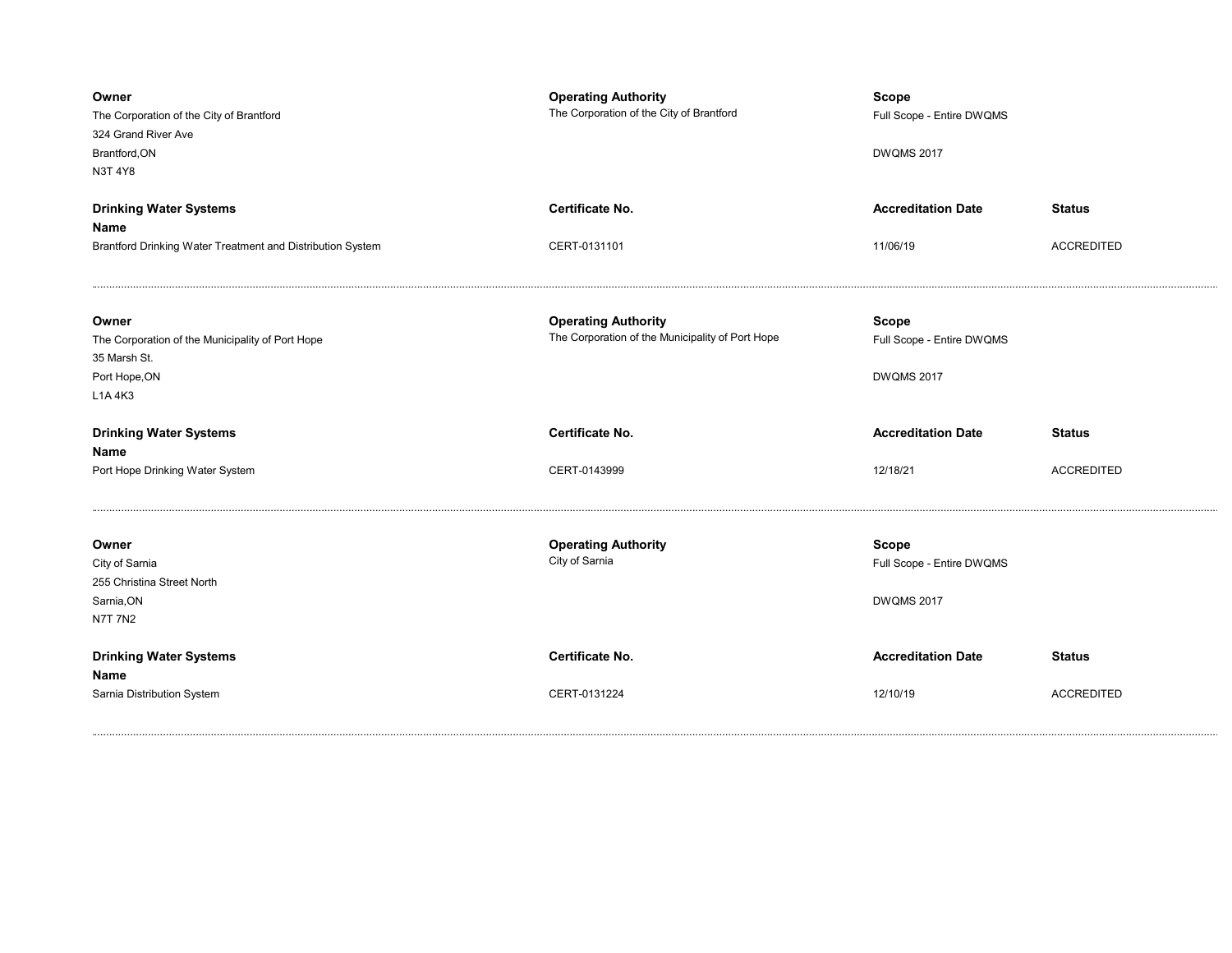| Owner | Operating Authority | Scope | |
|---|---|---|---|
| The Corporation of the City of Brantford<br>324 Grand River Ave<br>Brantford,ON<br>N3T 4Y8 | The Corporation of the City of Brantford | Full Scope - Entire DWQMS<br><br>DWQMS 2017 | |

| Drinking Water Systems Name | Certificate No. | Accreditation Date | Status |
|---|---|---|---|
| Brantford Drinking Water Treatment and Distribution System | CERT-0131101 | 11/06/19 | ACCREDITED |

---

| Owner | Operating Authority | Scope | |
|---|---|---|---|
| The Corporation of the Municipality of Port Hope<br>35 Marsh St.<br>Port Hope,ON<br>L1A 4K3 | The Corporation of the Municipality of Port Hope | Full Scope - Entire DWQMS<br><br>DWQMS 2017 | |

| Drinking Water Systems Name | Certificate No. | Accreditation Date | Status |
|---|---|---|---|
| Port Hope Drinking Water System | CERT-0143999 | 12/18/21 | ACCREDITED |

---

| Owner | Operating Authority | Scope | |
|---|---|---|---|
| City of Sarnia<br>255 Christina Street North<br>Sarnia,ON<br>N7T 7N2 | City of Sarnia | Full Scope - Entire DWQMS<br><br>DWQMS 2017 | |

| Drinking Water Systems Name | Certificate No. | Accreditation Date | Status |
|---|---|---|---|
| Sarnia Distribution System | CERT-0131224 | 12/10/19 | ACCREDITED |

---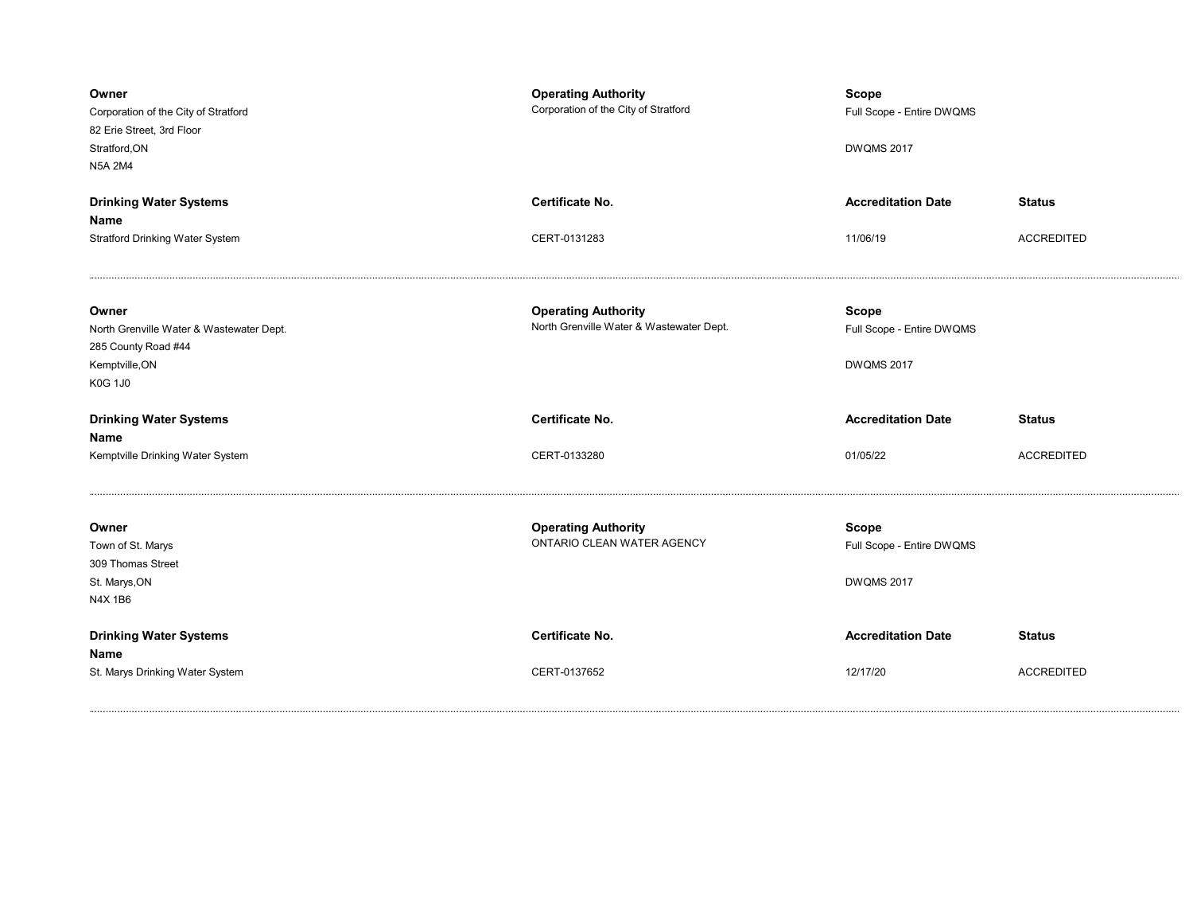**Owner**
Corporation of the City of Stratford
82 Erie Street, 3rd Floor
Stratford,ON
N5A 2M4

**Operating Authority**
Corporation of the City of Stratford

**Scope**
Full Scope - Entire DWQMS

DWQMS 2017

| **Drinking Water Systems Name** | **Certificate No.** | **Accreditation Date** | **Status** |
|---|---|---|---|
| Stratford Drinking Water System | CERT-0131283 | 11/06/19 | ACCREDITED |

---

**Owner**
North Grenville Water & Wastewater Dept.
285 County Road #44
Kemptville,ON
K0G 1J0

**Operating Authority**
North Grenville Water & Wastewater Dept.

**Scope**
Full Scope - Entire DWQMS

DWQMS 2017

| **Drinking Water Systems Name** | **Certificate No.** | **Accreditation Date** | **Status** |
|---|---|---|---|
| Kemptville Drinking Water System | CERT-0133280 | 01/05/22 | ACCREDITED |

---

**Owner**
Town of St. Marys
309 Thomas Street
St. Marys,ON
N4X 1B6

**Operating Authority**
ONTARIO CLEAN WATER AGENCY

**Scope**
Full Scope - Entire DWQMS

DWQMS 2017

| **Drinking Water Systems Name** | **Certificate No.** | **Accreditation Date** | **Status** |
|---|---|---|---|
| St. Marys Drinking Water System | CERT-0137652 | 12/17/20 | ACCREDITED |

---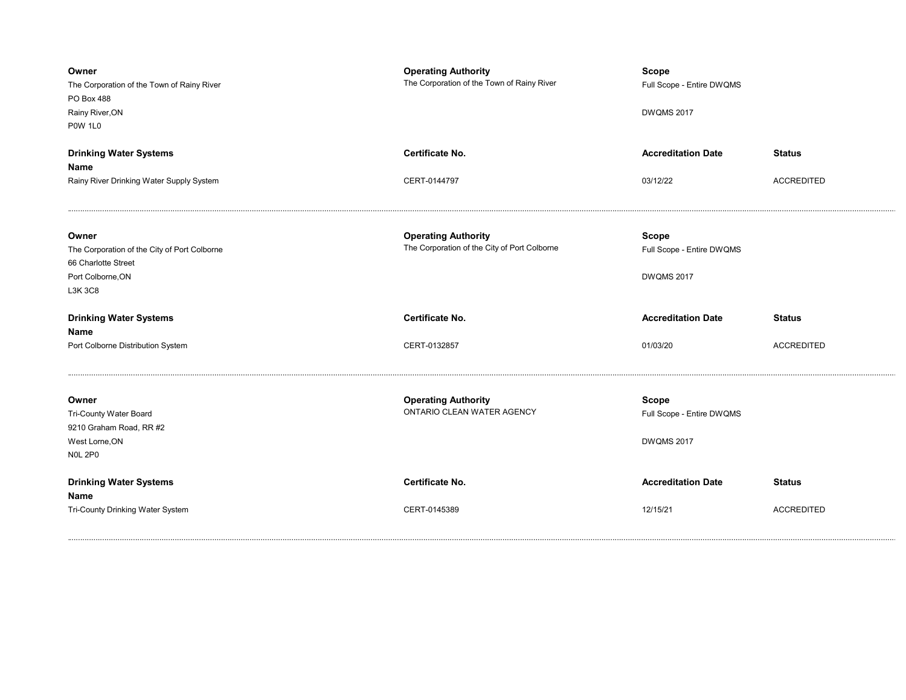**Owner**
The Corporation of the Town of Rainy River
PO Box 488
Rainy River,ON
P0W 1L0

**Operating Authority**
The Corporation of the Town of Rainy River

**Scope**
Full Scope - Entire DWQMS

DWQMS 2017

| Drinking Water Systems Name | Certificate No. | Accreditation Date | Status |
|---|---|---|---|
| Rainy River Drinking Water Supply System | CERT-0144797 | 03/12/22 | ACCREDITED |

---

**Owner**
The Corporation of the City of Port Colborne
66 Charlotte Street
Port Colborne,ON
L3K 3C8

**Operating Authority**
The Corporation of the City of Port Colborne

**Scope**
Full Scope - Entire DWQMS

DWQMS 2017

| Drinking Water Systems Name | Certificate No. | Accreditation Date | Status |
|---|---|---|---|
| Port Colborne Distribution System | CERT-0132857 | 01/03/20 | ACCREDITED |

---

**Owner**
Tri-County Water Board
9210 Graham Road, RR #2
West Lorne,ON
N0L 2P0

**Operating Authority**
ONTARIO CLEAN WATER AGENCY

**Scope**
Full Scope - Entire DWQMS

DWQMS 2017

| Drinking Water Systems Name | Certificate No. | Accreditation Date | Status |
|---|---|---|---|
| Tri-County Drinking Water System | CERT-0145389 | 12/15/21 | ACCREDITED |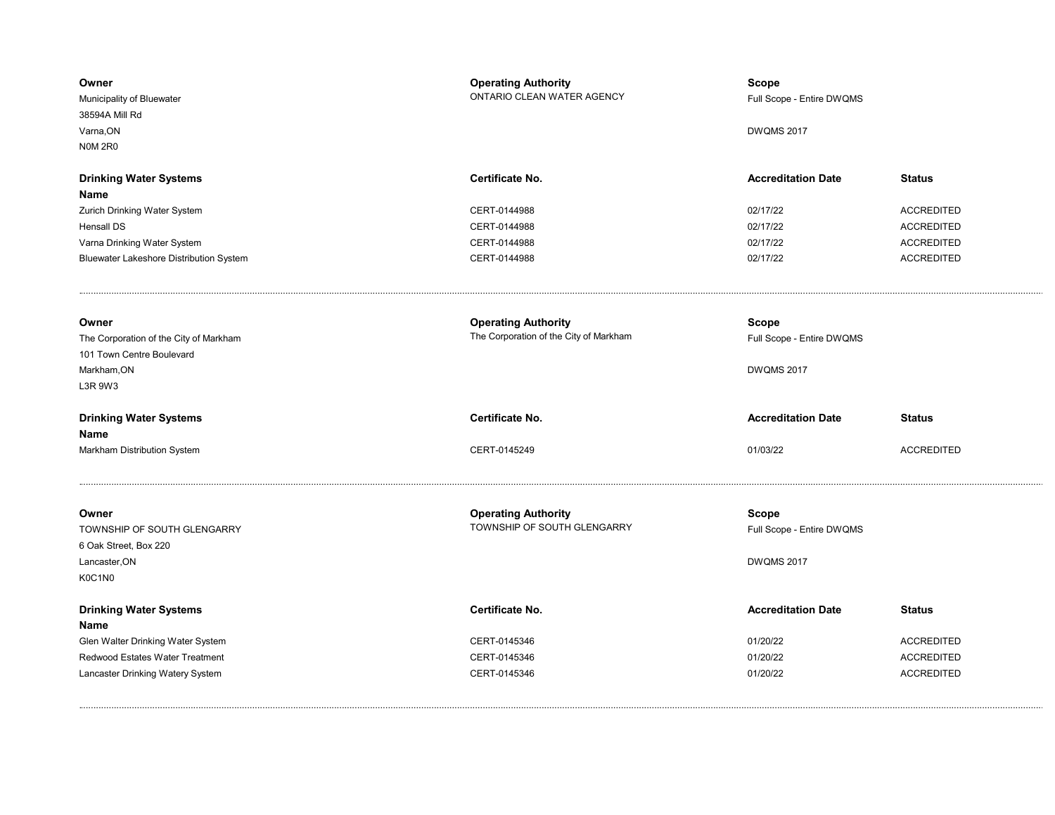| Owner | Operating Authority | Scope | |
|---|---|---|---|
| Municipality of Bluewater<br>38594A Mill Rd<br>Varna,ON<br>N0M 2R0 | ONTARIO CLEAN WATER AGENCY | Full Scope - Entire DWQMS<br><br>DWQMS 2017 | |

| Drinking Water Systems Name | Certificate No. | Accreditation Date | Status |
|---|---|---|---|
| Zurich Drinking Water System | CERT-0144988 | 02/17/22 | ACCREDITED |
| Hensall DS | CERT-0144988 | 02/17/22 | ACCREDITED |
| Varna Drinking Water System | CERT-0144988 | 02/17/22 | ACCREDITED |
| Bluewater Lakeshore Distribution System | CERT-0144988 | 02/17/22 | ACCREDITED |

---

| Owner | Operating Authority | Scope | |
|---|---|---|---|
| The Corporation of the City of Markham<br>101 Town Centre Boulevard<br>Markham,ON<br>L3R 9W3 | The Corporation of the City of Markham | Full Scope - Entire DWQMS<br><br>DWQMS 2017 | |

| Drinking Water Systems Name | Certificate No. | Accreditation Date | Status |
|---|---|---|---|
| Markham Distribution System | CERT-0145249 | 01/03/22 | ACCREDITED |

---

| Owner | Operating Authority | Scope | |
|---|---|---|---|
| TOWNSHIP OF SOUTH GLENGARRY<br>6 Oak Street, Box 220<br>Lancaster,ON<br>K0C1N0 | TOWNSHIP OF SOUTH GLENGARRY | Full Scope - Entire DWQMS<br><br>DWQMS 2017 | |

| Drinking Water Systems Name | Certificate No. | Accreditation Date | Status |
|---|---|---|---|
| Glen Walter Drinking Water System | CERT-0145346 | 01/20/22 | ACCREDITED |
| Redwood Estates Water Treatment | CERT-0145346 | 01/20/22 | ACCREDITED |
| Lancaster Drinking Watery System | CERT-0145346 | 01/20/22 | ACCREDITED |

---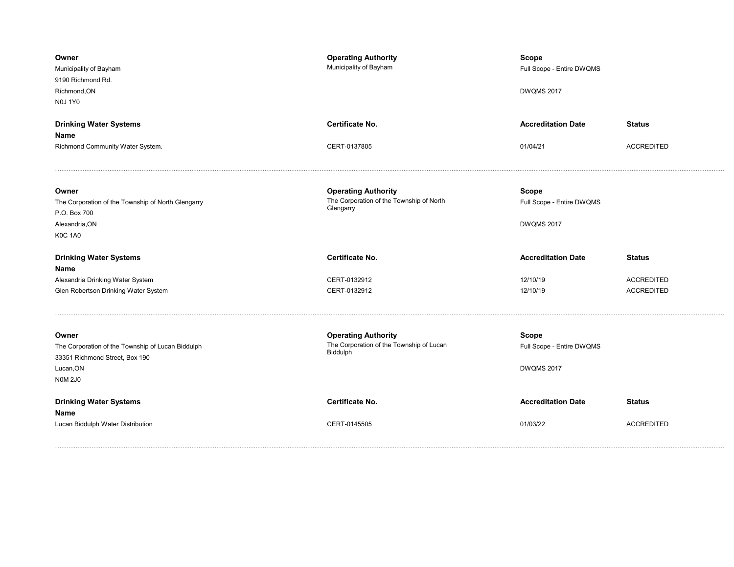| Owner | Operating Authority | Scope | |
|---|---|---|---|
| Municipality of Bayham<br>9190 Richmond Rd.<br>Richmond,ON<br>N0J 1Y0 | Municipality of Bayham | Full Scope - Entire DWQMS<br><br>DWQMS 2017 | |

| Drinking Water Systems Name | Certificate No. | Accreditation Date | Status |
|---|---|---|---|
| Richmond Community Water System. | CERT-0137805 | 01/04/21 | ACCREDITED |

---

| Owner | Operating Authority | Scope | |
|---|---|---|---|
| The Corporation of the Township of North Glengarry<br>P.O. Box 700<br>Alexandria,ON<br>K0C 1A0 | The Corporation of the Township of North Glengarry | Full Scope - Entire DWQMS<br><br>DWQMS 2017 | |

| Drinking Water Systems Name | Certificate No. | Accreditation Date | Status |
|---|---|---|---|
| Alexandria Drinking Water System | CERT-0132912 | 12/10/19 | ACCREDITED |
| Glen Robertson Drinking Water System | CERT-0132912 | 12/10/19 | ACCREDITED |

---

| Owner | Operating Authority | Scope | |
|---|---|---|---|
| The Corporation of the Township of Lucan Biddulph<br>33351 Richmond Street, Box 190<br>Lucan,ON<br>N0M 2J0 | The Corporation of the Township of Lucan Biddulph | Full Scope - Entire DWQMS<br><br>DWQMS 2017 | |

| Drinking Water Systems Name | Certificate No. | Accreditation Date | Status |
|---|---|---|---|
| Lucan Biddulph Water Distribution | CERT-0145505 | 01/03/22 | ACCREDITED |

---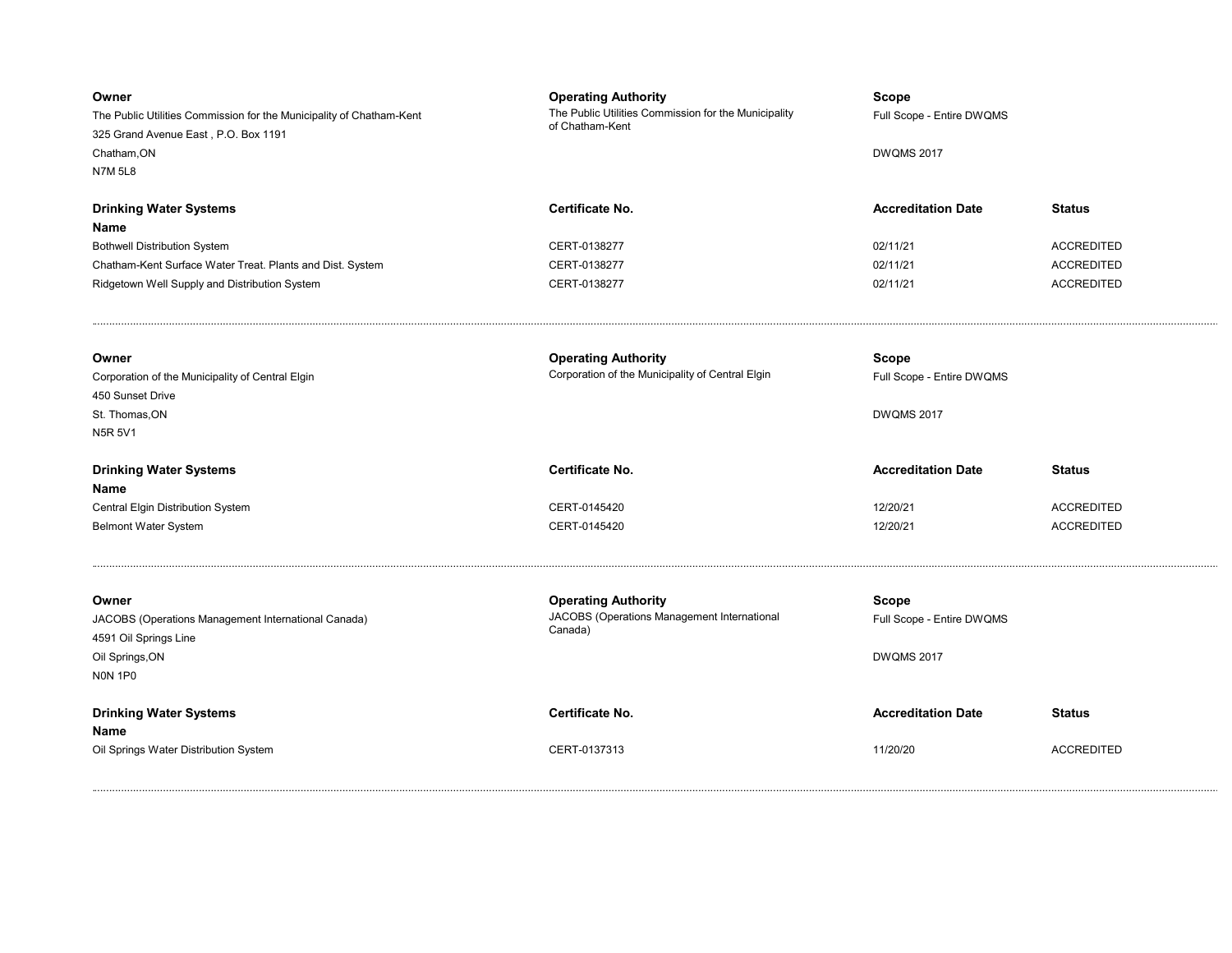| Owner | Operating Authority | Scope | |
|---|---|---|---|
| The Public Utilities Commission for the Municipality of Chatham-Kent<br>325 Grand Avenue East , P.O. Box 1191<br>Chatham,ON<br>N7M 5L8 | The Public Utilities Commission for the Municipality of Chatham-Kent | Full Scope - Entire DWQMS<br><br>DWQMS 2017 | |

| Drinking Water Systems Name | Certificate No. | Accreditation Date | Status |
|---|---|---|---|
| Bothwell Distribution System | CERT-0138277 | 02/11/21 | ACCREDITED |
| Chatham-Kent Surface Water Treat. Plants and Dist. System | CERT-0138277 | 02/11/21 | ACCREDITED |
| Ridgetown Well Supply and Distribution System | CERT-0138277 | 02/11/21 | ACCREDITED |

---

| Owner | Operating Authority | Scope | |
|---|---|---|---|
| Corporation of the Municipality of Central Elgin<br>450 Sunset Drive<br>St. Thomas,ON<br>N5R 5V1 | Corporation of the Municipality of Central Elgin | Full Scope - Entire DWQMS<br><br>DWQMS 2017 | |

| Drinking Water Systems Name | Certificate No. | Accreditation Date | Status |
|---|---|---|---|
| Central Elgin Distribution System | CERT-0145420 | 12/20/21 | ACCREDITED |
| Belmont Water System | CERT-0145420 | 12/20/21 | ACCREDITED |

---

| Owner | Operating Authority | Scope | |
|---|---|---|---|
| JACOBS (Operations Management International Canada)<br>4591 Oil Springs Line<br>Oil Springs,ON<br>N0N 1P0 | JACOBS (Operations Management International Canada) | Full Scope - Entire DWQMS<br><br>DWQMS 2017 | |

| Drinking Water Systems Name | Certificate No. | Accreditation Date | Status |
|---|---|---|---|
| Oil Springs Water Distribution System | CERT-0137313 | 11/20/20 | ACCREDITED |

---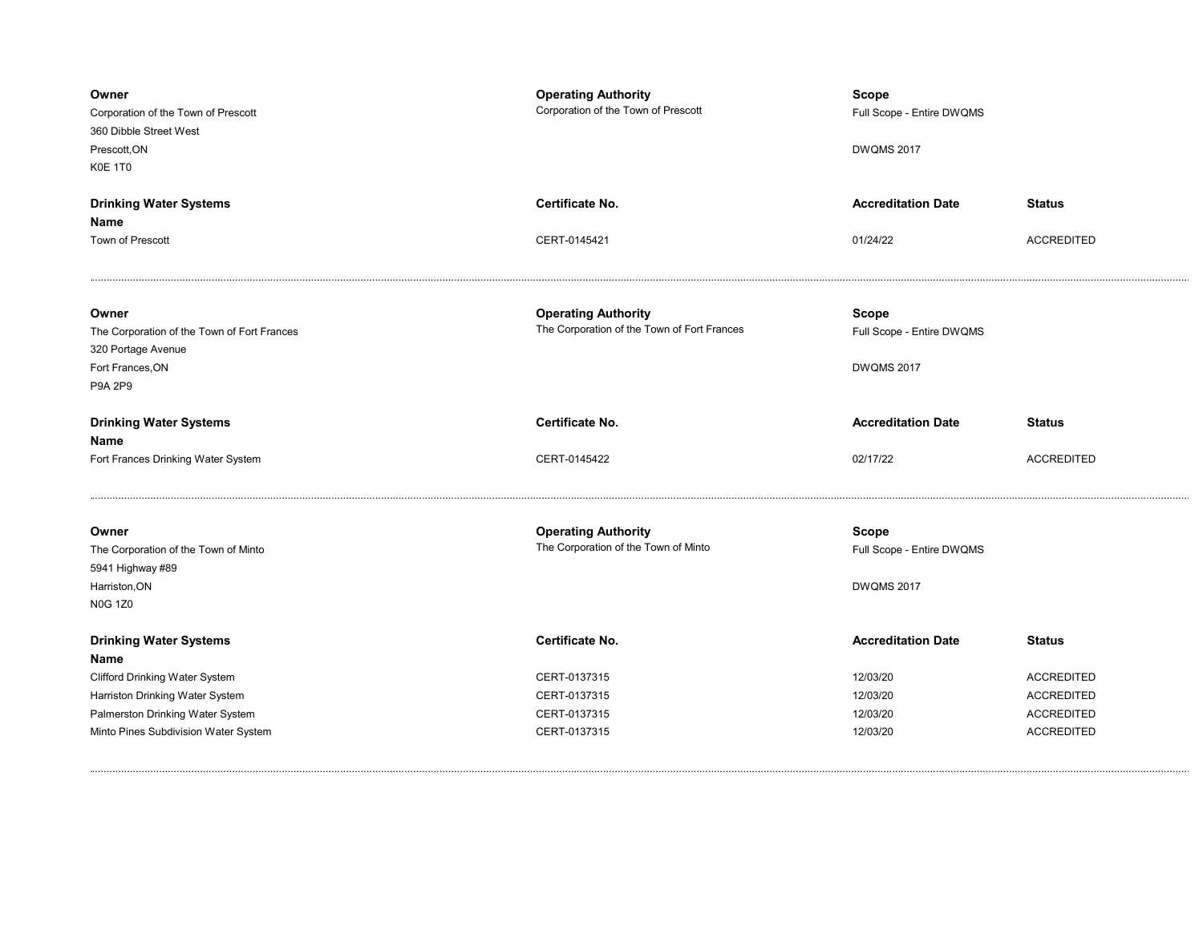**Owner**
Corporation of the Town of Prescott
360 Dibble Street West
Prescott,ON
K0E 1T0

**Operating Authority**
Corporation of the Town of Prescott

**Scope**
Full Scope - Entire DWQMS

DWQMS 2017

| Drinking Water Systems Name | Certificate No. | Accreditation Date | Status |
| --- | --- | --- | --- |
| Town of Prescott | CERT-0145421 | 01/24/22 | ACCREDITED |

---

**Owner**
The Corporation of the Town of Fort Frances
320 Portage Avenue
Fort Frances,ON
P9A 2P9

**Operating Authority**
The Corporation of the Town of Fort Frances

**Scope**
Full Scope - Entire DWQMS

DWQMS 2017

| Drinking Water Systems Name | Certificate No. | Accreditation Date | Status |
| --- | --- | --- | --- |
| Fort Frances Drinking Water System | CERT-0145422 | 02/17/22 | ACCREDITED |

---

**Owner**
The Corporation of the Town of Minto
5941 Highway #89
Harriston,ON
N0G 1Z0

**Operating Authority**
The Corporation of the Town of Minto

**Scope**
Full Scope - Entire DWQMS

DWQMS 2017

| Drinking Water Systems Name | Certificate No. | Accreditation Date | Status |
| --- | --- | --- | --- |
| Clifford Drinking Water System | CERT-0137315 | 12/03/20 | ACCREDITED |
| Harriston Drinking Water System | CERT-0137315 | 12/03/20 | ACCREDITED |
| Palmerston Drinking Water System | CERT-0137315 | 12/03/20 | ACCREDITED |
| Minto Pines Subdivision Water System | CERT-0137315 | 12/03/20 | ACCREDITED |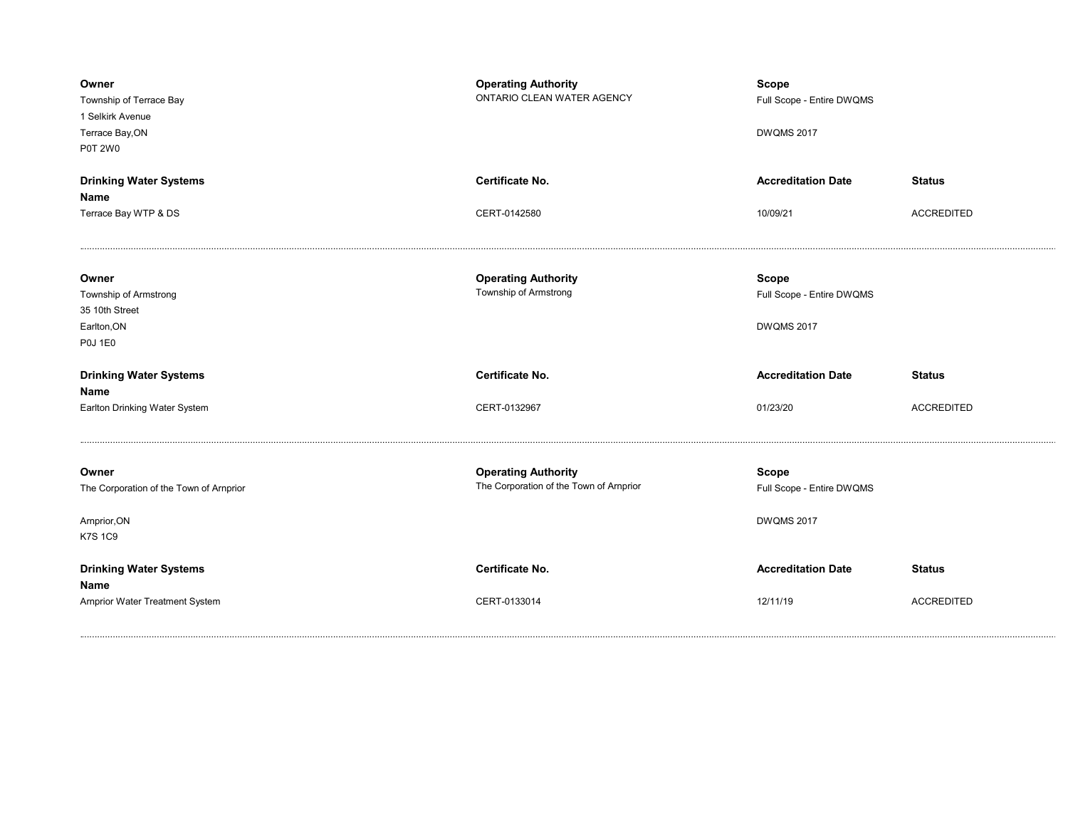**Owner**
Township of Terrace Bay
1 Selkirk Avenue
Terrace Bay,ON
P0T 2W0

**Operating Authority**
ONTARIO CLEAN WATER AGENCY

**Scope**
Full Scope - Entire DWQMS

DWQMS 2017

| Drinking Water Systems Name | Certificate No. | Accreditation Date | Status |
| --- | --- | --- | --- |
| Terrace Bay WTP & DS | CERT-0142580 | 10/09/21 | ACCREDITED |

---

**Owner**
Township of Armstrong
35 10th Street
Earlton,ON
P0J 1E0

**Operating Authority**
Township of Armstrong

**Scope**
Full Scope - Entire DWQMS

DWQMS 2017

| Drinking Water Systems Name | Certificate No. | Accreditation Date | Status |
| --- | --- | --- | --- |
| Earlton Drinking Water System | CERT-0132967 | 01/23/20 | ACCREDITED |

---

**Owner**
The Corporation of the Town of Arnprior

Arnprior,ON
K7S 1C9

**Operating Authority**
The Corporation of the Town of Arnprior

**Scope**
Full Scope - Entire DWQMS

DWQMS 2017

| Drinking Water Systems Name | Certificate No. | Accreditation Date | Status |
| --- | --- | --- | --- |
| Arnprior Water Treatment System | CERT-0133014 | 12/11/19 | ACCREDITED |

---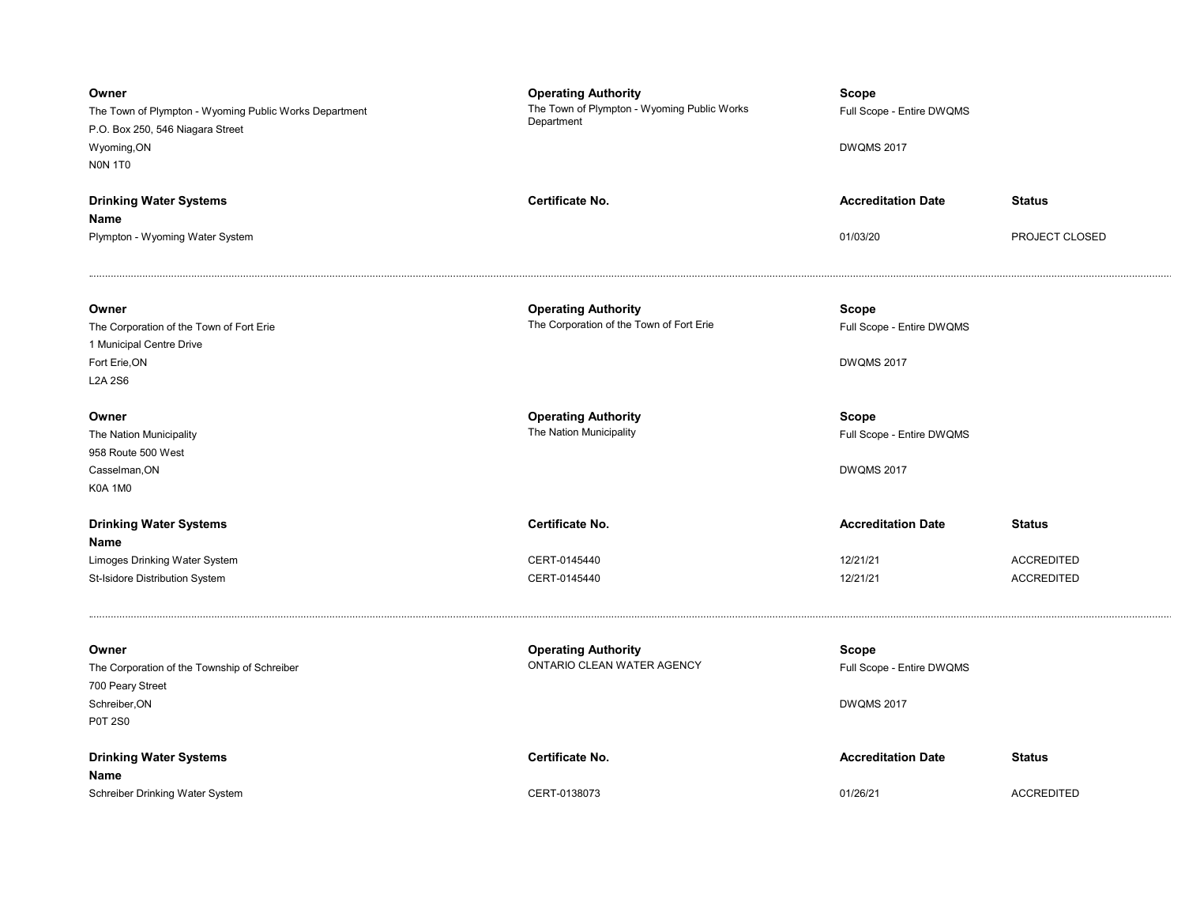| Owner | Operating Authority | Scope | |
| --- | --- | --- | --- |
| The Town of Plympton - Wyoming Public Works Department<br>P.O. Box 250, 546 Niagara Street<br>Wyoming,ON<br>N0N 1T0 | The Town of Plympton - Wyoming Public Works Department | Full Scope - Entire DWQMS<br><br>DWQMS 2017 | |

| Drinking Water Systems Name | Certificate No. | Accreditation Date | Status |
| --- | --- | --- | --- |
| Plympton - Wyoming Water System | | 01/03/20 | PROJECT CLOSED |

---

| Owner | Operating Authority | Scope | |
| --- | --- | --- | --- |
| The Corporation of the Town of Fort Erie<br>1 Municipal Centre Drive<br>Fort Erie,ON<br>L2A 2S6 | The Corporation of the Town of Fort Erie | Full Scope - Entire DWQMS<br><br>DWQMS 2017 | |

| Owner | Operating Authority | Scope | |
| --- | --- | --- | --- |
| The Nation Municipality<br>958 Route 500 West<br>Casselman,ON<br>K0A 1M0 | The Nation Municipality | Full Scope - Entire DWQMS<br><br>DWQMS 2017 | |

| Drinking Water Systems Name | Certificate No. | Accreditation Date | Status |
| --- | --- | --- | --- |
| Limoges Drinking Water System | CERT-0145440 | 12/21/21 | ACCREDITED |
| St-Isidore Distribution System | CERT-0145440 | 12/21/21 | ACCREDITED |

---

| Owner | Operating Authority | Scope | |
| --- | --- | --- | --- |
| The Corporation of the Township of Schreiber<br>700 Peary Street<br>Schreiber,ON<br>P0T 2S0 | ONTARIO CLEAN WATER AGENCY | Full Scope - Entire DWQMS<br><br>DWQMS 2017 | |

| Drinking Water Systems Name | Certificate No. | Accreditation Date | Status |
| --- | --- | --- | --- |
| Schreiber Drinking Water System | CERT-0138073 | 01/26/21 | ACCREDITED |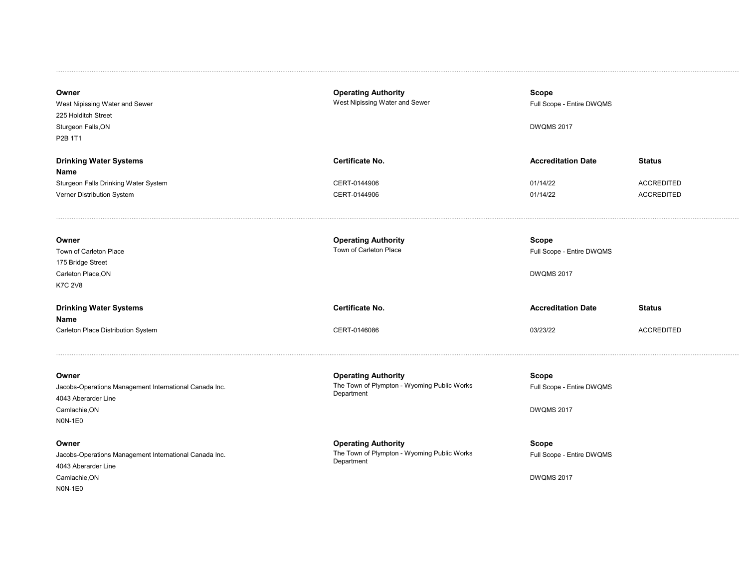---

**Owner**
West Nipissing Water and Sewer
225 Holditch Street
Sturgeon Falls,ON
P2B 1T1

**Operating Authority**
West Nipissing Water and Sewer

**Scope**
Full Scope - Entire DWQMS

DWQMS 2017

| Drinking Water Systems Name | Certificate No. | Accreditation Date | Status |
|---|---|---|---|
| Sturgeon Falls Drinking Water System | CERT-0144906 | 01/14/22 | ACCREDITED |
| Verner Distribution System | CERT-0144906 | 01/14/22 | ACCREDITED |

---

**Owner**
Town of Carleton Place
175 Bridge Street
Carleton Place,ON
K7C 2V8

**Operating Authority**
Town of Carleton Place

**Scope**
Full Scope - Entire DWQMS

DWQMS 2017

| Drinking Water Systems Name | Certificate No. | Accreditation Date | Status |
|---|---|---|---|
| Carleton Place Distribution System | CERT-0146086 | 03/23/22 | ACCREDITED |

---

**Owner**
Jacobs-Operations Management International Canada Inc.
4043 Aberarder Line
Camlachie,ON
N0N-1E0

**Operating Authority**
The Town of Plympton - Wyoming Public Works Department

**Scope**
Full Scope - Entire DWQMS

DWQMS 2017

**Owner**
Jacobs-Operations Management International Canada Inc.
4043 Aberarder Line
Camlachie,ON
N0N-1E0

**Operating Authority**
The Town of Plympton - Wyoming Public Works Department

**Scope**
Full Scope - Entire DWQMS

DWQMS 2017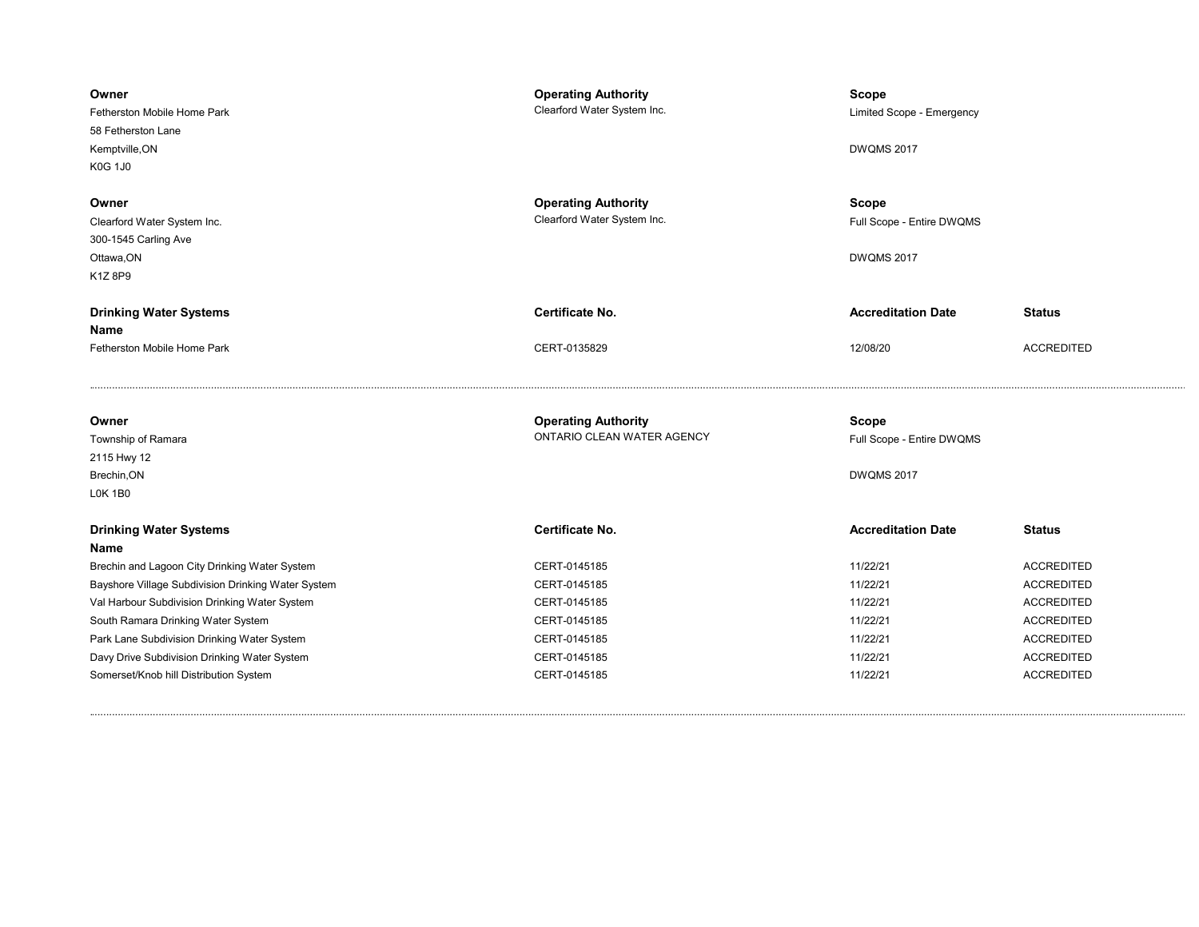| Owner | Operating Authority | Scope |
| --- | --- | --- |
| Fetherston Mobile Home Park<br>58 Fetherston Lane<br>Kemptville,ON<br>K0G 1J0 | Clearford Water System Inc. | Limited Scope - Emergency<br><br>DWQMS 2017 |

| Owner | Operating Authority | Scope |
| --- | --- | --- |
| Clearford Water System Inc.<br>300-1545 Carling Ave<br>Ottawa,ON<br>K1Z 8P9 | Clearford Water System Inc. | Full Scope - Entire DWQMS<br><br>DWQMS 2017 |

| Drinking Water Systems Name | Certificate No. | Accreditation Date | Status |
| --- | --- | --- | --- |
| Fetherston Mobile Home Park | CERT-0135829 | 12/08/20 | ACCREDITED |

---

| Owner | Operating Authority | Scope |
| --- | --- | --- |
| Township of Ramara<br>2115 Hwy 12<br>Brechin,ON<br>L0K 1B0 | ONTARIO CLEAN WATER AGENCY | Full Scope - Entire DWQMS<br><br>DWQMS 2017 |

| Drinking Water Systems Name | Certificate No. | Accreditation Date | Status |
| --- | --- | --- | --- |
| Brechin and Lagoon City Drinking Water System | CERT-0145185 | 11/22/21 | ACCREDITED |
| Bayshore Village Subdivision Drinking Water System | CERT-0145185 | 11/22/21 | ACCREDITED |
| Val Harbour Subdivision Drinking Water System | CERT-0145185 | 11/22/21 | ACCREDITED |
| South Ramara Drinking Water System | CERT-0145185 | 11/22/21 | ACCREDITED |
| Park Lane Subdivision Drinking Water System | CERT-0145185 | 11/22/21 | ACCREDITED |
| Davy Drive Subdivision Drinking Water System | CERT-0145185 | 11/22/21 | ACCREDITED |
| Somerset/Knob hill Distribution System | CERT-0145185 | 11/22/21 | ACCREDITED |

---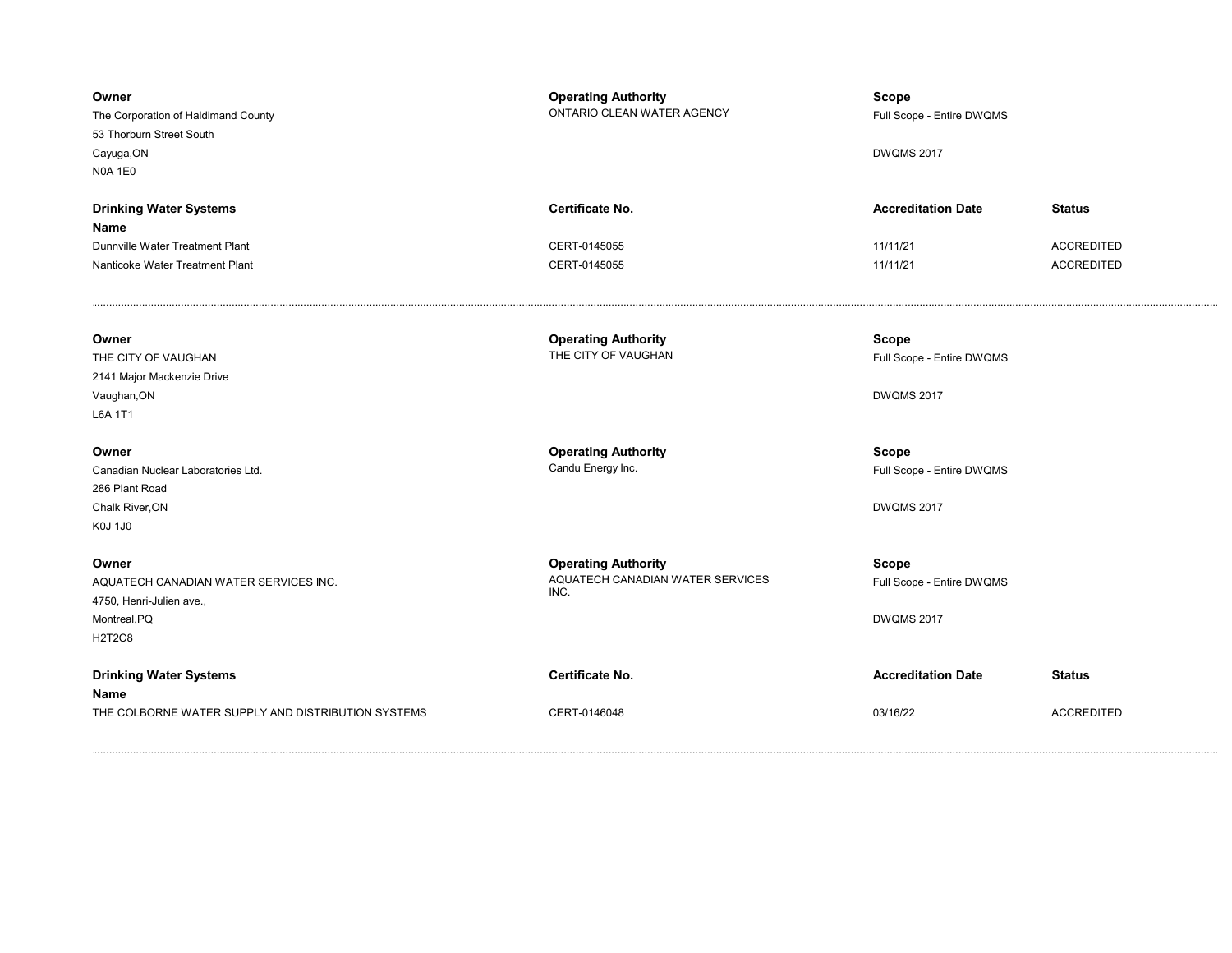| Owner | Operating Authority | Scope | |
|---|---|---|---|
| The Corporation of Haldimand County<br>53 Thorburn Street South<br>Cayuga,ON<br>N0A 1E0 | ONTARIO CLEAN WATER AGENCY | Full Scope - Entire DWQMS<br><br>DWQMS 2017 | |

| Drinking Water Systems Name | Certificate No. | Accreditation Date | Status |
|---|---|---|---|
| Dunnville Water Treatment Plant | CERT-0145055 | 11/11/21 | ACCREDITED |
| Nanticoke Water Treatment Plant | CERT-0145055 | 11/11/21 | ACCREDITED |

---

| Owner | Operating Authority | Scope |
|---|---|---|
| THE CITY OF VAUGHAN<br>2141 Major Mackenzie Drive<br>Vaughan,ON<br>L6A 1T1 | THE CITY OF VAUGHAN | Full Scope - Entire DWQMS<br><br>DWQMS 2017 |

| Owner | Operating Authority | Scope |
|---|---|---|
| Canadian Nuclear Laboratories Ltd.<br>286 Plant Road<br>Chalk River,ON<br>K0J 1J0 | Candu Energy Inc. | Full Scope - Entire DWQMS<br><br>DWQMS 2017 |

| Owner | Operating Authority | Scope |
|---|---|---|
| AQUATECH CANADIAN WATER SERVICES INC.<br>4750, Henri-Julien ave.,<br>Montreal,PQ<br>H2T2C8 | AQUATECH CANADIAN WATER SERVICES INC. | Full Scope - Entire DWQMS<br><br>DWQMS 2017 |

| Drinking Water Systems Name | Certificate No. | Accreditation Date | Status |
|---|---|---|---|
| THE COLBORNE WATER SUPPLY AND DISTRIBUTION SYSTEMS | CERT-0146048 | 03/16/22 | ACCREDITED |

---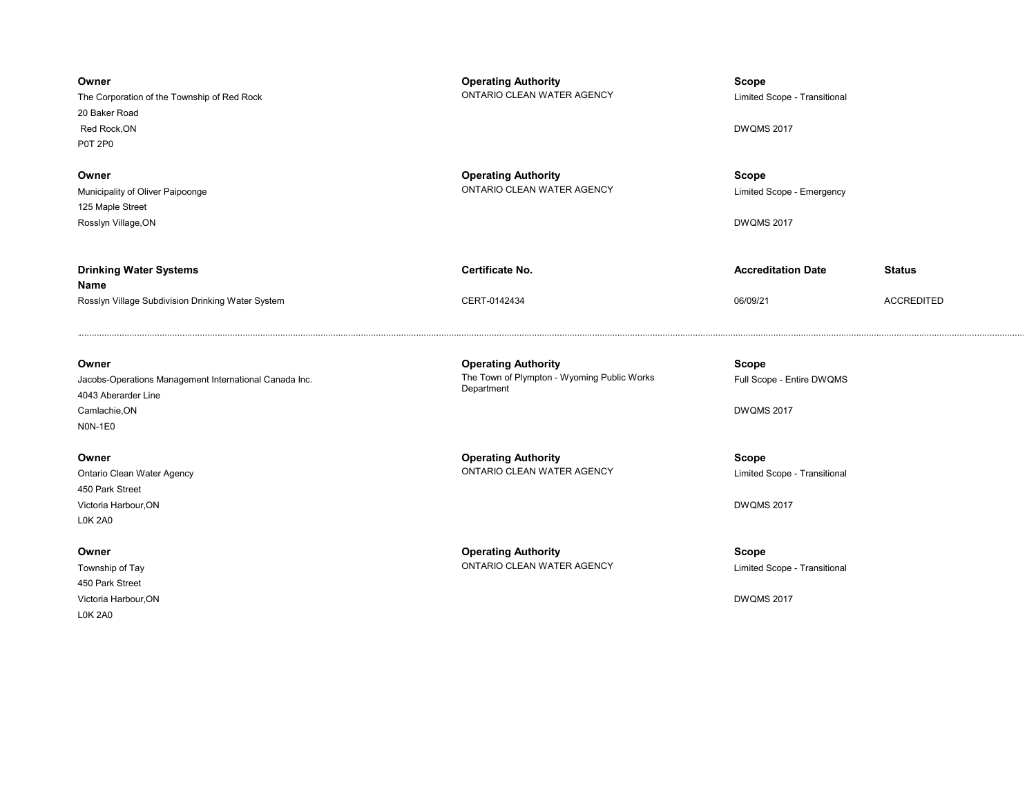| Owner | Operating Authority | Scope | |
|---|---|---|---|
| The Corporation of the Township of Red Rock<br>20 Baker Road<br>Red Rock,ON<br>P0T 2P0 | ONTARIO CLEAN WATER AGENCY | Limited Scope - Transitional<br><br>DWQMS 2017 | |

| Owner | Operating Authority | Scope | |
|---|---|---|---|
| Municipality of Oliver Paipoonge<br>125 Maple Street<br>Rosslyn Village,ON | ONTARIO CLEAN WATER AGENCY | Limited Scope - Emergency<br><br>DWQMS 2017 | |

| Drinking Water Systems Name | Certificate No. | Accreditation Date | Status |
|---|---|---|---|
| Rosslyn Village Subdivision Drinking Water System | CERT-0142434 | 06/09/21 | ACCREDITED |

---

| Owner | Operating Authority | Scope | |
|---|---|---|---|
| Jacobs-Operations Management International Canada Inc.<br>4043 Aberarder Line<br>Camlachie,ON<br>N0N-1E0 | The Town of Plympton - Wyoming Public Works Department | Full Scope - Entire DWQMS<br><br>DWQMS 2017 | |

| Owner | Operating Authority | Scope | |
|---|---|---|---|
| Ontario Clean Water Agency<br>450 Park Street<br>Victoria Harbour,ON<br>L0K 2A0 | ONTARIO CLEAN WATER AGENCY | Limited Scope - Transitional<br><br>DWQMS 2017 | |

| Owner | Operating Authority | Scope | |
|---|---|---|---|
| Township of Tay<br>450 Park Street<br>Victoria Harbour,ON<br>L0K 2A0 | ONTARIO CLEAN WATER AGENCY | Limited Scope - Transitional<br><br>DWQMS 2017 | |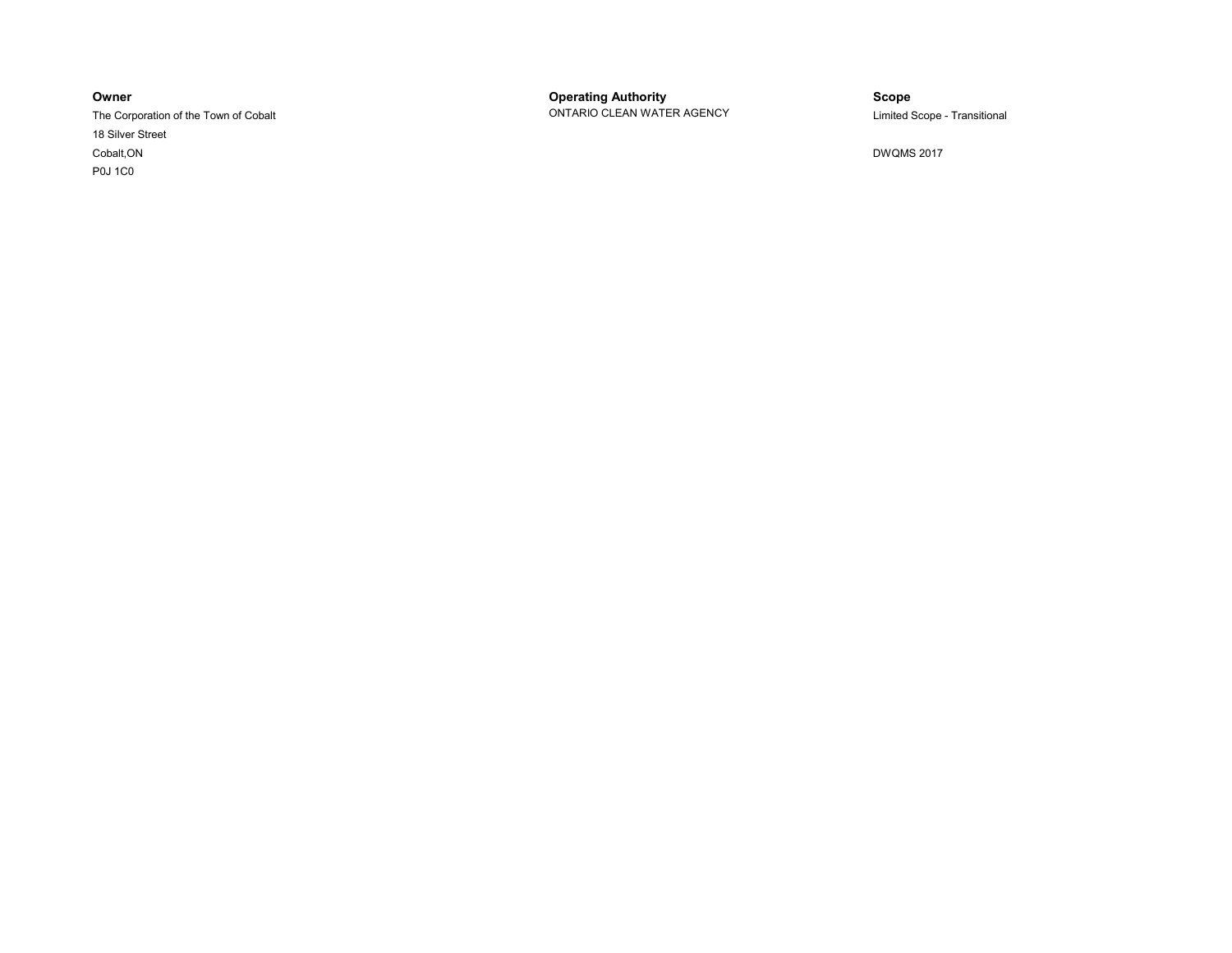**Owner**

The Corporation of the Town of Cobalt

18 Silver Street

Cobalt,ON

P0J 1C0

**Operating Authority**

ONTARIO CLEAN WATER AGENCY

**Scope**

Limited Scope - Transitional

DWQMS 2017